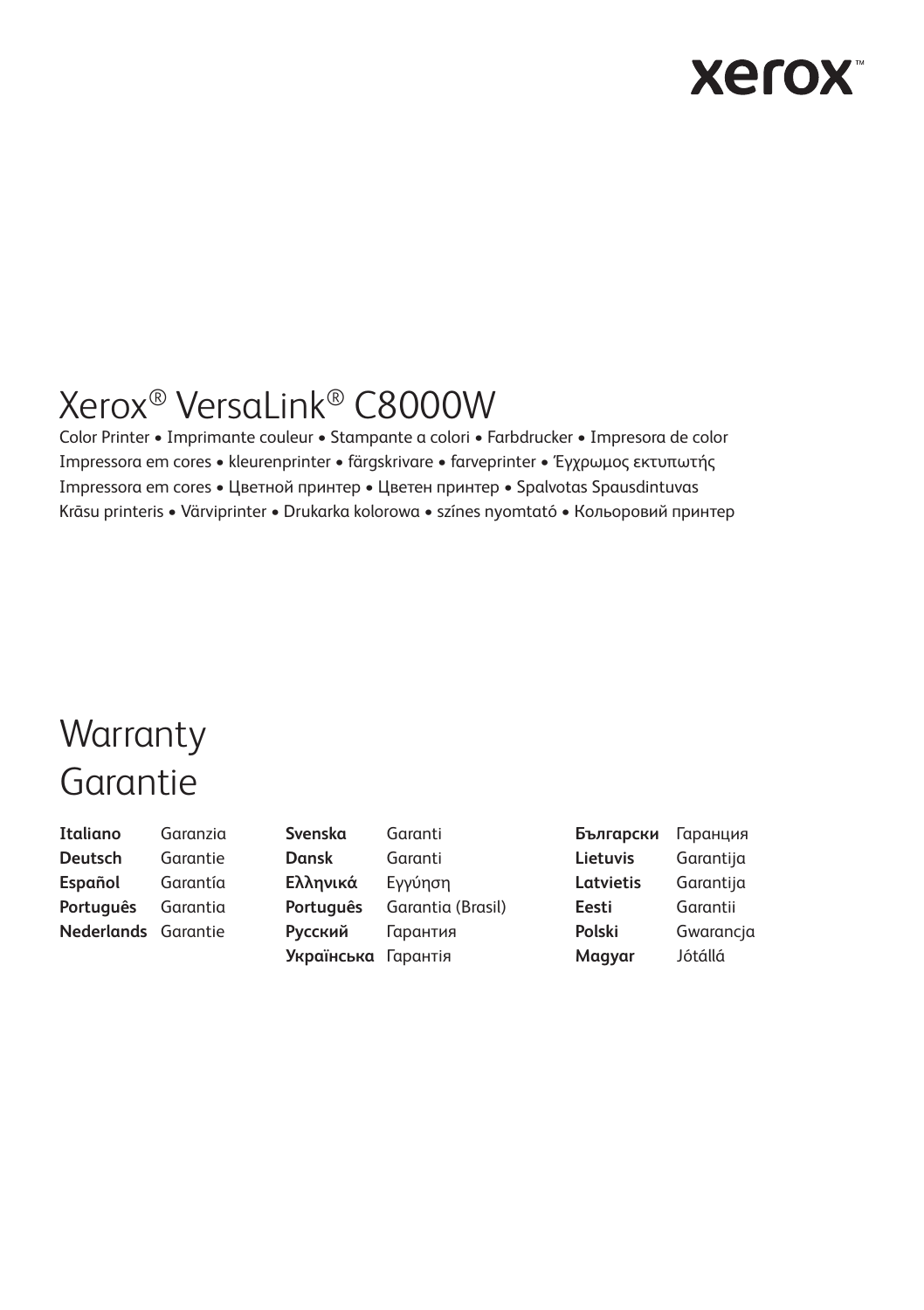xerox™

# Xerox® VersaLink® C8000W

Color Printer • Imprimante couleur • Stampante a colori • Farbdrucker • Impresora de color
Impressora em cores • kleurenprinter • färgskrivare • farveprinter • Έγχρωμος εκτυπωτής
Impressora em cores • Цветной принтер • Цветен принтер • Spalvotas Spausdintuvas
Krāsu printeris • Värviprinter • Drukarka kolorowa • színes nyomtató • Кольоровий принтер

# Warranty
# Garantie

| | | | | | |
|---|---|---|---|---|---|
| **Italiano** | Garanzia | **Svenska** | Garanti | **Български** | Гаранция |
| **Deutsch** | Garantie | **Dansk** | Garanti | **Lietuvis** | Garantija |
| **Español** | Garantía | **Ελληνικά** | Εγγύηση | **Latvietis** | Garantija |
| **Português** | Garantia | **Português** | Garantia (Brasil) | **Eesti** | Garantii |
| **Nederlands** | Garantie | **Русский** | Гарантия | **Polski** | Gwarancja |
| | | **Українська** | Гарантія | **Magyar** | Jótállá |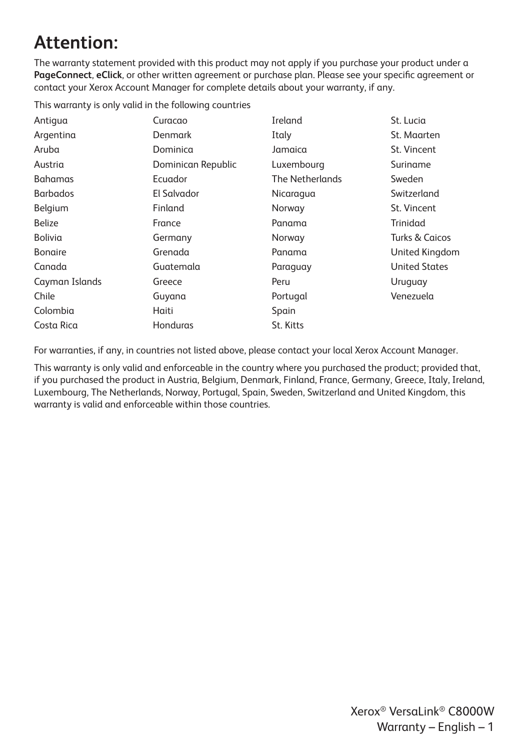# Attention:

The warranty statement provided with this product may not apply if you purchase your product under a **PageConnect**, **eClick**, or other written agreement or purchase plan. Please see your specific agreement or contact your Xerox Account Manager for complete details about your warranty, if any.

This warranty is only valid in the following countries

| | | | |
|---|---|---|---|
| Antigua | Curacao | Ireland | St. Lucia |
| Argentina | Denmark | Italy | St. Maarten |
| Aruba | Dominica | Jamaica | St. Vincent |
| Austria | Dominican Republic | Luxembourg | Suriname |
| Bahamas | Ecuador | The Netherlands | Sweden |
| Barbados | El Salvador | Nicaragua | Switzerland |
| Belgium | Finland | Norway | St. Vincent |
| Belize | France | Panama | Trinidad |
| Bolivia | Germany | Norway | Turks & Caicos |
| Bonaire | Grenada | Panama | United Kingdom |
| Canada | Guatemala | Paraguay | United States |
| Cayman Islands | Greece | Peru | Uruguay |
| Chile | Guyana | Portugal | Venezuela |
| Colombia | Haiti | Spain | |
| Costa Rica | Honduras | St. Kitts | |

For warranties, if any, in countries not listed above, please contact your local Xerox Account Manager.

This warranty is only valid and enforceable in the country where you purchased the product; provided that, if you purchased the product in Austria, Belgium, Denmark, Finland, France, Germany, Greece, Italy, Ireland, Luxembourg, The Netherlands, Norway, Portugal, Spain, Sweden, Switzerland and United Kingdom, this warranty is valid and enforceable within those countries.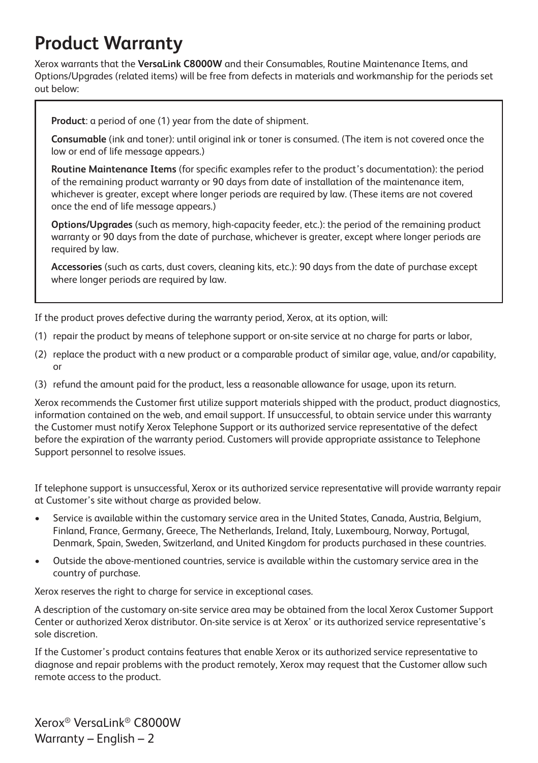# Product Warranty

Xerox warrants that the **VersaLink C8000W** and their Consumables, Routine Maintenance Items, and Options/Upgrades (related items) will be free from defects in materials and workmanship for the periods set out below:

**Product**: a period of one (1) year from the date of shipment.

**Consumable** (ink and toner): until original ink or toner is consumed. (The item is not covered once the low or end of life message appears.)

**Routine Maintenance Items** (for specific examples refer to the product's documentation): the period of the remaining product warranty or 90 days from date of installation of the maintenance item, whichever is greater, except where longer periods are required by law. (These items are not covered once the end of life message appears.)

**Options/Upgrades** (such as memory, high-capacity feeder, etc.): the period of the remaining product warranty or 90 days from the date of purchase, whichever is greater, except where longer periods are required by law.

**Accessories** (such as carts, dust covers, cleaning kits, etc.): 90 days from the date of purchase except where longer periods are required by law.

If the product proves defective during the warranty period, Xerox, at its option, will:

(1) repair the product by means of telephone support or on-site service at no charge for parts or labor,

(2) replace the product with a new product or a comparable product of similar age, value, and/or capability, or

(3) refund the amount paid for the product, less a reasonable allowance for usage, upon its return.

Xerox recommends the Customer first utilize support materials shipped with the product, product diagnostics, information contained on the web, and email support. If unsuccessful, to obtain service under this warranty the Customer must notify Xerox Telephone Support or its authorized service representative of the defect before the expiration of the warranty period. Customers will provide appropriate assistance to Telephone Support personnel to resolve issues.

If telephone support is unsuccessful, Xerox or its authorized service representative will provide warranty repair at Customer's site without charge as provided below.

- Service is available within the customary service area in the United States, Canada, Austria, Belgium, Finland, France, Germany, Greece, The Netherlands, Ireland, Italy, Luxembourg, Norway, Portugal, Denmark, Spain, Sweden, Switzerland, and United Kingdom for products purchased in these countries.
- Outside the above-mentioned countries, service is available within the customary service area in the country of purchase.

Xerox reserves the right to charge for service in exceptional cases.

A description of the customary on-site service area may be obtained from the local Xerox Customer Support Center or authorized Xerox distributor. On-site service is at Xerox' or its authorized service representative's sole discretion.

If the Customer's product contains features that enable Xerox or its authorized service representative to diagnose and repair problems with the product remotely, Xerox may request that the Customer allow such remote access to the product.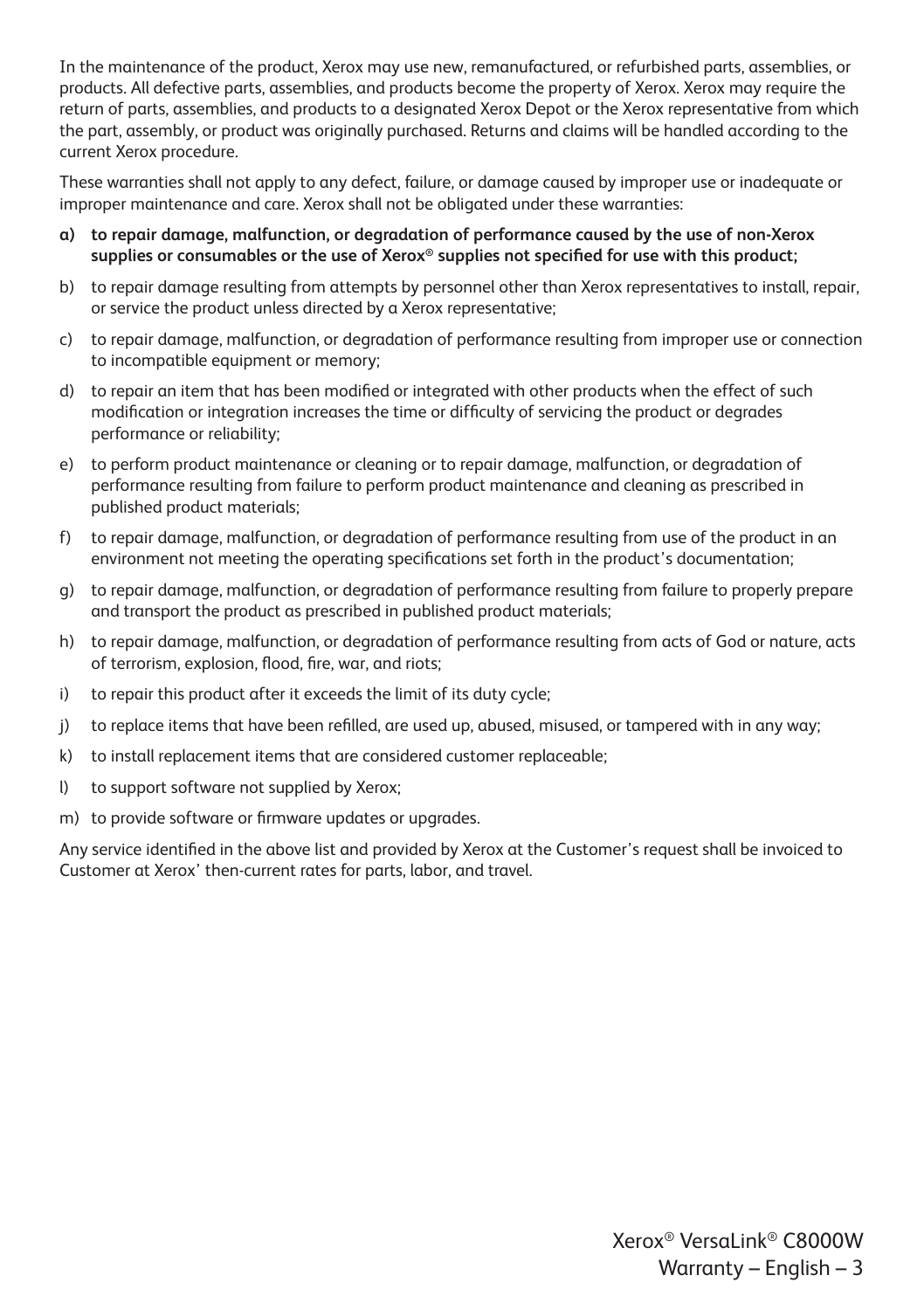In the maintenance of the product, Xerox may use new, remanufactured, or refurbished parts, assemblies, or products. All defective parts, assemblies, and products become the property of Xerox. Xerox may require the return of parts, assemblies, and products to a designated Xerox Depot or the Xerox representative from which the part, assembly, or product was originally purchased. Returns and claims will be handled according to the current Xerox procedure.

These warranties shall not apply to any defect, failure, or damage caused by improper use or inadequate or improper maintenance and care. Xerox shall not be obligated under these warranties:

**a) to repair damage, malfunction, or degradation of performance caused by the use of non-Xerox supplies or consumables or the use of Xerox® supplies not specified for use with this product;**

b) to repair damage resulting from attempts by personnel other than Xerox representatives to install, repair, or service the product unless directed by a Xerox representative;

c) to repair damage, malfunction, or degradation of performance resulting from improper use or connection to incompatible equipment or memory;

d) to repair an item that has been modified or integrated with other products when the effect of such modification or integration increases the time or difficulty of servicing the product or degrades performance or reliability;

e) to perform product maintenance or cleaning or to repair damage, malfunction, or degradation of performance resulting from failure to perform product maintenance and cleaning as prescribed in published product materials;

f) to repair damage, malfunction, or degradation of performance resulting from use of the product in an environment not meeting the operating specifications set forth in the product's documentation;

g) to repair damage, malfunction, or degradation of performance resulting from failure to properly prepare and transport the product as prescribed in published product materials;

h) to repair damage, malfunction, or degradation of performance resulting from acts of God or nature, acts of terrorism, explosion, flood, fire, war, and riots;

i) to repair this product after it exceeds the limit of its duty cycle;

j) to replace items that have been refilled, are used up, abused, misused, or tampered with in any way;

k) to install replacement items that are considered customer replaceable;

l) to support software not supplied by Xerox;

m) to provide software or firmware updates or upgrades.

Any service identified in the above list and provided by Xerox at the Customer's request shall be invoiced to Customer at Xerox' then-current rates for parts, labor, and travel.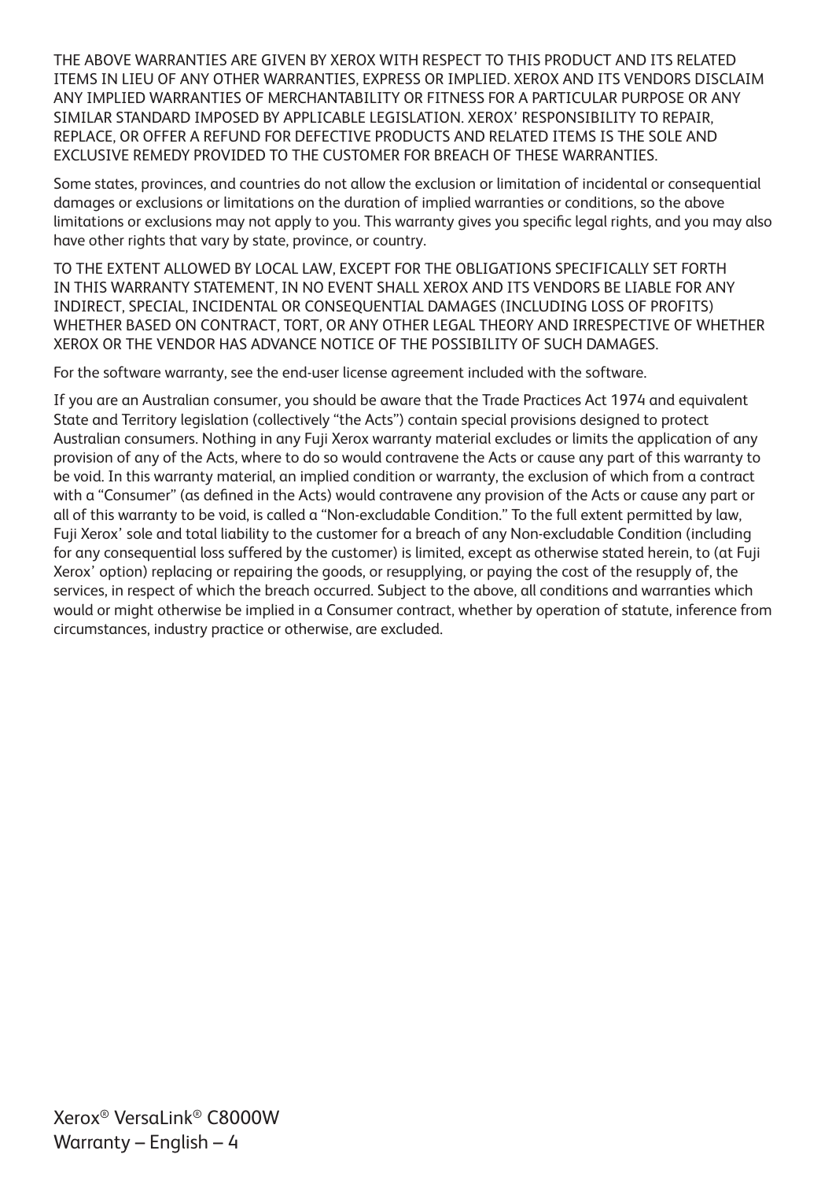THE ABOVE WARRANTIES ARE GIVEN BY XEROX WITH RESPECT TO THIS PRODUCT AND ITS RELATED ITEMS IN LIEU OF ANY OTHER WARRANTIES, EXPRESS OR IMPLIED. XEROX AND ITS VENDORS DISCLAIM ANY IMPLIED WARRANTIES OF MERCHANTABILITY OR FITNESS FOR A PARTICULAR PURPOSE OR ANY SIMILAR STANDARD IMPOSED BY APPLICABLE LEGISLATION. XEROX' RESPONSIBILITY TO REPAIR, REPLACE, OR OFFER A REFUND FOR DEFECTIVE PRODUCTS AND RELATED ITEMS IS THE SOLE AND EXCLUSIVE REMEDY PROVIDED TO THE CUSTOMER FOR BREACH OF THESE WARRANTIES.

Some states, provinces, and countries do not allow the exclusion or limitation of incidental or consequential damages or exclusions or limitations on the duration of implied warranties or conditions, so the above limitations or exclusions may not apply to you. This warranty gives you specific legal rights, and you may also have other rights that vary by state, province, or country.

TO THE EXTENT ALLOWED BY LOCAL LAW, EXCEPT FOR THE OBLIGATIONS SPECIFICALLY SET FORTH IN THIS WARRANTY STATEMENT, IN NO EVENT SHALL XEROX AND ITS VENDORS BE LIABLE FOR ANY INDIRECT, SPECIAL, INCIDENTAL OR CONSEQUENTIAL DAMAGES (INCLUDING LOSS OF PROFITS) WHETHER BASED ON CONTRACT, TORT, OR ANY OTHER LEGAL THEORY AND IRRESPECTIVE OF WHETHER XEROX OR THE VENDOR HAS ADVANCE NOTICE OF THE POSSIBILITY OF SUCH DAMAGES.

For the software warranty, see the end-user license agreement included with the software.

If you are an Australian consumer, you should be aware that the Trade Practices Act 1974 and equivalent State and Territory legislation (collectively "the Acts") contain special provisions designed to protect Australian consumers. Nothing in any Fuji Xerox warranty material excludes or limits the application of any provision of any of the Acts, where to do so would contravene the Acts or cause any part of this warranty to be void. In this warranty material, an implied condition or warranty, the exclusion of which from a contract with a "Consumer" (as defined in the Acts) would contravene any provision of the Acts or cause any part or all of this warranty to be void, is called a "Non-excludable Condition." To the full extent permitted by law, Fuji Xerox' sole and total liability to the customer for a breach of any Non-excludable Condition (including for any consequential loss suffered by the customer) is limited, except as otherwise stated herein, to (at Fuji Xerox' option) replacing or repairing the goods, or resupplying, or paying the cost of the resupply of, the services, in respect of which the breach occurred. Subject to the above, all conditions and warranties which would or might otherwise be implied in a Consumer contract, whether by operation of statute, inference from circumstances, industry practice or otherwise, are excluded.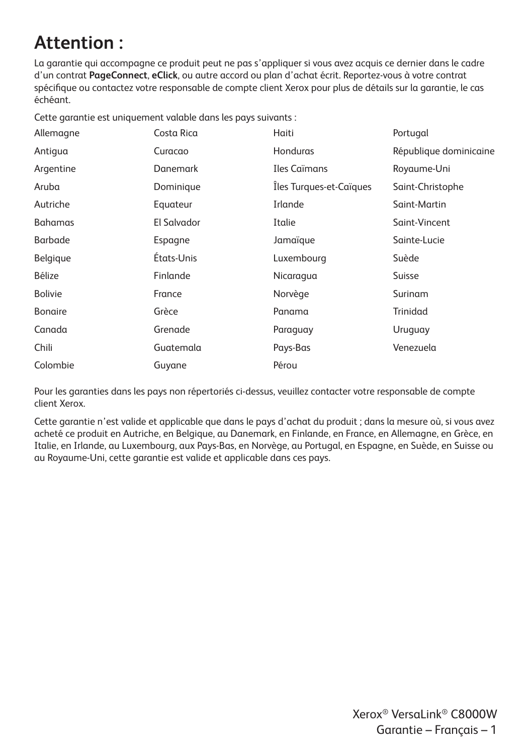# Attention :

La garantie qui accompagne ce produit peut ne pas s'appliquer si vous avez acquis ce dernier dans le cadre d'un contrat **PageConnect**, **eClick**, ou autre accord ou plan d'achat écrit. Reportez-vous à votre contrat spécifique ou contactez votre responsable de compte client Xerox pour plus de détails sur la garantie, le cas échéant.

Cette garantie est uniquement valable dans les pays suivants :

| | | | |
|---|---|---|---|
| Allemagne | Costa Rica | Haiti | Portugal |
| Antigua | Curacao | Honduras | République dominicaine |
| Argentine | Danemark | Iles Caïmans | Royaume-Uni |
| Aruba | Dominique | Îles Turques-et-Caïques | Saint-Christophe |
| Autriche | Equateur | Irlande | Saint-Martin |
| Bahamas | El Salvador | Italie | Saint-Vincent |
| Barbade | Espagne | Jamaïque | Sainte-Lucie |
| Belgique | États-Unis | Luxembourg | Suède |
| Bélize | Finlande | Nicaragua | Suisse |
| Bolivie | France | Norvège | Surinam |
| Bonaire | Grèce | Panama | Trinidad |
| Canada | Grenade | Paraguay | Uruguay |
| Chili | Guatemala | Pays-Bas | Venezuela |
| Colombie | Guyane | Pérou | |

Pour les garanties dans les pays non répertoriés ci-dessus, veuillez contacter votre responsable de compte client Xerox.

Cette garantie n'est valide et applicable que dans le pays d'achat du produit ; dans la mesure où, si vous avez acheté ce produit en Autriche, en Belgique, au Danemark, en Finlande, en France, en Allemagne, en Grèce, en Italie, en Irlande, au Luxembourg, aux Pays-Bas, en Norvège, au Portugal, en Espagne, en Suède, en Suisse ou au Royaume-Uni, cette garantie est valide et applicable dans ces pays.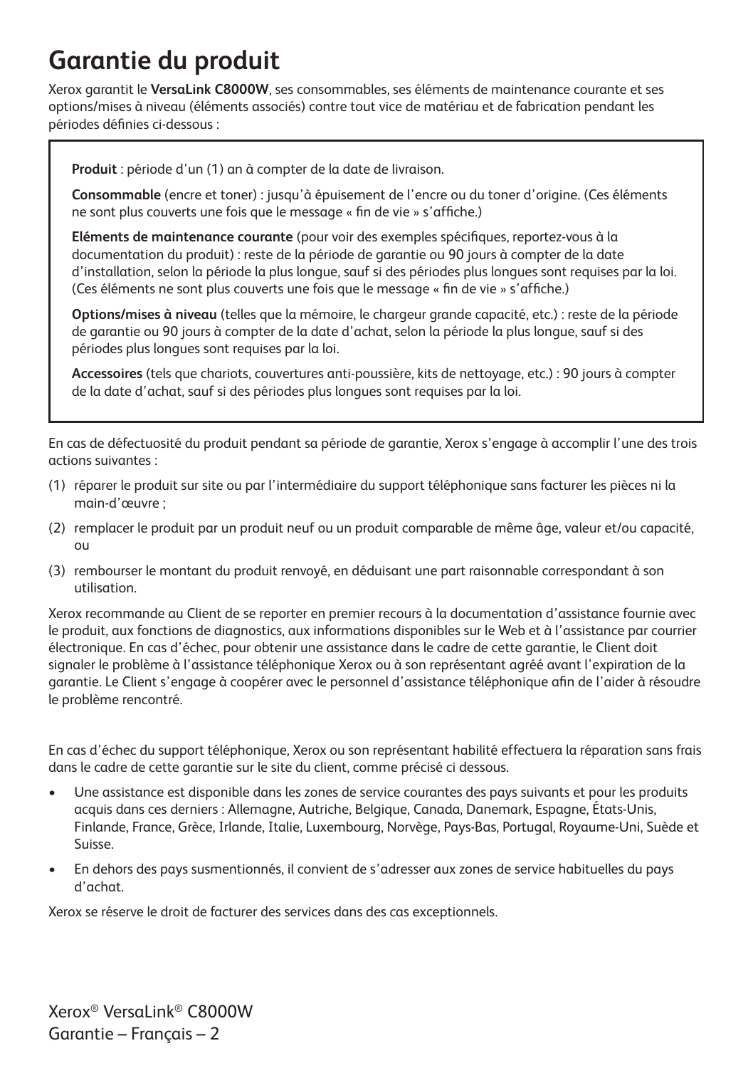# Garantie du produit

Xerox garantit le **VersaLink C8000W**, ses consommables, ses éléments de maintenance courante et ses options/mises à niveau (éléments associés) contre tout vice de matériau et de fabrication pendant les périodes définies ci-dessous :

**Produit** : période d'un (1) an à compter de la date de livraison.

**Consommable** (encre et toner) : jusqu'à épuisement de l'encre ou du toner d'origine. (Ces éléments ne sont plus couverts une fois que le message « fin de vie » s'affiche.)

**Eléments de maintenance courante** (pour voir des exemples spécifiques, reportez-vous à la documentation du produit) : reste de la période de garantie ou 90 jours à compter de la date d'installation, selon la période la plus longue, sauf si des périodes plus longues sont requises par la loi. (Ces éléments ne sont plus couverts une fois que le message « fin de vie » s'affiche.)

**Options/mises à niveau** (telles que la mémoire, le chargeur grande capacité, etc.) : reste de la période de garantie ou 90 jours à compter de la date d'achat, selon la période la plus longue, sauf si des périodes plus longues sont requises par la loi.

**Accessoires** (tels que chariots, couvertures anti-poussière, kits de nettoyage, etc.) : 90 jours à compter de la date d'achat, sauf si des périodes plus longues sont requises par la loi.

En cas de défectuosité du produit pendant sa période de garantie, Xerox s'engage à accomplir l'une des trois actions suivantes :

(1) réparer le produit sur site ou par l'intermédiaire du support téléphonique sans facturer les pièces ni la main-d'œuvre ;

(2) remplacer le produit par un produit neuf ou un produit comparable de même âge, valeur et/ou capacité, ou

(3) rembourser le montant du produit renvoyé, en déduisant une part raisonnable correspondant à son utilisation.

Xerox recommande au Client de se reporter en premier recours à la documentation d'assistance fournie avec le produit, aux fonctions de diagnostics, aux informations disponibles sur le Web et à l'assistance par courrier électronique. En cas d'échec, pour obtenir une assistance dans le cadre de cette garantie, le Client doit signaler le problème à l'assistance téléphonique Xerox ou à son représentant agréé avant l'expiration de la garantie. Le Client s'engage à coopérer avec le personnel d'assistance téléphonique afin de l'aider à résoudre le problème rencontré.

En cas d'échec du support téléphonique, Xerox ou son représentant habilité effectuera la réparation sans frais dans le cadre de cette garantie sur le site du client, comme précisé ci dessous.

- Une assistance est disponible dans les zones de service courantes des pays suivants et pour les produits acquis dans ces derniers : Allemagne, Autriche, Belgique, Canada, Danemark, Espagne, États-Unis, Finlande, France, Grèce, Irlande, Italie, Luxembourg, Norvège, Pays-Bas, Portugal, Royaume-Uni, Suède et Suisse.
- En dehors des pays susmentionnés, il convient de s'adresser aux zones de service habituelles du pays d'achat.

Xerox se réserve le droit de facturer des services dans des cas exceptionnels.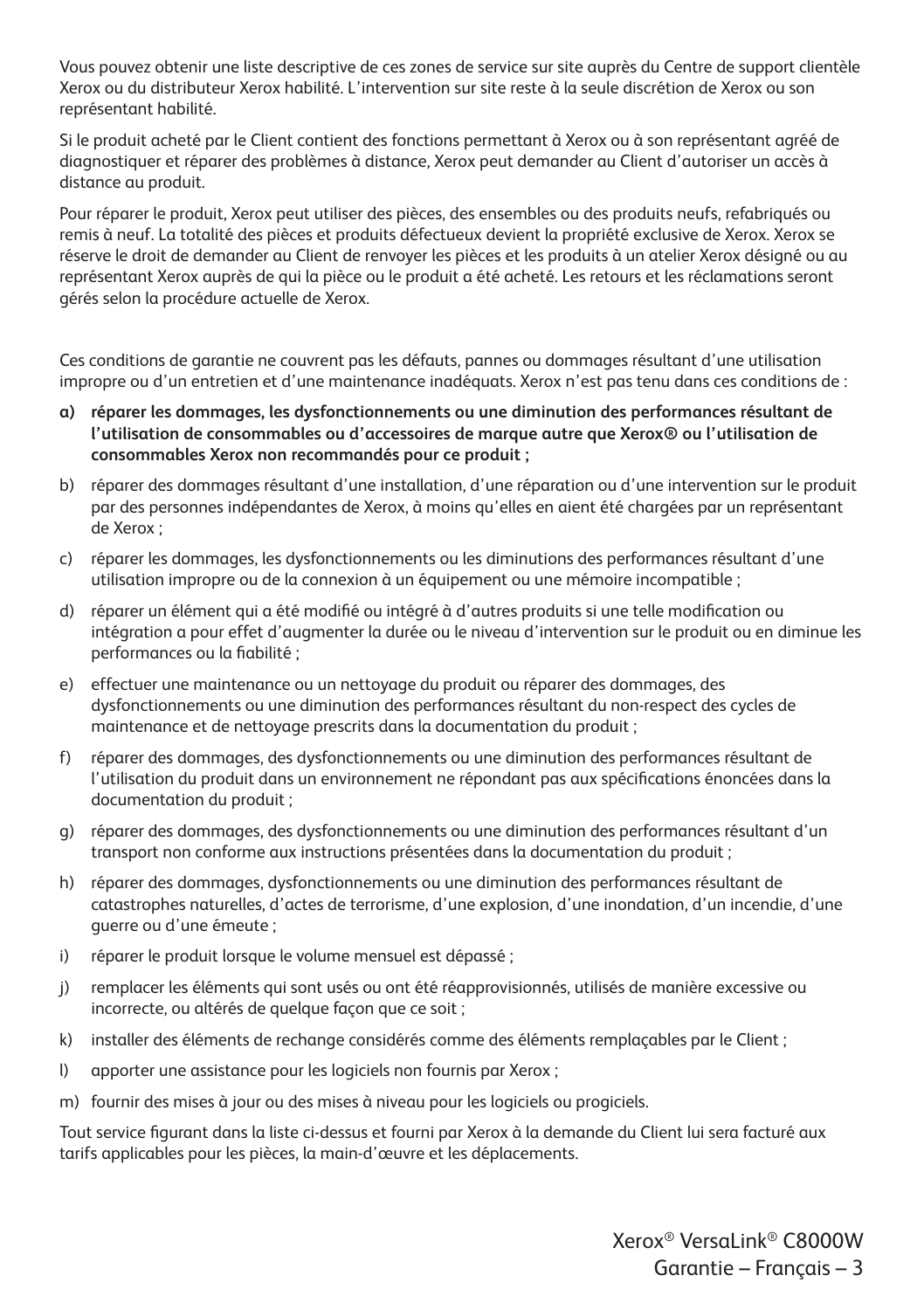Vous pouvez obtenir une liste descriptive de ces zones de service sur site auprès du Centre de support clientèle Xerox ou du distributeur Xerox habilité. L'intervention sur site reste à la seule discrétion de Xerox ou son représentant habilité.

Si le produit acheté par le Client contient des fonctions permettant à Xerox ou à son représentant agréé de diagnostiquer et réparer des problèmes à distance, Xerox peut demander au Client d'autoriser un accès à distance au produit.

Pour réparer le produit, Xerox peut utiliser des pièces, des ensembles ou des produits neufs, refabriqués ou remis à neuf. La totalité des pièces et produits défectueux devient la propriété exclusive de Xerox. Xerox se réserve le droit de demander au Client de renvoyer les pièces et les produits à un atelier Xerox désigné ou au représentant Xerox auprès de qui la pièce ou le produit a été acheté. Les retours et les réclamations seront gérés selon la procédure actuelle de Xerox.

Ces conditions de garantie ne couvrent pas les défauts, pannes ou dommages résultant d'une utilisation impropre ou d'un entretien et d'une maintenance inadéquats. Xerox n'est pas tenu dans ces conditions de :

a) **réparer les dommages, les dysfonctionnements ou une diminution des performances résultant de l'utilisation de consommables ou d'accessoires de marque autre que Xerox® ou l'utilisation de consommables Xerox non recommandés pour ce produit ;**

b) réparer des dommages résultant d'une installation, d'une réparation ou d'une intervention sur le produit par des personnes indépendantes de Xerox, à moins qu'elles en aient été chargées par un représentant de Xerox ;

c) réparer les dommages, les dysfonctionnements ou les diminutions des performances résultant d'une utilisation impropre ou de la connexion à un équipement ou une mémoire incompatible ;

d) réparer un élément qui a été modifié ou intégré à d'autres produits si une telle modification ou intégration a pour effet d'augmenter la durée ou le niveau d'intervention sur le produit ou en diminue les performances ou la fiabilité ;

e) effectuer une maintenance ou un nettoyage du produit ou réparer des dommages, des dysfonctionnements ou une diminution des performances résultant du non-respect des cycles de maintenance et de nettoyage prescrits dans la documentation du produit ;

f) réparer des dommages, des dysfonctionnements ou une diminution des performances résultant de l'utilisation du produit dans un environnement ne répondant pas aux spécifications énoncées dans la documentation du produit ;

g) réparer des dommages, des dysfonctionnements ou une diminution des performances résultant d'un transport non conforme aux instructions présentées dans la documentation du produit ;

h) réparer des dommages, dysfonctionnements ou une diminution des performances résultant de catastrophes naturelles, d'actes de terrorisme, d'une explosion, d'une inondation, d'un incendie, d'une guerre ou d'une émeute ;

i) réparer le produit lorsque le volume mensuel est dépassé ;

j) remplacer les éléments qui sont usés ou ont été réapprovisionnés, utilisés de manière excessive ou incorrecte, ou altérés de quelque façon que ce soit ;

k) installer des éléments de rechange considérés comme des éléments remplaçables par le Client ;

l) apporter une assistance pour les logiciels non fournis par Xerox ;

m) fournir des mises à jour ou des mises à niveau pour les logiciels ou progiciels.

Tout service figurant dans la liste ci-dessus et fourni par Xerox à la demande du Client lui sera facturé aux tarifs applicables pour les pièces, la main-d'œuvre et les déplacements.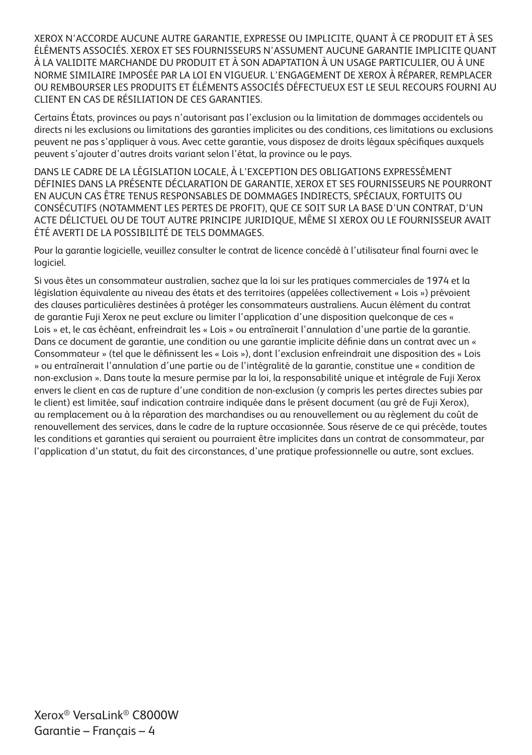XEROX N'ACCORDE AUCUNE AUTRE GARANTIE, EXPRESSE OU IMPLICITE, QUANT À CE PRODUIT ET À SES ÉLÉMENTS ASSOCIÉS. XEROX ET SES FOURNISSEURS N'ASSUMENT AUCUNE GARANTIE IMPLICITE QUANT À LA VALIDITE MARCHANDE DU PRODUIT ET À SON ADAPTATION À UN USAGE PARTICULIER, OU À UNE NORME SIMILAIRE IMPOSÉE PAR LA LOI EN VIGUEUR. L'ENGAGEMENT DE XEROX À RÉPARER, REMPLACER OU REMBOURSER LES PRODUITS ET ÉLÉMENTS ASSOCIÉS DÉFECTUEUX EST LE SEUL RECOURS FOURNI AU CLIENT EN CAS DE RÉSILIATION DE CES GARANTIES.

Certains États, provinces ou pays n'autorisant pas l'exclusion ou la limitation de dommages accidentels ou directs ni les exclusions ou limitations des garanties implicites ou des conditions, ces limitations ou exclusions peuvent ne pas s'appliquer à vous. Avec cette garantie, vous disposez de droits légaux spécifiques auxquels peuvent s'ajouter d'autres droits variant selon l'état, la province ou le pays.

DANS LE CADRE DE LA LÉGISLATION LOCALE, À L'EXCEPTION DES OBLIGATIONS EXPRESSÉMENT DÉFINIES DANS LA PRÉSENTE DÉCLARATION DE GARANTIE, XEROX ET SES FOURNISSEURS NE POURRONT EN AUCUN CAS ÊTRE TENUS RESPONSABLES DE DOMMAGES INDIRECTS, SPÉCIAUX, FORTUITS OU CONSÉCUTIFS (NOTAMMENT LES PERTES DE PROFIT), QUE CE SOIT SUR LA BASE D'UN CONTRAT, D'UN ACTE DÉLICTUEL OU DE TOUT AUTRE PRINCIPE JURIDIQUE, MÊME SI XEROX OU LE FOURNISSEUR AVAIT ÉTÉ AVERTI DE LA POSSIBILITÉ DE TELS DOMMAGES.

Pour la garantie logicielle, veuillez consulter le contrat de licence concédé à l'utilisateur final fourni avec le logiciel.

Si vous êtes un consommateur australien, sachez que la loi sur les pratiques commerciales de 1974 et la législation équivalente au niveau des états et des territoires (appelées collectivement « Lois ») prévoient des clauses particulières destinées à protéger les consommateurs australiens. Aucun élément du contrat de garantie Fuji Xerox ne peut exclure ou limiter l'application d'une disposition quelconque de ces « Lois » et, le cas échéant, enfreindrait les « Lois » ou entraînerait l'annulation d'une partie de la garantie. Dans ce document de garantie, une condition ou une garantie implicite définie dans un contrat avec un « Consommateur » (tel que le définissent les « Lois »), dont l'exclusion enfreindrait une disposition des « Lois » ou entraînerait l'annulation d'une partie ou de l'intégralité de la garantie, constitue une « condition de non-exclusion ». Dans toute la mesure permise par la loi, la responsabilité unique et intégrale de Fuji Xerox envers le client en cas de rupture d'une condition de non-exclusion (y compris les pertes directes subies par le client) est limitée, sauf indication contraire indiquée dans le présent document (au gré de Fuji Xerox), au remplacement ou à la réparation des marchandises ou au renouvellement ou au règlement du coût de renouvellement des services, dans le cadre de la rupture occasionnée. Sous réserve de ce qui précède, toutes les conditions et garanties qui seraient ou pourraient être implicites dans un contrat de consommateur, par l'application d'un statut, du fait des circonstances, d'une pratique professionnelle ou autre, sont exclues.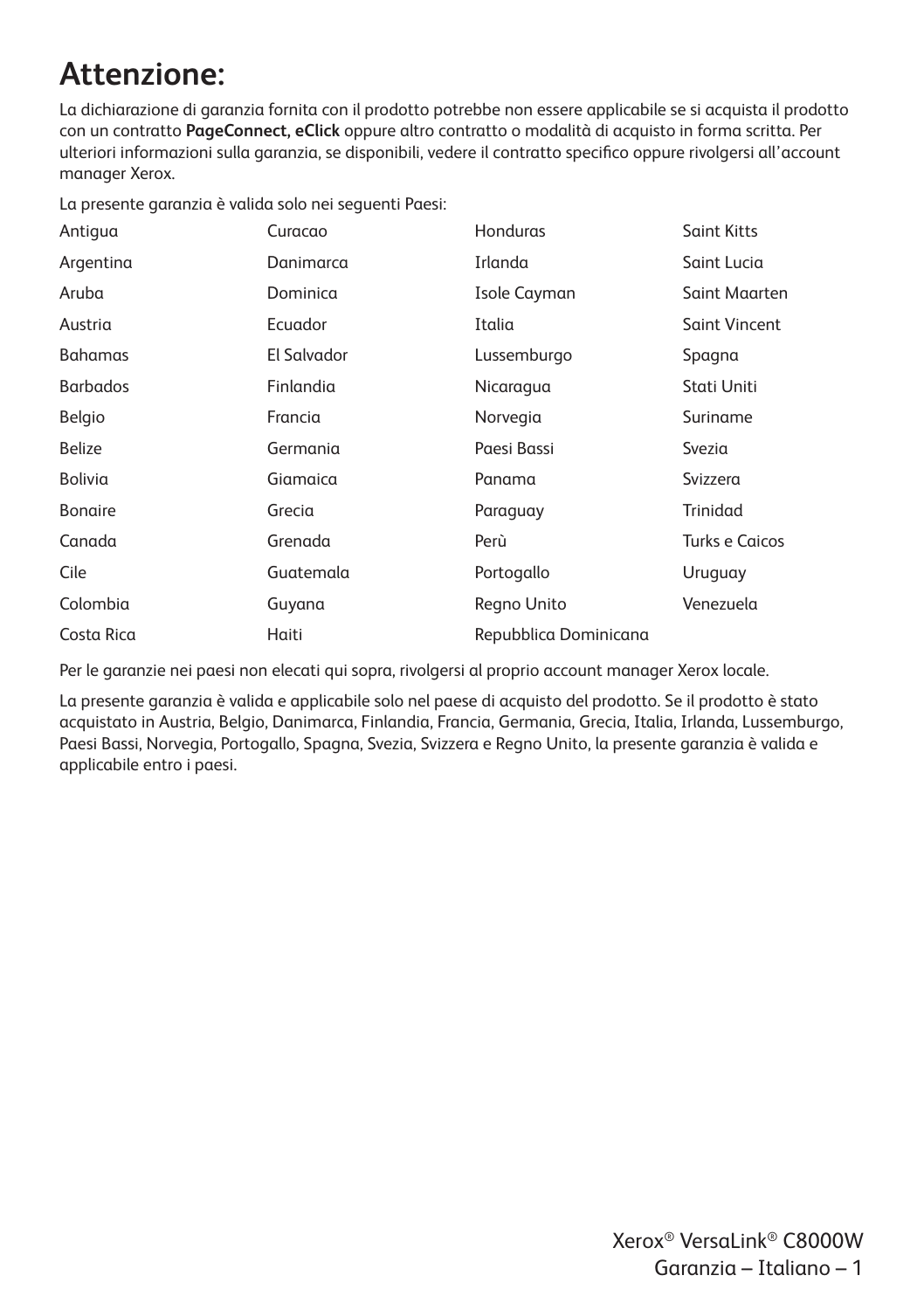# Attenzione:

La dichiarazione di garanzia fornita con il prodotto potrebbe non essere applicabile se si acquista il prodotto con un contratto **PageConnect, eClick** oppure altro contratto o modalità di acquisto in forma scritta. Per ulteriori informazioni sulla garanzia, se disponibili, vedere il contratto specifico oppure rivolgersi all'account manager Xerox.

La presente garanzia è valida solo nei seguenti Paesi:

| | | | |
|---|---|---|---|
| Antigua | Curacao | Honduras | Saint Kitts |
| Argentina | Danimarca | Irlanda | Saint Lucia |
| Aruba | Dominica | Isole Cayman | Saint Maarten |
| Austria | Ecuador | Italia | Saint Vincent |
| Bahamas | El Salvador | Lussemburgo | Spagna |
| Barbados | Finlandia | Nicaragua | Stati Uniti |
| Belgio | Francia | Norvegia | Suriname |
| Belize | Germania | Paesi Bassi | Svezia |
| Bolivia | Giamaica | Panama | Svizzera |
| Bonaire | Grecia | Paraguay | Trinidad |
| Canada | Grenada | Perù | Turks e Caicos |
| Cile | Guatemala | Portogallo | Uruguay |
| Colombia | Guyana | Regno Unito | Venezuela |
| Costa Rica | Haiti | Repubblica Dominicana | |

Per le garanzie nei paesi non elecati qui sopra, rivolgersi al proprio account manager Xerox locale.

La presente garanzia è valida e applicabile solo nel paese di acquisto del prodotto. Se il prodotto è stato acquistato in Austria, Belgio, Danimarca, Finlandia, Francia, Germania, Grecia, Italia, Irlanda, Lussemburgo, Paesi Bassi, Norvegia, Portogallo, Spagna, Svezia, Svizzera e Regno Unito, la presente garanzia è valida e applicabile entro i paesi.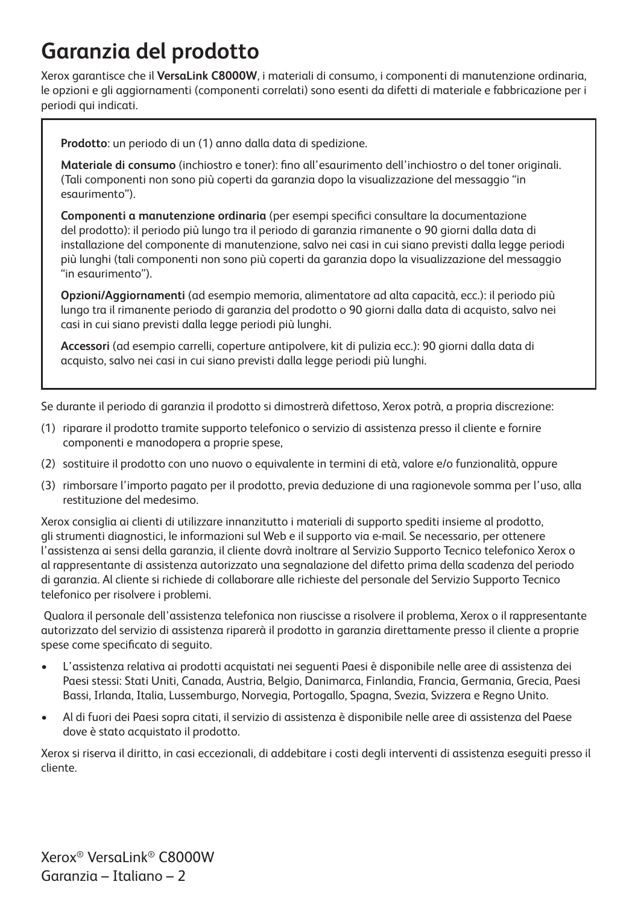# Garanzia del prodotto

Xerox garantisce che il **VersaLink C8000W**, i materiali di consumo, i componenti di manutenzione ordinaria, le opzioni e gli aggiornamenti (componenti correlati) sono esenti da difetti di materiale e fabbricazione per i periodi qui indicati.

**Prodotto**: un periodo di un (1) anno dalla data di spedizione.

**Materiale di consumo** (inchiostro e toner): fino all'esaurimento dell'inchiostro o del toner originali. (Tali componenti non sono più coperti da garanzia dopo la visualizzazione del messaggio "in esaurimento").

**Componenti a manutenzione ordinaria** (per esempi specifici consultare la documentazione del prodotto): il periodo più lungo tra il periodo di garanzia rimanente o 90 giorni dalla data di installazione del componente di manutenzione, salvo nei casi in cui siano previsti dalla legge periodi più lunghi (tali componenti non sono più coperti da garanzia dopo la visualizzazione del messaggio "in esaurimento").

**Opzioni/Aggiornamenti** (ad esempio memoria, alimentatore ad alta capacità, ecc.): il periodo più lungo tra il rimanente periodo di garanzia del prodotto o 90 giorni dalla data di acquisto, salvo nei casi in cui siano previsti dalla legge periodi più lunghi.

**Accessori** (ad esempio carrelli, coperture antipolvere, kit di pulizia ecc.): 90 giorni dalla data di acquisto, salvo nei casi in cui siano previsti dalla legge periodi più lunghi.

Se durante il periodo di garanzia il prodotto si dimostrerà difettoso, Xerox potrà, a propria discrezione:

(1) riparare il prodotto tramite supporto telefonico o servizio di assistenza presso il cliente e fornire componenti e manodopera a proprie spese,

(2) sostituire il prodotto con uno nuovo o equivalente in termini di età, valore e/o funzionalità, oppure

(3) rimborsare l'importo pagato per il prodotto, previa deduzione di una ragionevole somma per l'uso, alla restituzione del medesimo.

Xerox consiglia ai clienti di utilizzare innanzitutto i materiali di supporto spediti insieme al prodotto, gli strumenti diagnostici, le informazioni sul Web e il supporto via e-mail. Se necessario, per ottenere l'assistenza ai sensi della garanzia, il cliente dovrà inoltrare al Servizio Supporto Tecnico telefonico Xerox o al rappresentante di assistenza autorizzato una segnalazione del difetto prima della scadenza del periodo di garanzia. Al cliente si richiede di collaborare alle richieste del personale del Servizio Supporto Tecnico telefonico per risolvere i problemi.

Qualora il personale dell'assistenza telefonica non riuscisse a risolvere il problema, Xerox o il rappresentante autorizzato del servizio di assistenza riparerà il prodotto in garanzia direttamente presso il cliente a proprie spese come specificato di seguito.

- L'assistenza relativa ai prodotti acquistati nei seguenti Paesi è disponibile nelle aree di assistenza dei Paesi stessi: Stati Uniti, Canada, Austria, Belgio, Danimarca, Finlandia, Francia, Germania, Grecia, Paesi Bassi, Irlanda, Italia, Lussemburgo, Norvegia, Portogallo, Spagna, Svezia, Svizzera e Regno Unito.
- Al di fuori dei Paesi sopra citati, il servizio di assistenza è disponibile nelle aree di assistenza del Paese dove è stato acquistato il prodotto.

Xerox si riserva il diritto, in casi eccezionali, di addebitare i costi degli interventi di assistenza eseguiti presso il cliente.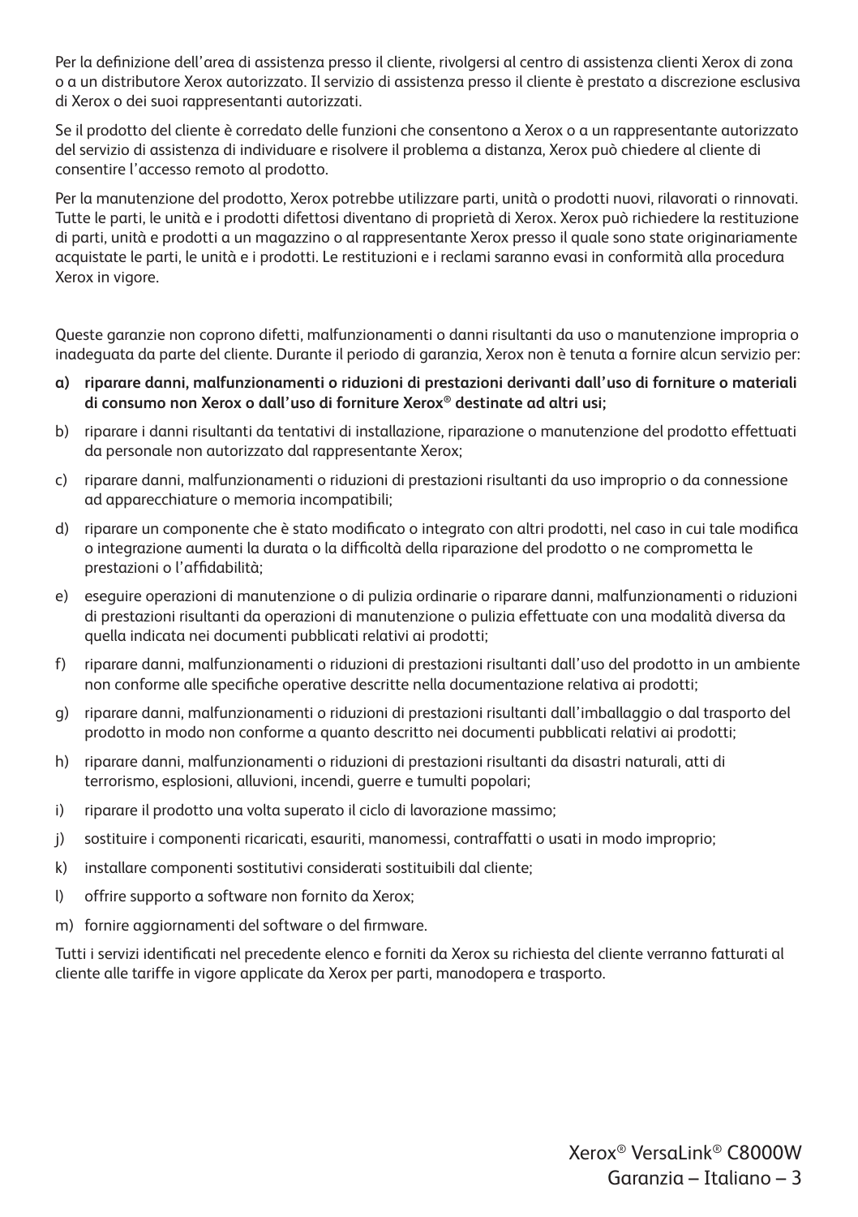Per la definizione dell'area di assistenza presso il cliente, rivolgersi al centro di assistenza clienti Xerox di zona o a un distributore Xerox autorizzato. Il servizio di assistenza presso il cliente è prestato a discrezione esclusiva di Xerox o dei suoi rappresentanti autorizzati.

Se il prodotto del cliente è corredato delle funzioni che consentono a Xerox o a un rappresentante autorizzato del servizio di assistenza di individuare e risolvere il problema a distanza, Xerox può chiedere al cliente di consentire l'accesso remoto al prodotto.

Per la manutenzione del prodotto, Xerox potrebbe utilizzare parti, unità o prodotti nuovi, rilavorati o rinnovati. Tutte le parti, le unità e i prodotti difettosi diventano di proprietà di Xerox. Xerox può richiedere la restituzione di parti, unità e prodotti a un magazzino o al rappresentante Xerox presso il quale sono state originariamente acquistate le parti, le unità e i prodotti. Le restituzioni e i reclami saranno evasi in conformità alla procedura Xerox in vigore.

Queste garanzie non coprono difetti, malfunzionamenti o danni risultanti da uso o manutenzione impropria o inadeguata da parte del cliente. Durante il periodo di garanzia, Xerox non è tenuta a fornire alcun servizio per:

**a) riparare danni, malfunzionamenti o riduzioni di prestazioni derivanti dall'uso di forniture o materiali di consumo non Xerox o dall'uso di forniture Xerox® destinate ad altri usi;**

b) riparare i danni risultanti da tentativi di installazione, riparazione o manutenzione del prodotto effettuati da personale non autorizzato dal rappresentante Xerox;

c) riparare danni, malfunzionamenti o riduzioni di prestazioni risultanti da uso improprio o da connessione ad apparecchiature o memoria incompatibili;

d) riparare un componente che è stato modificato o integrato con altri prodotti, nel caso in cui tale modifica o integrazione aumenti la durata o la difficoltà della riparazione del prodotto o ne comprometta le prestazioni o l'affidabilità;

e) eseguire operazioni di manutenzione o di pulizia ordinarie o riparare danni, malfunzionamenti o riduzioni di prestazioni risultanti da operazioni di manutenzione o pulizia effettuate con una modalità diversa da quella indicata nei documenti pubblicati relativi ai prodotti;

f) riparare danni, malfunzionamenti o riduzioni di prestazioni risultanti dall'uso del prodotto in un ambiente non conforme alle specifiche operative descritte nella documentazione relativa ai prodotti;

g) riparare danni, malfunzionamenti o riduzioni di prestazioni risultanti dall'imballaggio o dal trasporto del prodotto in modo non conforme a quanto descritto nei documenti pubblicati relativi ai prodotti;

h) riparare danni, malfunzionamenti o riduzioni di prestazioni risultanti da disastri naturali, atti di terrorismo, esplosioni, alluvioni, incendi, guerre e tumulti popolari;

i) riparare il prodotto una volta superato il ciclo di lavorazione massimo;

j) sostituire i componenti ricaricati, esauriti, manomessi, contraffatti o usati in modo improprio;

k) installare componenti sostitutivi considerati sostituibili dal cliente;

l) offrire supporto a software non fornito da Xerox;

m) fornire aggiornamenti del software o del firmware.

Tutti i servizi identificati nel precedente elenco e forniti da Xerox su richiesta del cliente verranno fatturati al cliente alle tariffe in vigore applicate da Xerox per parti, manodopera e trasporto.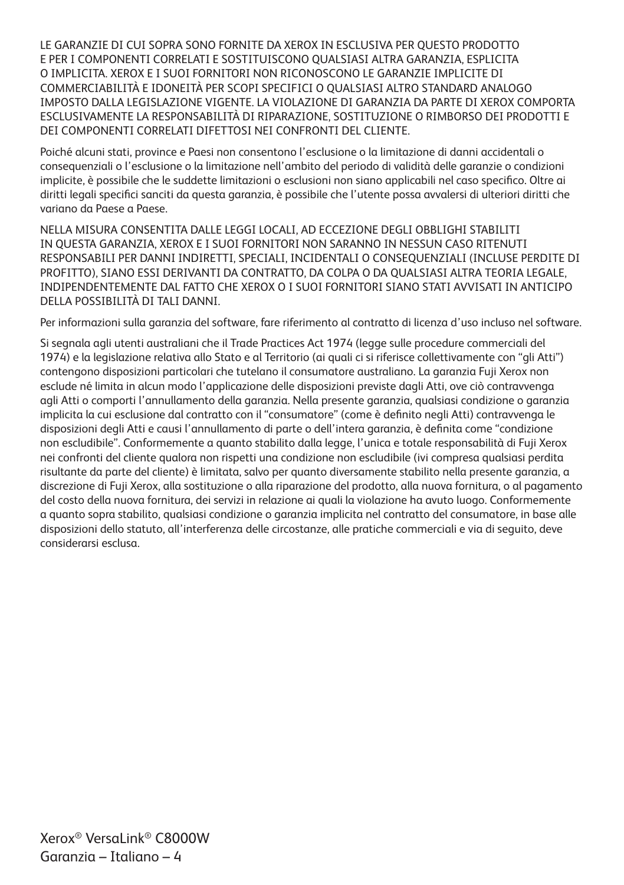LE GARANZIE DI CUI SOPRA SONO FORNITE DA XEROX IN ESCLUSIVA PER QUESTO PRODOTTO E PER I COMPONENTI CORRELATI E SOSTITUISCONO QUALSIASI ALTRA GARANZIA, ESPLICITA O IMPLICITA. XEROX E I SUOI FORNITORI NON RICONOSCONO LE GARANZIE IMPLICITE DI COMMERCIABILITÀ E IDONEITÀ PER SCOPI SPECIFICI O QUALSIASI ALTRO STANDARD ANALOGO IMPOSTO DALLA LEGISLAZIONE VIGENTE. LA VIOLAZIONE DI GARANZIA DA PARTE DI XEROX COMPORTA ESCLUSIVAMENTE LA RESPONSABILITÀ DI RIPARAZIONE, SOSTITUZIONE O RIMBORSO DEI PRODOTTI E DEI COMPONENTI CORRELATI DIFETTOSI NEI CONFRONTI DEL CLIENTE.

Poiché alcuni stati, province e Paesi non consentono l'esclusione o la limitazione di danni accidentali o consequenziali o l'esclusione o la limitazione nell'ambito del periodo di validità delle garanzie o condizioni implicite, è possibile che le suddette limitazioni o esclusioni non siano applicabili nel caso specifico. Oltre ai diritti legali specifici sanciti da questa garanzia, è possibile che l'utente possa avvalersi di ulteriori diritti che variano da Paese a Paese.

NELLA MISURA CONSENTITA DALLE LEGGI LOCALI, AD ECCEZIONE DEGLI OBBLIGHI STABILITI IN QUESTA GARANZIA, XEROX E I SUOI FORNITORI NON SARANNO IN NESSUN CASO RITENUTI RESPONSABILI PER DANNI INDIRETTI, SPECIALI, INCIDENTALI O CONSEQUENZIALI (INCLUSE PERDITE DI PROFITTO), SIANO ESSI DERIVANTI DA CONTRATTO, DA COLPA O DA QUALSIASI ALTRA TEORIA LEGALE, INDIPENDENTEMENTE DAL FATTO CHE XEROX O I SUOI FORNITORI SIANO STATI AVVISATI IN ANTICIPO DELLA POSSIBILITÀ DI TALI DANNI.

Per informazioni sulla garanzia del software, fare riferimento al contratto di licenza d'uso incluso nel software.

Si segnala agli utenti australiani che il Trade Practices Act 1974 (legge sulle procedure commerciali del 1974) e la legislazione relativa allo Stato e al Territorio (ai quali ci si riferisce collettivamente con "gli Atti") contengono disposizioni particolari che tutelano il consumatore australiano. La garanzia Fuji Xerox non esclude né limita in alcun modo l'applicazione delle disposizioni previste dagli Atti, ove ciò contravvenga agli Atti o comporti l'annullamento della garanzia. Nella presente garanzia, qualsiasi condizione o garanzia implicita la cui esclusione dal contratto con il "consumatore" (come è definito negli Atti) contravvenga le disposizioni degli Atti e causi l'annullamento di parte o dell'intera garanzia, è definita come "condizione non escludibile". Conformemente a quanto stabilito dalla legge, l'unica e totale responsabilità di Fuji Xerox nei confronti del cliente qualora non rispetti una condizione non escludibile (ivi compresa qualsiasi perdita risultante da parte del cliente) è limitata, salvo per quanto diversamente stabilito nella presente garanzia, a discrezione di Fuji Xerox, alla sostituzione o alla riparazione del prodotto, alla nuova fornitura, o al pagamento del costo della nuova fornitura, dei servizi in relazione ai quali la violazione ha avuto luogo. Conformemente a quanto sopra stabilito, qualsiasi condizione o garanzia implicita nel contratto del consumatore, in base alle disposizioni dello statuto, all'interferenza delle circostanze, alle pratiche commerciali e via di seguito, deve considerarsi esclusa.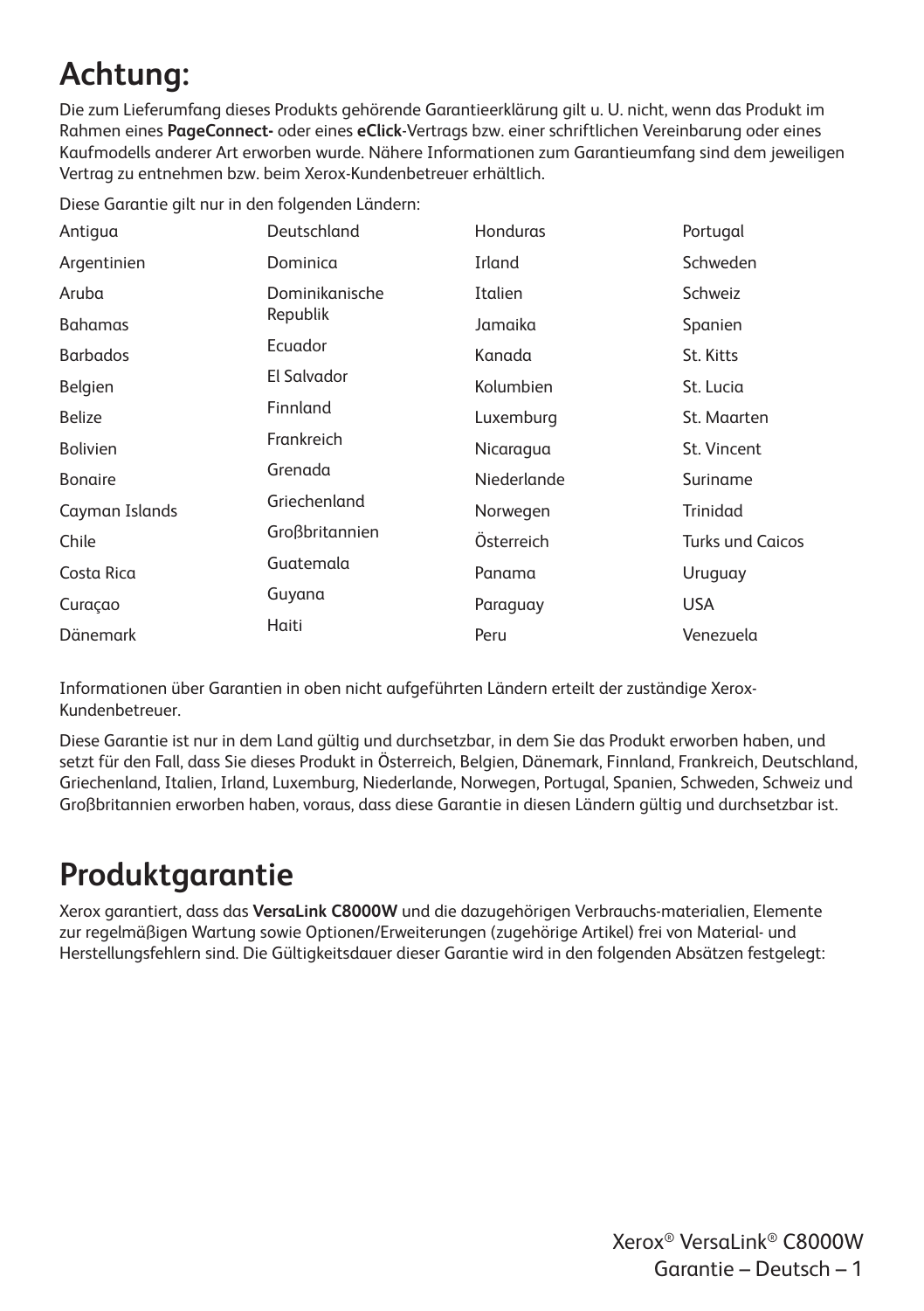# Achtung:

Die zum Lieferumfang dieses Produkts gehörende Garantieerklärung gilt u. U. nicht, wenn das Produkt im Rahmen eines **PageConnect-** oder eines **eClick**-Vertrags bzw. einer schriftlichen Vereinbarung oder eines Kaufmodells anderer Art erworben wurde. Nähere Informationen zum Garantieumfang sind dem jeweiligen Vertrag zu entnehmen bzw. beim Xerox-Kundenbetreuer erhältlich.

Diese Garantie gilt nur in den folgenden Ländern:

- Antigua
- Argentinien
- Aruba
- Bahamas
- Barbados
- Belgien
- Belize
- Bolivien
- Bonaire
- Cayman Islands
- Chile
- Costa Rica
- Curaçao
- Dänemark
- Deutschland
- Dominica
- Dominikanische Republik
- Ecuador
- El Salvador
- Finnland
- Frankreich
- Grenada
- Griechenland
- Großbritannien
- Guatemala
- Guyana
- Haiti
- Honduras
- Irland
- Italien
- Jamaika
- Kanada
- Kolumbien
- Luxemburg
- Nicaragua
- Niederlande
- Norwegen
- Österreich
- Panama
- Paraguay
- Peru
- Portugal
- Schweden
- Schweiz
- Spanien
- St. Kitts
- St. Lucia
- St. Maarten
- St. Vincent
- Suriname
- Trinidad
- Turks und Caicos
- Uruguay
- USA
- Venezuela

Informationen über Garantien in oben nicht aufgeführten Ländern erteilt der zuständige Xerox-Kundenbetreuer.

Diese Garantie ist nur in dem Land gültig und durchsetzbar, in dem Sie das Produkt erworben haben, und setzt für den Fall, dass Sie dieses Produkt in Österreich, Belgien, Dänemark, Finnland, Frankreich, Deutschland, Griechenland, Italien, Irland, Luxemburg, Niederlande, Norwegen, Portugal, Spanien, Schweden, Schweiz und Großbritannien erworben haben, voraus, dass diese Garantie in diesen Ländern gültig und durchsetzbar ist.

# Produktgarantie

Xerox garantiert, dass das **VersaLink C8000W** und die dazugehörigen Verbrauchs-materialien, Elemente zur regelmäßigen Wartung sowie Optionen/Erweiterungen (zugehörige Artikel) frei von Material- und Herstellungsfehlern sind. Die Gültigkeitsdauer dieser Garantie wird in den folgenden Absätzen festgelegt: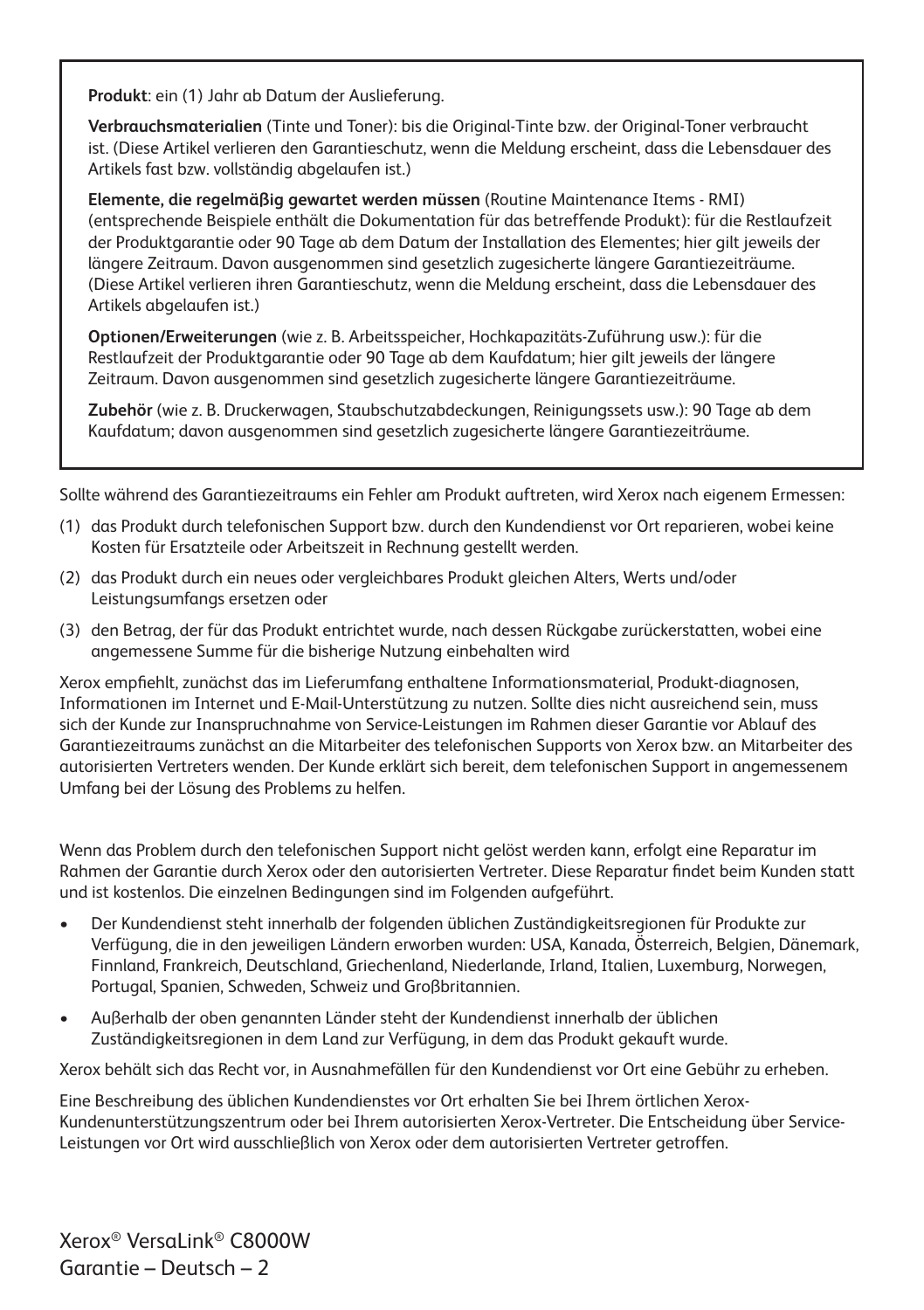**Produkt**: ein (1) Jahr ab Datum der Auslieferung.

**Verbrauchsmaterialien** (Tinte und Toner): bis die Original-Tinte bzw. der Original-Toner verbraucht ist. (Diese Artikel verlieren den Garantieschutz, wenn die Meldung erscheint, dass die Lebensdauer des Artikels fast bzw. vollständig abgelaufen ist.)

**Elemente, die regelmäßig gewartet werden müssen** (Routine Maintenance Items - RMI) (entsprechende Beispiele enthält die Dokumentation für das betreffende Produkt): für die Restlaufzeit der Produktgarantie oder 90 Tage ab dem Datum der Installation des Elementes; hier gilt jeweils der längere Zeitraum. Davon ausgenommen sind gesetzlich zugesicherte längere Garantiezeiträume. (Diese Artikel verlieren ihren Garantieschutz, wenn die Meldung erscheint, dass die Lebensdauer des Artikels abgelaufen ist.)

**Optionen/Erweiterungen** (wie z. B. Arbeitsspeicher, Hochkapazitäts-Zuführung usw.): für die Restlaufzeit der Produktgarantie oder 90 Tage ab dem Kaufdatum; hier gilt jeweils der längere Zeitraum. Davon ausgenommen sind gesetzlich zugesicherte längere Garantiezeiträume.

**Zubehör** (wie z. B. Druckerwagen, Staubschutzabdeckungen, Reinigungssets usw.): 90 Tage ab dem Kaufdatum; davon ausgenommen sind gesetzlich zugesicherte längere Garantiezeiträume.

Sollte während des Garantiezeitraums ein Fehler am Produkt auftreten, wird Xerox nach eigenem Ermessen:

(1) das Produkt durch telefonischen Support bzw. durch den Kundendienst vor Ort reparieren, wobei keine Kosten für Ersatzteile oder Arbeitszeit in Rechnung gestellt werden.

(2) das Produkt durch ein neues oder vergleichbares Produkt gleichen Alters, Werts und/oder Leistungsumfangs ersetzen oder

(3) den Betrag, der für das Produkt entrichtet wurde, nach dessen Rückgabe zurückerstatten, wobei eine angemessene Summe für die bisherige Nutzung einbehalten wird

Xerox empfiehlt, zunächst das im Lieferumfang enthaltene Informationsmaterial, Produkt-diagnosen, Informationen im Internet und E-Mail-Unterstützung zu nutzen. Sollte dies nicht ausreichend sein, muss sich der Kunde zur Inanspruchnahme von Service-Leistungen im Rahmen dieser Garantie vor Ablauf des Garantiezeitraums zunächst an die Mitarbeiter des telefonischen Supports von Xerox bzw. an Mitarbeiter des autorisierten Vertreters wenden. Der Kunde erklärt sich bereit, dem telefonischen Support in angemessenem Umfang bei der Lösung des Problems zu helfen.

Wenn das Problem durch den telefonischen Support nicht gelöst werden kann, erfolgt eine Reparatur im Rahmen der Garantie durch Xerox oder den autorisierten Vertreter. Diese Reparatur findet beim Kunden statt und ist kostenlos. Die einzelnen Bedingungen sind im Folgenden aufgeführt.

- Der Kundendienst steht innerhalb der folgenden üblichen Zuständigkeitsregionen für Produkte zur Verfügung, die in den jeweiligen Ländern erworben wurden: USA, Kanada, Österreich, Belgien, Dänemark, Finnland, Frankreich, Deutschland, Griechenland, Niederlande, Irland, Italien, Luxemburg, Norwegen, Portugal, Spanien, Schweden, Schweiz und Großbritannien.
- Außerhalb der oben genannten Länder steht der Kundendienst innerhalb der üblichen Zuständigkeitsregionen in dem Land zur Verfügung, in dem das Produkt gekauft wurde.

Xerox behält sich das Recht vor, in Ausnahmefällen für den Kundendienst vor Ort eine Gebühr zu erheben.

Eine Beschreibung des üblichen Kundendienstes vor Ort erhalten Sie bei Ihrem örtlichen Xerox-Kundenunterstützungszentrum oder bei Ihrem autorisierten Xerox-Vertreter. Die Entscheidung über Service-Leistungen vor Ort wird ausschließlich von Xerox oder dem autorisierten Vertreter getroffen.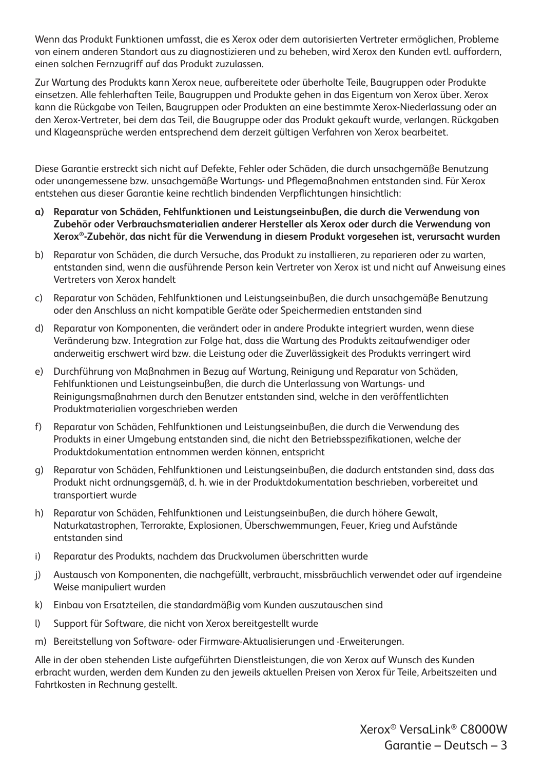Wenn das Produkt Funktionen umfasst, die es Xerox oder dem autorisierten Vertreter ermöglichen, Probleme von einem anderen Standort aus zu diagnostizieren und zu beheben, wird Xerox den Kunden evtl. auffordern, einen solchen Fernzugriff auf das Produkt zuzulassen.

Zur Wartung des Produkts kann Xerox neue, aufbereitete oder überholte Teile, Baugruppen oder Produkte einsetzen. Alle fehlerhaften Teile, Baugruppen und Produkte gehen in das Eigentum von Xerox über. Xerox kann die Rückgabe von Teilen, Baugruppen oder Produkten an eine bestimmte Xerox-Niederlassung oder an den Xerox-Vertreter, bei dem das Teil, die Baugruppe oder das Produkt gekauft wurde, verlangen. Rückgaben und Klageansprüche werden entsprechend dem derzeit gültigen Verfahren von Xerox bearbeitet.

Diese Garantie erstreckt sich nicht auf Defekte, Fehler oder Schäden, die durch unsachgemäße Benutzung oder unangemessene bzw. unsachgemäße Wartungs- und Pflegemaßnahmen entstanden sind. Für Xerox entstehen aus dieser Garantie keine rechtlich bindenden Verpflichtungen hinsichtlich:

a) **Reparatur von Schäden, Fehlfunktionen und Leistungseinbußen, die durch die Verwendung von Zubehör oder Verbrauchsmaterialien anderer Hersteller als Xerox oder durch die Verwendung von Xerox®-Zubehör, das nicht für die Verwendung in diesem Produkt vorgesehen ist, verursacht wurden**

b) Reparatur von Schäden, die durch Versuche, das Produkt zu installieren, zu reparieren oder zu warten, entstanden sind, wenn die ausführende Person kein Vertreter von Xerox ist und nicht auf Anweisung eines Vertreters von Xerox handelt

c) Reparatur von Schäden, Fehlfunktionen und Leistungseinbußen, die durch unsachgemäße Benutzung oder den Anschluss an nicht kompatible Geräte oder Speichermedien entstanden sind

d) Reparatur von Komponenten, die verändert oder in andere Produkte integriert wurden, wenn diese Veränderung bzw. Integration zur Folge hat, dass die Wartung des Produkts zeitaufwendiger oder anderweitig erschwert wird bzw. die Leistung oder die Zuverlässigkeit des Produkts verringert wird

e) Durchführung von Maßnahmen in Bezug auf Wartung, Reinigung und Reparatur von Schäden, Fehlfunktionen und Leistungseinbußen, die durch die Unterlassung von Wartungs- und Reinigungsmaßnahmen durch den Benutzer entstanden sind, welche in den veröffentlichten Produktmaterialien vorgeschrieben werden

f) Reparatur von Schäden, Fehlfunktionen und Leistungseinbußen, die durch die Verwendung des Produkts in einer Umgebung entstanden sind, die nicht den Betriebsspezifikationen, welche der Produktdokumentation entnommen werden können, entspricht

g) Reparatur von Schäden, Fehlfunktionen und Leistungseinbußen, die dadurch entstanden sind, dass das Produkt nicht ordnungsgemäß, d. h. wie in der Produktdokumentation beschrieben, vorbereitet und transportiert wurde

h) Reparatur von Schäden, Fehlfunktionen und Leistungseinbußen, die durch höhere Gewalt, Naturkatastrophen, Terrorakte, Explosionen, Überschwemmungen, Feuer, Krieg und Aufstände entstanden sind

i) Reparatur des Produkts, nachdem das Druckvolumen überschritten wurde

j) Austausch von Komponenten, die nachgefüllt, verbraucht, missbräuchlich verwendet oder auf irgendeine Weise manipuliert wurden

k) Einbau von Ersatzteilen, die standardmäßig vom Kunden auszutauschen sind

l) Support für Software, die nicht von Xerox bereitgestellt wurde

m) Bereitstellung von Software- oder Firmware-Aktualisierungen und -Erweiterungen.

Alle in der oben stehenden Liste aufgeführten Dienstleistungen, die von Xerox auf Wunsch des Kunden erbracht wurden, werden dem Kunden zu den jeweils aktuellen Preisen von Xerox für Teile, Arbeitszeiten und Fahrtkosten in Rechnung gestellt.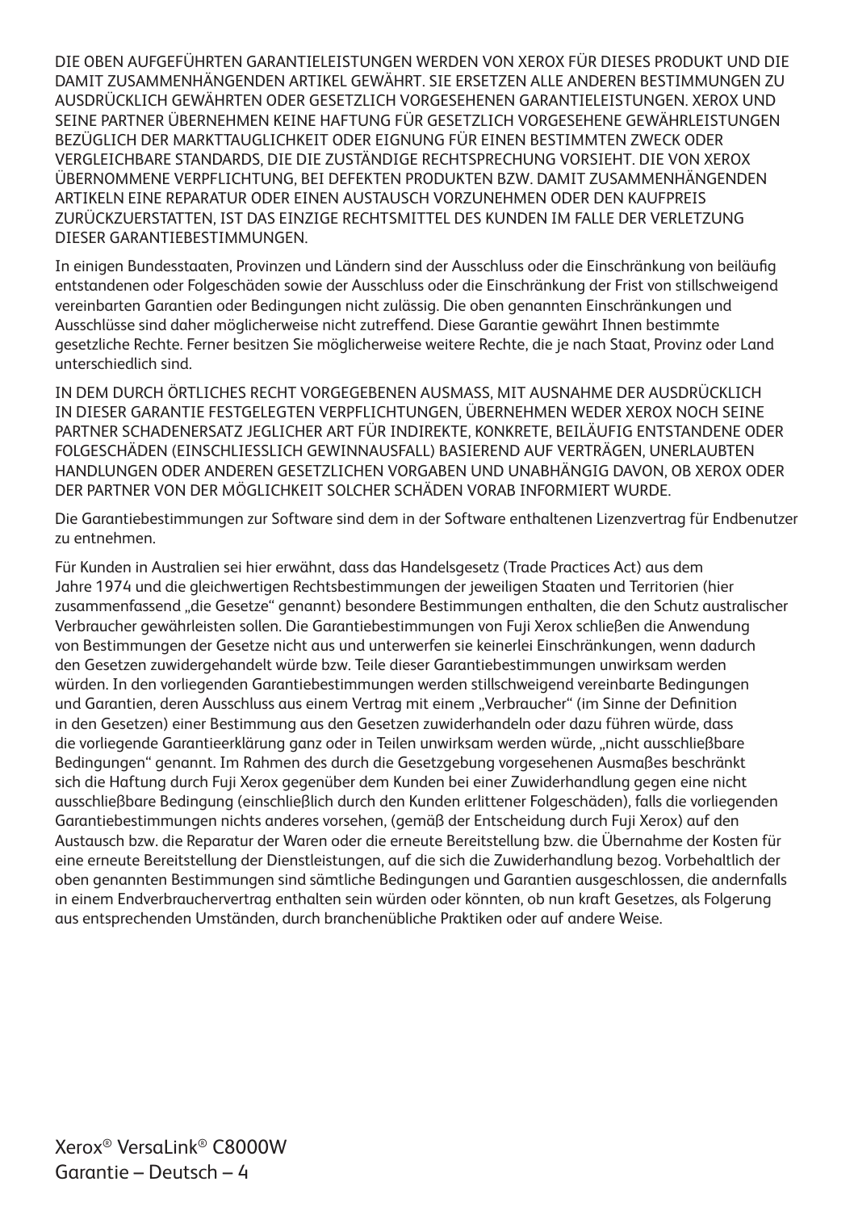DIE OBEN AUFGEFÜHRTEN GARANTIELEISTUNGEN WERDEN VON XEROX FÜR DIESES PRODUKT UND DIE DAMIT ZUSAMMENHÄNGENDEN ARTIKEL GEWÄHRT. SIE ERSETZEN ALLE ANDEREN BESTIMMUNGEN ZU AUSDRÜCKLICH GEWÄHRTEN ODER GESETZLICH VORGESEHENEN GARANTIELEISTUNGEN. XEROX UND SEINE PARTNER ÜBERNEHMEN KEINE HAFTUNG FÜR GESETZLICH VORGESEHENE GEWÄHRLEISTUNGEN BEZÜGLICH DER MARKTTAUGLICHKEIT ODER EIGNUNG FÜR EINEN BESTIMMTEN ZWECK ODER VERGLEICHBARE STANDARDS, DIE DIE ZUSTÄNDIGE RECHTSPRECHUNG VORSIEHT. DIE VON XEROX ÜBERNOMMENE VERPFLICHTUNG, BEI DEFEKTEN PRODUKTEN BZW. DAMIT ZUSAMMENHÄNGENDEN ARTIKELN EINE REPARATUR ODER EINEN AUSTAUSCH VORZUNEHMEN ODER DEN KAUFPREIS ZURÜCKZUERSTATTEN, IST DAS EINZIGE RECHTSMITTEL DES KUNDEN IM FALLE DER VERLETZUNG DIESER GARANTIEBESTIMMUNGEN.

In einigen Bundesstaaten, Provinzen und Ländern sind der Ausschluss oder die Einschränkung von beiläufig entstandenen oder Folgeschäden sowie der Ausschluss oder die Einschränkung der Frist von stillschweigend vereinbarten Garantien oder Bedingungen nicht zulässig. Die oben genannten Einschränkungen und Ausschlüsse sind daher möglicherweise nicht zutreffend. Diese Garantie gewährt Ihnen bestimmte gesetzliche Rechte. Ferner besitzen Sie möglicherweise weitere Rechte, die je nach Staat, Provinz oder Land unterschiedlich sind.

IN DEM DURCH ÖRTLICHES RECHT VORGEGEBENEN AUSMASS, MIT AUSNAHME DER AUSDRÜCKLICH IN DIESER GARANTIE FESTGELEGTEN VERPFLICHTUNGEN, ÜBERNEHMEN WEDER XEROX NOCH SEINE PARTNER SCHADENERSATZ JEGLICHER ART FÜR INDIREKTE, KONKRETE, BEILÄUFIG ENTSTANDENE ODER FOLGESCHÄDEN (EINSCHLIESSLICH GEWINNAUSFALL) BASIEREND AUF VERTRÄGEN, UNERLAUBTEN HANDLUNGEN ODER ANDEREN GESETZLICHEN VORGABEN UND UNABHÄNGIG DAVON, OB XEROX ODER DER PARTNER VON DER MÖGLICHKEIT SOLCHER SCHÄDEN VORAB INFORMIERT WURDE.

Die Garantiebestimmungen zur Software sind dem in der Software enthaltenen Lizenzvertrag für Endbenutzer zu entnehmen.

Für Kunden in Australien sei hier erwähnt, dass das Handelsgesetz (Trade Practices Act) aus dem Jahre 1974 und die gleichwertigen Rechtsbestimmungen der jeweiligen Staaten und Territorien (hier zusammenfassend „die Gesetze" genannt) besondere Bestimmungen enthalten, die den Schutz australischer Verbraucher gewährleisten sollen. Die Garantiebestimmungen von Fuji Xerox schließen die Anwendung von Bestimmungen der Gesetze nicht aus und unterwerfen sie keinerlei Einschränkungen, wenn dadurch den Gesetzen zuwidergehandelt würde bzw. Teile dieser Garantiebestimmungen unwirksam werden würden. In den vorliegenden Garantiebestimmungen werden stillschweigend vereinbarte Bedingungen und Garantien, deren Ausschluss aus einem Vertrag mit einem „Verbraucher" (im Sinne der Definition in den Gesetzen) einer Bestimmung aus den Gesetzen zuwiderhandeln oder dazu führen würde, dass die vorliegende Garantieerklärung ganz oder in Teilen unwirksam werden würde, „nicht ausschließbare Bedingungen" genannt. Im Rahmen des durch die Gesetzgebung vorgesehenen Ausmaßes beschränkt sich die Haftung durch Fuji Xerox gegenüber dem Kunden bei einer Zuwiderhandlung gegen eine nicht ausschließbare Bedingung (einschließlich durch den Kunden erlittener Folgeschäden), falls die vorliegenden Garantiebestimmungen nichts anderes vorsehen, (gemäß der Entscheidung durch Fuji Xerox) auf den Austausch bzw. die Reparatur der Waren oder die erneute Bereitstellung bzw. die Übernahme der Kosten für eine erneute Bereitstellung der Dienstleistungen, auf die sich die Zuwiderhandlung bezog. Vorbehaltlich der oben genannten Bestimmungen sind sämtliche Bedingungen und Garantien ausgeschlossen, die andernfalls in einem Endverbrauchervertrag enthalten sein würden oder könnten, ob nun kraft Gesetzes, als Folgerung aus entsprechenden Umständen, durch branchenübliche Praktiken oder auf andere Weise.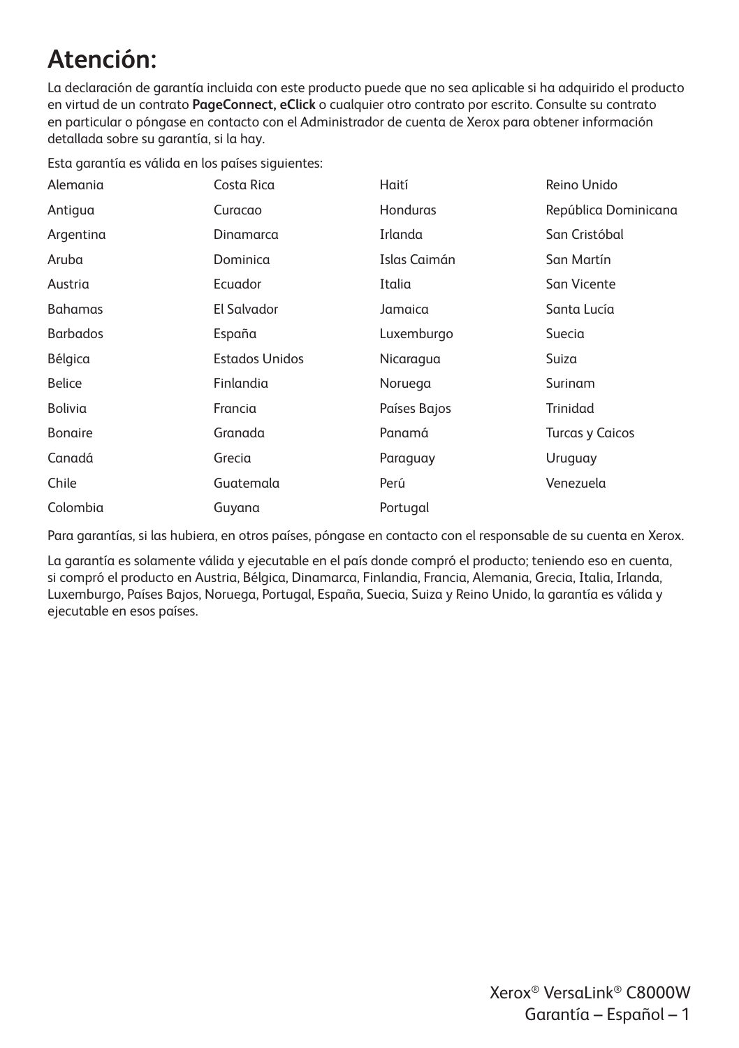# Atención:

La declaración de garantía incluida con este producto puede que no sea aplicable si ha adquirido el producto en virtud de un contrato **PageConnect, eClick** o cualquier otro contrato por escrito. Consulte su contrato en particular o póngase en contacto con el Administrador de cuenta de Xerox para obtener información detallada sobre su garantía, si la hay.

Esta garantía es válida en los países siguientes:

| | | | |
|---|---|---|---|
| Alemania | Costa Rica | Haití | Reino Unido |
| Antigua | Curacao | Honduras | República Dominicana |
| Argentina | Dinamarca | Irlanda | San Cristóbal |
| Aruba | Dominica | Islas Caimán | San Martín |
| Austria | Ecuador | Italia | San Vicente |
| Bahamas | El Salvador | Jamaica | Santa Lucía |
| Barbados | España | Luxemburgo | Suecia |
| Bélgica | Estados Unidos | Nicaragua | Suiza |
| Belice | Finlandia | Noruega | Surinam |
| Bolivia | Francia | Países Bajos | Trinidad |
| Bonaire | Granada | Panamá | Turcas y Caicos |
| Canadá | Grecia | Paraguay | Uruguay |
| Chile | Guatemala | Perú | Venezuela |
| Colombia | Guyana | Portugal | |

Para garantías, si las hubiera, en otros países, póngase en contacto con el responsable de su cuenta en Xerox.

La garantía es solamente válida y ejecutable en el país donde compró el producto; teniendo eso en cuenta, si compró el producto en Austria, Bélgica, Dinamarca, Finlandia, Francia, Alemania, Grecia, Italia, Irlanda, Luxemburgo, Países Bajos, Noruega, Portugal, España, Suecia, Suiza y Reino Unido, la garantía es válida y ejecutable en esos países.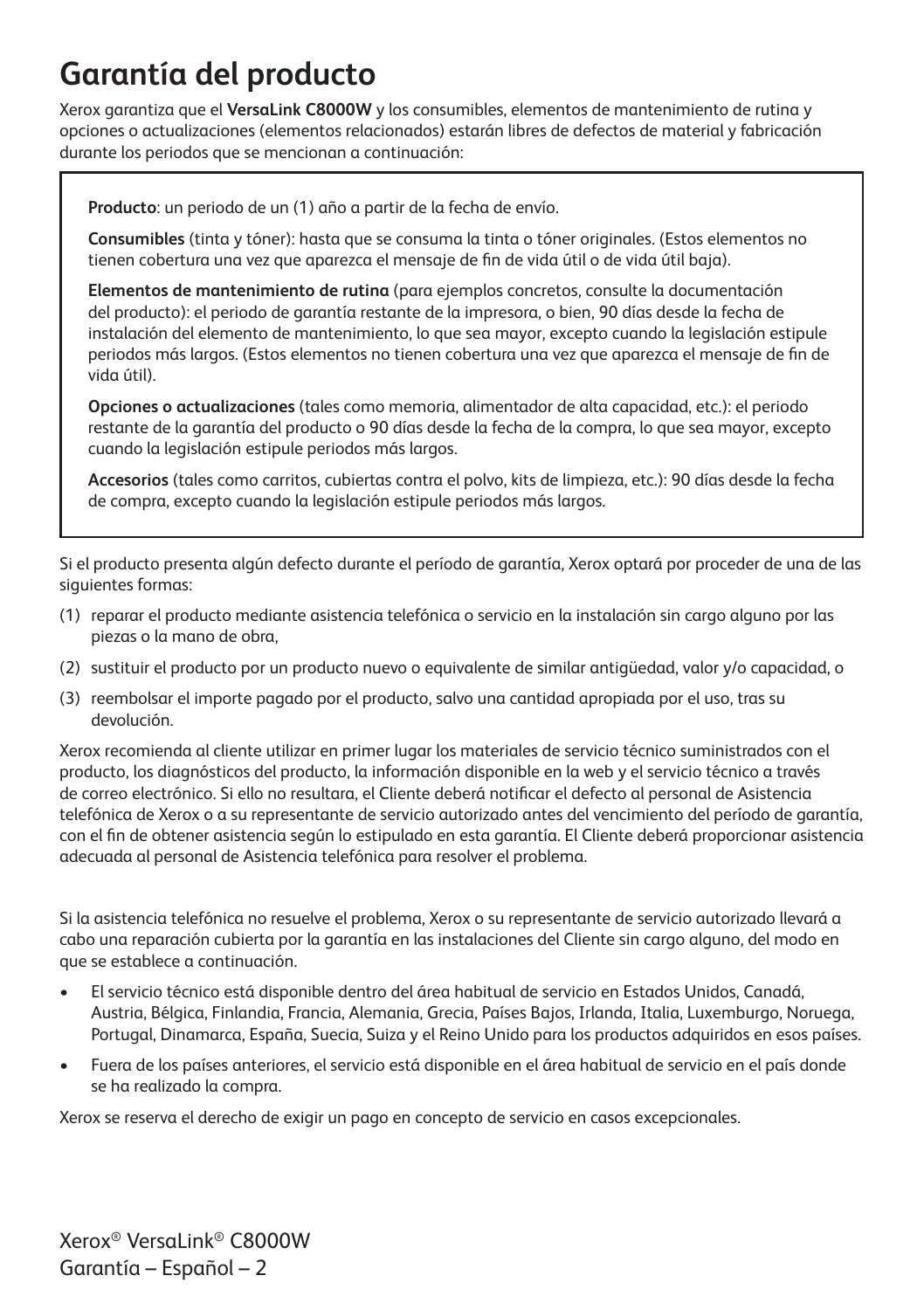# Garantía del producto

Xerox garantiza que el **VersaLink C8000W** y los consumibles, elementos de mantenimiento de rutina y opciones o actualizaciones (elementos relacionados) estarán libres de defectos de material y fabricación durante los periodos que se mencionan a continuación:

**Producto**: un periodo de un (1) año a partir de la fecha de envío.

**Consumibles** (tinta y tóner): hasta que se consuma la tinta o tóner originales. (Estos elementos no tienen cobertura una vez que aparezca el mensaje de fin de vida útil o de vida útil baja).

**Elementos de mantenimiento de rutina** (para ejemplos concretos, consulte la documentación del producto): el periodo de garantía restante de la impresora, o bien, 90 días desde la fecha de instalación del elemento de mantenimiento, lo que sea mayor, excepto cuando la legislación estipule periodos más largos. (Estos elementos no tienen cobertura una vez que aparezca el mensaje de fin de vida útil).

**Opciones o actualizaciones** (tales como memoria, alimentador de alta capacidad, etc.): el periodo restante de la garantía del producto o 90 días desde la fecha de la compra, lo que sea mayor, excepto cuando la legislación estipule periodos más largos.

**Accesorios** (tales como carritos, cubiertas contra el polvo, kits de limpieza, etc.): 90 días desde la fecha de compra, excepto cuando la legislación estipule periodos más largos.

Si el producto presenta algún defecto durante el período de garantía, Xerox optará por proceder de una de las siguientes formas:

(1) reparar el producto mediante asistencia telefónica o servicio en la instalación sin cargo alguno por las piezas o la mano de obra,

(2) sustituir el producto por un producto nuevo o equivalente de similar antigüedad, valor y/o capacidad, o

(3) reembolsar el importe pagado por el producto, salvo una cantidad apropiada por el uso, tras su devolución.

Xerox recomienda al cliente utilizar en primer lugar los materiales de servicio técnico suministrados con el producto, los diagnósticos del producto, la información disponible en la web y el servicio técnico a través de correo electrónico. Si ello no resultara, el Cliente deberá notificar el defecto al personal de Asistencia telefónica de Xerox o a su representante de servicio autorizado antes del vencimiento del período de garantía, con el fin de obtener asistencia según lo estipulado en esta garantía. El Cliente deberá proporcionar asistencia adecuada al personal de Asistencia telefónica para resolver el problema.

Si la asistencia telefónica no resuelve el problema, Xerox o su representante de servicio autorizado llevará a cabo una reparación cubierta por la garantía en las instalaciones del Cliente sin cargo alguno, del modo en que se establece a continuación.

- El servicio técnico está disponible dentro del área habitual de servicio en Estados Unidos, Canadá, Austria, Bélgica, Finlandia, Francia, Alemania, Grecia, Países Bajos, Irlanda, Italia, Luxemburgo, Noruega, Portugal, Dinamarca, España, Suecia, Suiza y el Reino Unido para los productos adquiridos en esos países.
- Fuera de los países anteriores, el servicio está disponible en el área habitual de servicio en el país donde se ha realizado la compra.

Xerox se reserva el derecho de exigir un pago en concepto de servicio en casos excepcionales.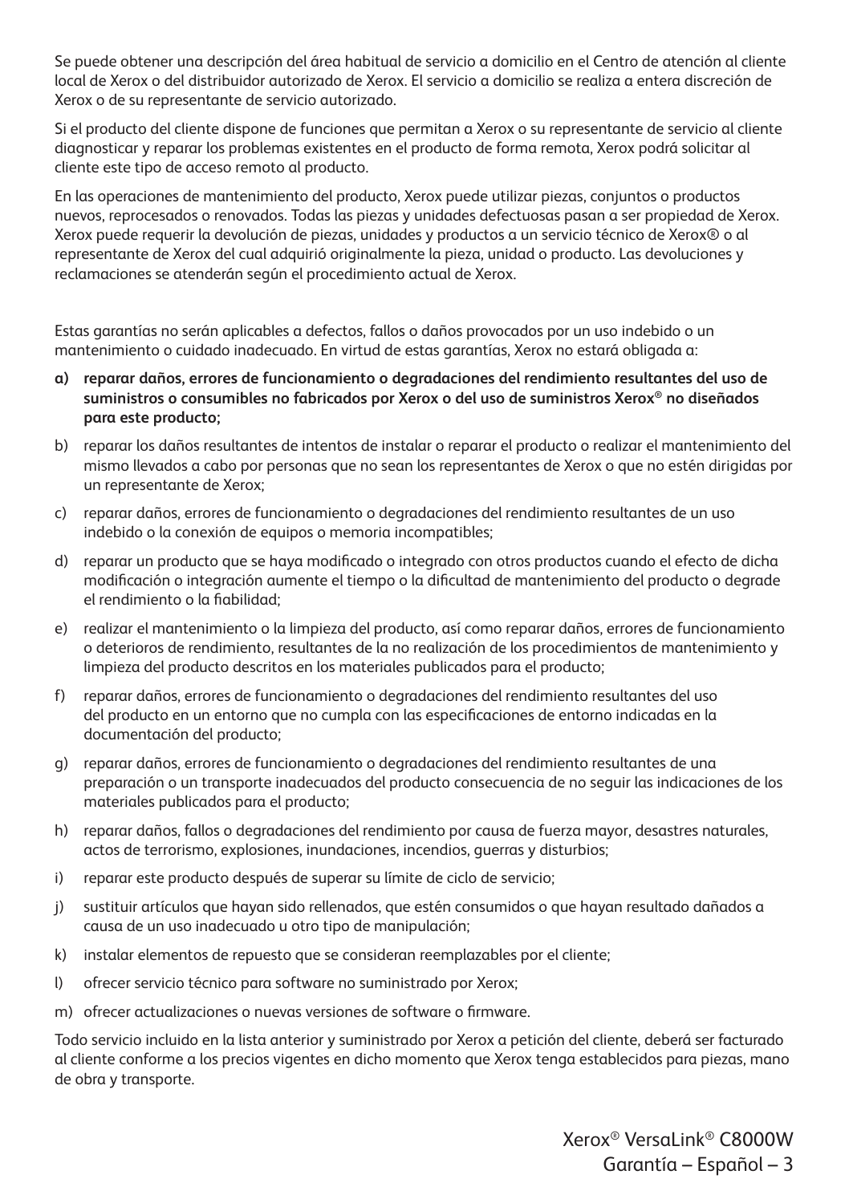Se puede obtener una descripción del área habitual de servicio a domicilio en el Centro de atención al cliente local de Xerox o del distribuidor autorizado de Xerox. El servicio a domicilio se realiza a entera discreción de Xerox o de su representante de servicio autorizado.

Si el producto del cliente dispone de funciones que permitan a Xerox o su representante de servicio al cliente diagnosticar y reparar los problemas existentes en el producto de forma remota, Xerox podrá solicitar al cliente este tipo de acceso remoto al producto.

En las operaciones de mantenimiento del producto, Xerox puede utilizar piezas, conjuntos o productos nuevos, reprocesados o renovados. Todas las piezas y unidades defectuosas pasan a ser propiedad de Xerox. Xerox puede requerir la devolución de piezas, unidades y productos a un servicio técnico de Xerox® o al representante de Xerox del cual adquirió originalmente la pieza, unidad o producto. Las devoluciones y reclamaciones se atenderán según el procedimiento actual de Xerox.

Estas garantías no serán aplicables a defectos, fallos o daños provocados por un uso indebido o un mantenimiento o cuidado inadecuado. En virtud de estas garantías, Xerox no estará obligada a:

**a) reparar daños, errores de funcionamiento o degradaciones del rendimiento resultantes del uso de suministros o consumibles no fabricados por Xerox o del uso de suministros Xerox® no diseñados para este producto;**

b) reparar los daños resultantes de intentos de instalar o reparar el producto o realizar el mantenimiento del mismo llevados a cabo por personas que no sean los representantes de Xerox o que no estén dirigidas por un representante de Xerox;

c) reparar daños, errores de funcionamiento o degradaciones del rendimiento resultantes de un uso indebido o la conexión de equipos o memoria incompatibles;

d) reparar un producto que se haya modificado o integrado con otros productos cuando el efecto de dicha modificación o integración aumente el tiempo o la dificultad de mantenimiento del producto o degrade el rendimiento o la fiabilidad;

e) realizar el mantenimiento o la limpieza del producto, así como reparar daños, errores de funcionamiento o deterioros de rendimiento, resultantes de la no realización de los procedimientos de mantenimiento y limpieza del producto descritos en los materiales publicados para el producto;

f) reparar daños, errores de funcionamiento o degradaciones del rendimiento resultantes del uso del producto en un entorno que no cumpla con las especificaciones de entorno indicadas en la documentación del producto;

g) reparar daños, errores de funcionamiento o degradaciones del rendimiento resultantes de una preparación o un transporte inadecuados del producto consecuencia de no seguir las indicaciones de los materiales publicados para el producto;

h) reparar daños, fallos o degradaciones del rendimiento por causa de fuerza mayor, desastres naturales, actos de terrorismo, explosiones, inundaciones, incendios, guerras y disturbios;

i) reparar este producto después de superar su límite de ciclo de servicio;

j) sustituir artículos que hayan sido rellenados, que estén consumidos o que hayan resultado dañados a causa de un uso inadecuado u otro tipo de manipulación;

k) instalar elementos de repuesto que se consideran reemplazables por el cliente;

l) ofrecer servicio técnico para software no suministrado por Xerox;

m) ofrecer actualizaciones o nuevas versiones de software o firmware.

Todo servicio incluido en la lista anterior y suministrado por Xerox a petición del cliente, deberá ser facturado al cliente conforme a los precios vigentes en dicho momento que Xerox tenga establecidos para piezas, mano de obra y transporte.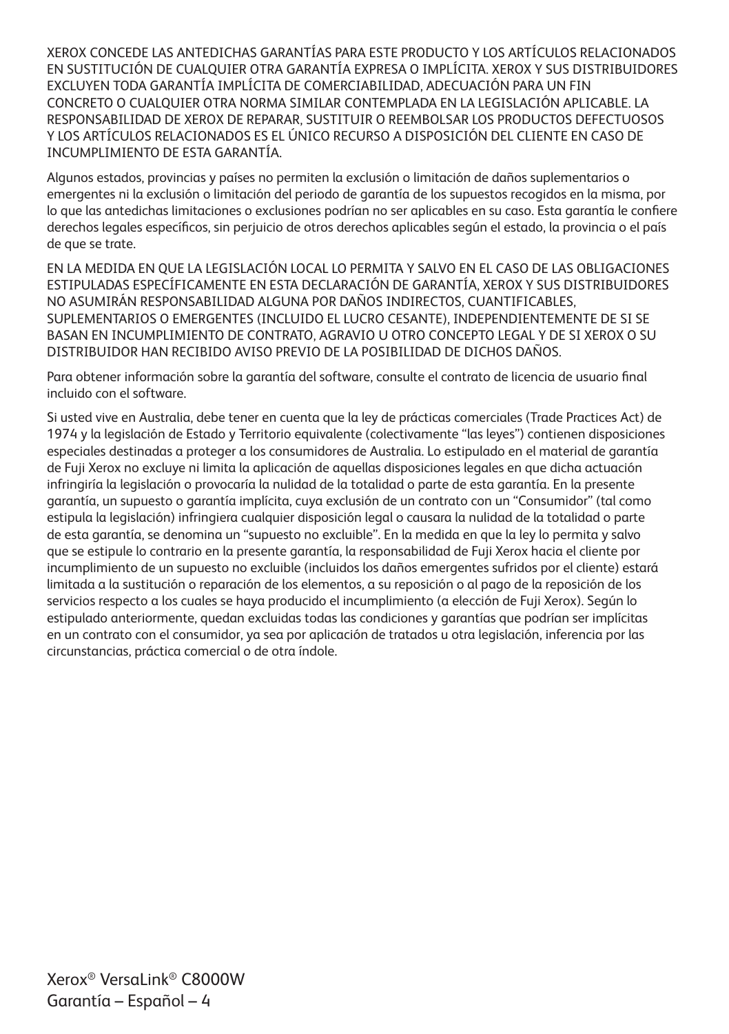XEROX CONCEDE LAS ANTEDICHAS GARANTÍAS PARA ESTE PRODUCTO Y LOS ARTÍCULOS RELACIONADOS EN SUSTITUCIÓN DE CUALQUIER OTRA GARANTÍA EXPRESA O IMPLÍCITA. XEROX Y SUS DISTRIBUIDORES EXCLUYEN TODA GARANTÍA IMPLÍCITA DE COMERCIABILIDAD, ADECUACIÓN PARA UN FIN CONCRETO O CUALQUIER OTRA NORMA SIMILAR CONTEMPLADA EN LA LEGISLACIÓN APLICABLE. LA RESPONSABILIDAD DE XEROX DE REPARAR, SUSTITUIR O REEMBOLSAR LOS PRODUCTOS DEFECTUOSOS Y LOS ARTÍCULOS RELACIONADOS ES EL ÚNICO RECURSO A DISPOSICIÓN DEL CLIENTE EN CASO DE INCUMPLIMIENTO DE ESTA GARANTÍA.

Algunos estados, provincias y países no permiten la exclusión o limitación de daños suplementarios o emergentes ni la exclusión o limitación del periodo de garantía de los supuestos recogidos en la misma, por lo que las antedichas limitaciones o exclusiones podrían no ser aplicables en su caso. Esta garantía le confiere derechos legales específicos, sin perjuicio de otros derechos aplicables según el estado, la provincia o el país de que se trate.

EN LA MEDIDA EN QUE LA LEGISLACIÓN LOCAL LO PERMITA Y SALVO EN EL CASO DE LAS OBLIGACIONES ESTIPULADAS ESPECÍFICAMENTE EN ESTA DECLARACIÓN DE GARANTÍA, XEROX Y SUS DISTRIBUIDORES NO ASUMIRÁN RESPONSABILIDAD ALGUNA POR DAÑOS INDIRECTOS, CUANTIFICABLES, SUPLEMENTARIOS O EMERGENTES (INCLUIDO EL LUCRO CESANTE), INDEPENDIENTEMENTE DE SI SE BASAN EN INCUMPLIMIENTO DE CONTRATO, AGRAVIO U OTRO CONCEPTO LEGAL Y DE SI XEROX O SU DISTRIBUIDOR HAN RECIBIDO AVISO PREVIO DE LA POSIBILIDAD DE DICHOS DAÑOS.

Para obtener información sobre la garantía del software, consulte el contrato de licencia de usuario final incluido con el software.

Si usted vive en Australia, debe tener en cuenta que la ley de prácticas comerciales (Trade Practices Act) de 1974 y la legislación de Estado y Territorio equivalente (colectivamente “las leyes”) contienen disposiciones especiales destinadas a proteger a los consumidores de Australia. Lo estipulado en el material de garantía de Fuji Xerox no excluye ni limita la aplicación de aquellas disposiciones legales en que dicha actuación infringiría la legislación o provocaría la nulidad de la totalidad o parte de esta garantía. En la presente garantía, un supuesto o garantía implícita, cuya exclusión de un contrato con un “Consumidor” (tal como estipula la legislación) infringiera cualquier disposición legal o causara la nulidad de la totalidad o parte de esta garantía, se denomina un “supuesto no excluible”. En la medida en que la ley lo permita y salvo que se estipule lo contrario en la presente garantía, la responsabilidad de Fuji Xerox hacia el cliente por incumplimiento de un supuesto no excluible (incluidos los daños emergentes sufridos por el cliente) estará limitada a la sustitución o reparación de los elementos, a su reposición o al pago de la reposición de los servicios respecto a los cuales se haya producido el incumplimiento (a elección de Fuji Xerox). Según lo estipulado anteriormente, quedan excluidas todas las condiciones y garantías que podrían ser implícitas en un contrato con el consumidor, ya sea por aplicación de tratados u otra legislación, inferencia por las circunstancias, práctica comercial o de otra índole.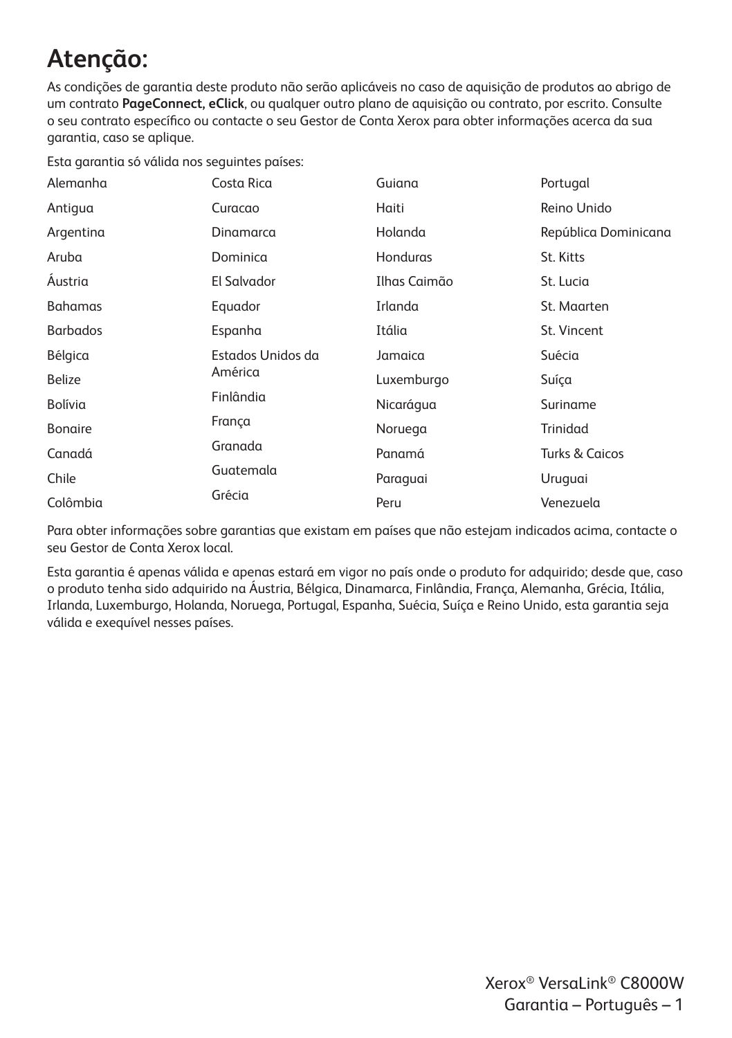# Atenção:

As condições de garantia deste produto não serão aplicáveis no caso de aquisição de produtos ao abrigo de um contrato **PageConnect, eClick**, ou qualquer outro plano de aquisição ou contrato, por escrito. Consulte o seu contrato específico ou contacte o seu Gestor de Conta Xerox para obter informações acerca da sua garantia, caso se aplique.

Esta garantia só válida nos seguintes países:

| | | | |
|---|---|---|---|
| Alemanha | Costa Rica | Guiana | Portugal |
| Antigua | Curacao | Haiti | Reino Unido |
| Argentina | Dinamarca | Holanda | República Dominicana |
| Aruba | Dominica | Honduras | St. Kitts |
| Áustria | El Salvador | Ilhas Caimão | St. Lucia |
| Bahamas | Equador | Irlanda | St. Maarten |
| Barbados | Espanha | Itália | St. Vincent |
| Bélgica | Estados Unidos da América | Jamaica | Suécia |
| Belize | Finlândia | Luxemburgo | Suíça |
| Bolívia | França | Nicarágua | Suriname |
| Bonaire | Granada | Noruega | Trinidad |
| Canadá | Guatemala | Panamá | Turks & Caicos |
| Chile | Grécia | Paraguai | Uruguai |
| Colômbia | | Peru | Venezuela |

Para obter informações sobre garantias que existam em países que não estejam indicados acima, contacte o seu Gestor de Conta Xerox local.

Esta garantia é apenas válida e apenas estará em vigor no país onde o produto for adquirido; desde que, caso o produto tenha sido adquirido na Áustria, Bélgica, Dinamarca, Finlândia, França, Alemanha, Grécia, Itália, Irlanda, Luxemburgo, Holanda, Noruega, Portugal, Espanha, Suécia, Suíça e Reino Unido, esta garantia seja válida e exequível nesses países.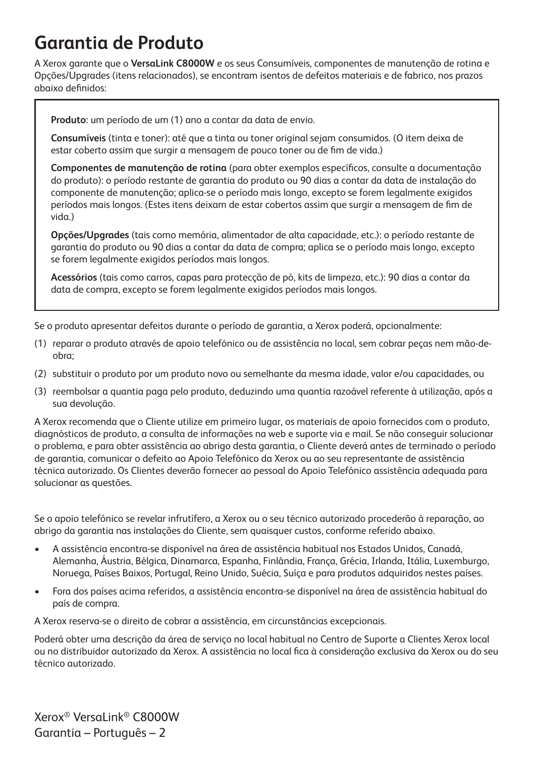# Garantia de Produto

A Xerox garante que o **VersaLink C8000W** e os seus Consumíveis, componentes de manutenção de rotina e Opções/Upgrades (itens relacionados), se encontram isentos de defeitos materiais e de fabrico, nos prazos abaixo definidos:

**Produto**: um período de um (1) ano a contar da data de envio.

**Consumíveis** (tinta e toner): até que a tinta ou toner original sejam consumidos. (O item deixa de estar coberto assim que surgir a mensagem de pouco toner ou de fim de vida.)

**Componentes de manutenção de rotina** (para obter exemplos específicos, consulte a documentação do produto): o período restante de garantia do produto ou 90 dias a contar da data de instalação do componente de manutenção; aplica-se o período mais longo, excepto se forem legalmente exigidos períodos mais longos. (Estes itens deixam de estar cobertos assim que surgir a mensagem de fim de vida.)

**Opções/Upgrades** (tais como memória, alimentador de alta capacidade, etc.): o período restante de garantia do produto ou 90 dias a contar da data de compra; aplica se o período mais longo, excepto se forem legalmente exigidos períodos mais longos.

**Acessórios** (tais como carros, capas para protecção de pó, kits de limpeza, etc.): 90 dias a contar da data de compra, excepto se forem legalmente exigidos períodos mais longos.

Se o produto apresentar defeitos durante o período de garantia, a Xerox poderá, opcionalmente:

(1) reparar o produto através de apoio telefónico ou de assistência no local, sem cobrar peças nem mão-de-obra;

(2) substituir o produto por um produto novo ou semelhante da mesma idade, valor e/ou capacidades, ou

(3) reembolsar a quantia paga pelo produto, deduzindo uma quantia razoável referente à utilização, após a sua devolução.

A Xerox recomenda que o Cliente utilize em primeiro lugar, os materiais de apoio fornecidos com o produto, diagnósticos de produto, a consulta de informações na web e suporte via e mail. Se não conseguir solucionar o problema, e para obter assistência ao abrigo desta garantia, o Cliente deverá antes de terminado o período de garantia, comunicar o defeito ao Apoio Telefónico da Xerox ou ao seu representante de assistência técnica autorizado. Os Clientes deverão fornecer ao pessoal do Apoio Telefónico assistência adequada para solucionar as questões.

Se o apoio telefónico se revelar infrutífero, a Xerox ou o seu técnico autorizado procederão à reparação, ao abrigo da garantia nas instalações do Cliente, sem quaisquer custos, conforme referido abaixo.

- A assistência encontra-se disponível na área de assistência habitual nos Estados Unidos, Canadá, Alemanha, Áustria, Bélgica, Dinamarca, Espanha, Finlândia, França, Grécia, Irlanda, Itália, Luxemburgo, Noruega, Países Baixos, Portugal, Reino Unido, Suécia, Suíça e para produtos adquiridos nestes países.
- Fora dos países acima referidos, a assistência encontra-se disponível na área de assistência habitual do país de compra.

A Xerox reserva-se o direito de cobrar a assistência, em circunstâncias excepcionais.

Poderá obter uma descrição da área de serviço no local habitual no Centro de Suporte a Clientes Xerox local ou no distribuidor autorizado da Xerox. A assistência no local fica à consideração exclusiva da Xerox ou do seu técnico autorizado.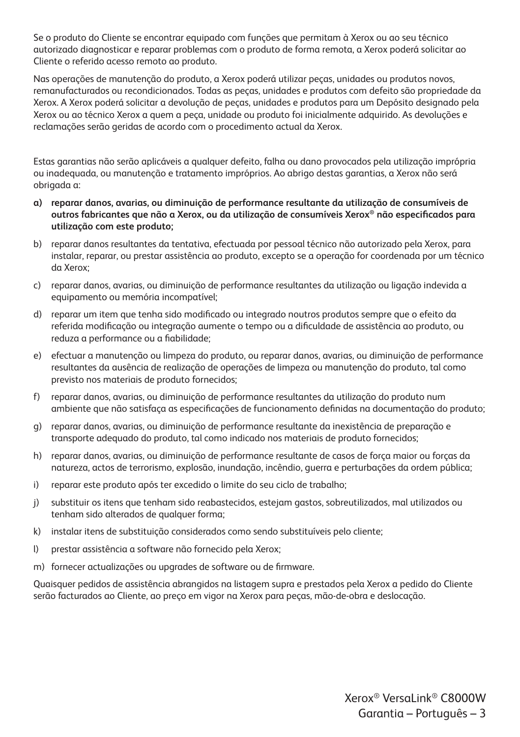Se o produto do Cliente se encontrar equipado com funções que permitam à Xerox ou ao seu técnico autorizado diagnosticar e reparar problemas com o produto de forma remota, a Xerox poderá solicitar ao Cliente o referido acesso remoto ao produto.

Nas operações de manutenção do produto, a Xerox poderá utilizar peças, unidades ou produtos novos, remanufacturados ou recondicionados. Todas as peças, unidades e produtos com defeito são propriedade da Xerox. A Xerox poderá solicitar a devolução de peças, unidades e produtos para um Depósito designado pela Xerox ou ao técnico Xerox a quem a peça, unidade ou produto foi inicialmente adquirido. As devoluções e reclamações serão geridas de acordo com o procedimento actual da Xerox.

Estas garantias não serão aplicáveis a qualquer defeito, falha ou dano provocados pela utilização imprópria ou inadequada, ou manutenção e tratamento impróprios. Ao abrigo destas garantias, a Xerox não será obrigada a:

**a) reparar danos, avarias, ou diminuição de performance resultante da utilização de consumíveis de outros fabricantes que não a Xerox, ou da utilização de consumíveis Xerox® não especificados para utilização com este produto;**

b) reparar danos resultantes da tentativa, efectuada por pessoal técnico não autorizado pela Xerox, para instalar, reparar, ou prestar assistência ao produto, excepto se a operação for coordenada por um técnico da Xerox;

c) reparar danos, avarias, ou diminuição de performance resultantes da utilização ou ligação indevida a equipamento ou memória incompatível;

d) reparar um item que tenha sido modificado ou integrado noutros produtos sempre que o efeito da referida modificação ou integração aumente o tempo ou a dificuldade de assistência ao produto, ou reduza a performance ou a fiabilidade;

e) efectuar a manutenção ou limpeza do produto, ou reparar danos, avarias, ou diminuição de performance resultantes da ausência de realização de operações de limpeza ou manutenção do produto, tal como previsto nos materiais de produto fornecidos;

f) reparar danos, avarias, ou diminuição de performance resultantes da utilização do produto num ambiente que não satisfaça as especificações de funcionamento definidas na documentação do produto;

g) reparar danos, avarias, ou diminuição de performance resultante da inexistência de preparação e transporte adequado do produto, tal como indicado nos materiais de produto fornecidos;

h) reparar danos, avarias, ou diminuição de performance resultante de casos de força maior ou forças da natureza, actos de terrorismo, explosão, inundação, incêndio, guerra e perturbações da ordem pública;

i) reparar este produto após ter excedido o limite do seu ciclo de trabalho;

j) substituir os itens que tenham sido reabastecidos, estejam gastos, sobreutilizados, mal utilizados ou tenham sido alterados de qualquer forma;

k) instalar itens de substituição considerados como sendo substituíveis pelo cliente;

l) prestar assistência a software não fornecido pela Xerox;

m) fornecer actualizações ou upgrades de software ou de firmware.

Quaisquer pedidos de assistência abrangidos na listagem supra e prestados pela Xerox a pedido do Cliente serão facturados ao Cliente, ao preço em vigor na Xerox para peças, mão-de-obra e deslocação.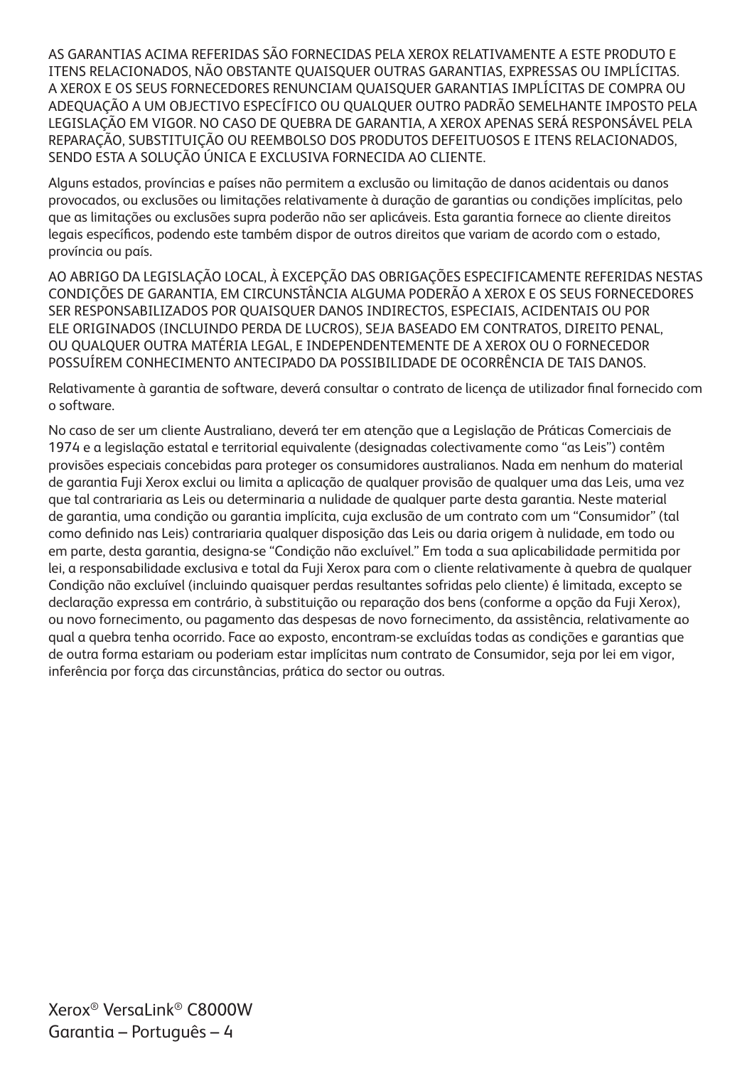AS GARANTIAS ACIMA REFERIDAS SÃO FORNECIDAS PELA XEROX RELATIVAMENTE A ESTE PRODUTO E ITENS RELACIONADOS, NÃO OBSTANTE QUAISQUER OUTRAS GARANTIAS, EXPRESSAS OU IMPLÍCITAS. A XEROX E OS SEUS FORNECEDORES RENUNCIAM QUAISQUER GARANTIAS IMPLÍCITAS DE COMPRA OU ADEQUAÇÃO A UM OBJECTIVO ESPECÍFICO OU QUALQUER OUTRO PADRÃO SEMELHANTE IMPOSTO PELA LEGISLAÇÃO EM VIGOR. NO CASO DE QUEBRA DE GARANTIA, A XEROX APENAS SERÁ RESPONSÁVEL PELA REPARAÇÃO, SUBSTITUIÇÃO OU REEMBOLSO DOS PRODUTOS DEFEITUOSOS E ITENS RELACIONADOS, SENDO ESTA A SOLUÇÃO ÚNICA E EXCLUSIVA FORNECIDA AO CLIENTE.

Alguns estados, províncias e países não permitem a exclusão ou limitação de danos acidentais ou danos provocados, ou exclusões ou limitações relativamente à duração de garantias ou condições implícitas, pelo que as limitações ou exclusões supra poderão não ser aplicáveis. Esta garantia fornece ao cliente direitos legais específicos, podendo este também dispor de outros direitos que variam de acordo com o estado, província ou país.

AO ABRIGO DA LEGISLAÇÃO LOCAL, À EXCEPÇÃO DAS OBRIGAÇÕES ESPECIFICAMENTE REFERIDAS NESTAS CONDIÇÕES DE GARANTIA, EM CIRCUNSTÂNCIA ALGUMA PODERÃO A XEROX E OS SEUS FORNECEDORES SER RESPONSABILIZADOS POR QUAISQUER DANOS INDIRECTOS, ESPECIAIS, ACIDENTAIS OU POR ELE ORIGINADOS (INCLUINDO PERDA DE LUCROS), SEJA BASEADO EM CONTRATOS, DIREITO PENAL, OU QUALQUER OUTRA MATÉRIA LEGAL, E INDEPENDENTEMENTE DE A XEROX OU O FORNECEDOR POSSUÍREM CONHECIMENTO ANTECIPADO DA POSSIBILIDADE DE OCORRÊNCIA DE TAIS DANOS.

Relativamente à garantia de software, deverá consultar o contrato de licença de utilizador final fornecido com o software.

No caso de ser um cliente Australiano, deverá ter em atenção que a Legislação de Práticas Comerciais de 1974 e a legislação estatal e territorial equivalente (designadas colectivamente como "as Leis") contêm provisões especiais concebidas para proteger os consumidores australianos. Nada em nenhum do material de garantia Fuji Xerox exclui ou limita a aplicação de qualquer provisão de qualquer uma das Leis, uma vez que tal contrariaria as Leis ou determinaria a nulidade de qualquer parte desta garantia. Neste material de garantia, uma condição ou garantia implícita, cuja exclusão de um contrato com um "Consumidor" (tal como definido nas Leis) contrariaria qualquer disposição das Leis ou daria origem à nulidade, em todo ou em parte, desta garantia, designa-se "Condição não excluível." Em toda a sua aplicabilidade permitida por lei, a responsabilidade exclusiva e total da Fuji Xerox para com o cliente relativamente à quebra de qualquer Condição não excluível (incluindo quaisquer perdas resultantes sofridas pelo cliente) é limitada, excepto se declaração expressa em contrário, à substituição ou reparação dos bens (conforme a opção da Fuji Xerox), ou novo fornecimento, ou pagamento das despesas de novo fornecimento, da assistência, relativamente ao qual a quebra tenha ocorrido. Face ao exposto, encontram-se excluídas todas as condições e garantias que de outra forma estariam ou poderiam estar implícitas num contrato de Consumidor, seja por lei em vigor, inferência por força das circunstâncias, prática do sector ou outras.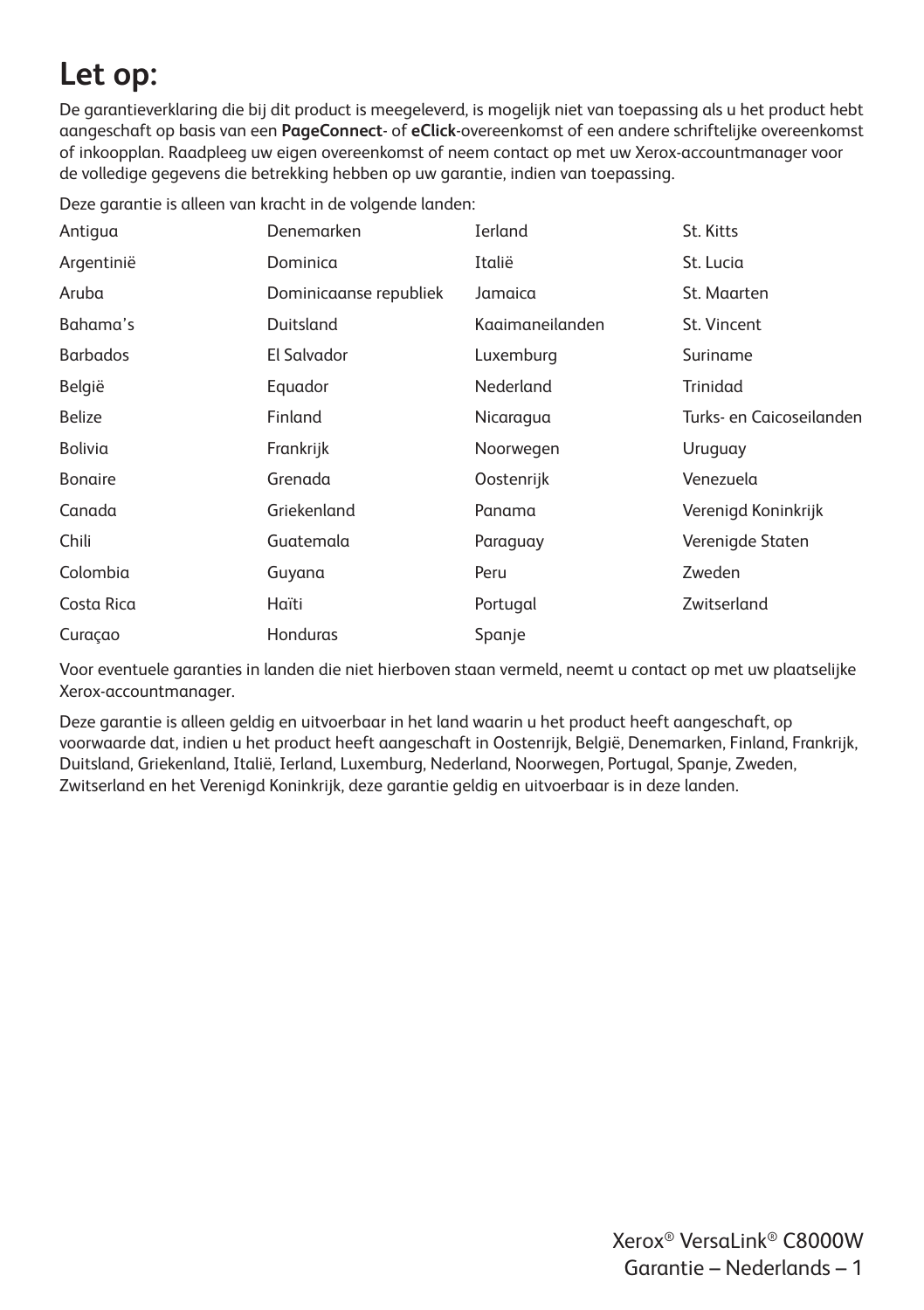# Let op:

De garantieverklaring die bij dit product is meegeleverd, is mogelijk niet van toepassing als u het product hebt aangeschaft op basis van een **PageConnect**- of **eClick**-overeenkomst of een andere schriftelijke overeenkomst of inkoopplan. Raadpleeg uw eigen overeenkomst of neem contact op met uw Xerox-accountmanager voor de volledige gegevens die betrekking hebben op uw garantie, indien van toepassing.

Deze garantie is alleen van kracht in de volgende landen:

| | | | |
|---|---|---|---|
| Antigua | Denemarken | Ierland | St. Kitts |
| Argentinië | Dominica | Italië | St. Lucia |
| Aruba | Dominicaanse republiek | Jamaica | St. Maarten |
| Bahama's | Duitsland | Kaaimaneilanden | St. Vincent |
| Barbados | El Salvador | Luxemburg | Suriname |
| België | Equador | Nederland | Trinidad |
| Belize | Finland | Nicaragua | Turks- en Caicoseilanden |
| Bolivia | Frankrijk | Noorwegen | Uruguay |
| Bonaire | Grenada | Oostenrijk | Venezuela |
| Canada | Griekenland | Panama | Verenigd Koninkrijk |
| Chili | Guatemala | Paraguay | Verenigde Staten |
| Colombia | Guyana | Peru | Zweden |
| Costa Rica | Haïti | Portugal | Zwitserland |
| Curaçao | Honduras | Spanje | |

Voor eventuele garanties in landen die niet hierboven staan vermeld, neemt u contact op met uw plaatselijke Xerox-accountmanager.

Deze garantie is alleen geldig en uitvoerbaar in het land waarin u het product heeft aangeschaft, op voorwaarde dat, indien u het product heeft aangeschaft in Oostenrijk, België, Denemarken, Finland, Frankrijk, Duitsland, Griekenland, Italië, Ierland, Luxemburg, Nederland, Noorwegen, Portugal, Spanje, Zweden, Zwitserland en het Verenigd Koninkrijk, deze garantie geldig en uitvoerbaar is in deze landen.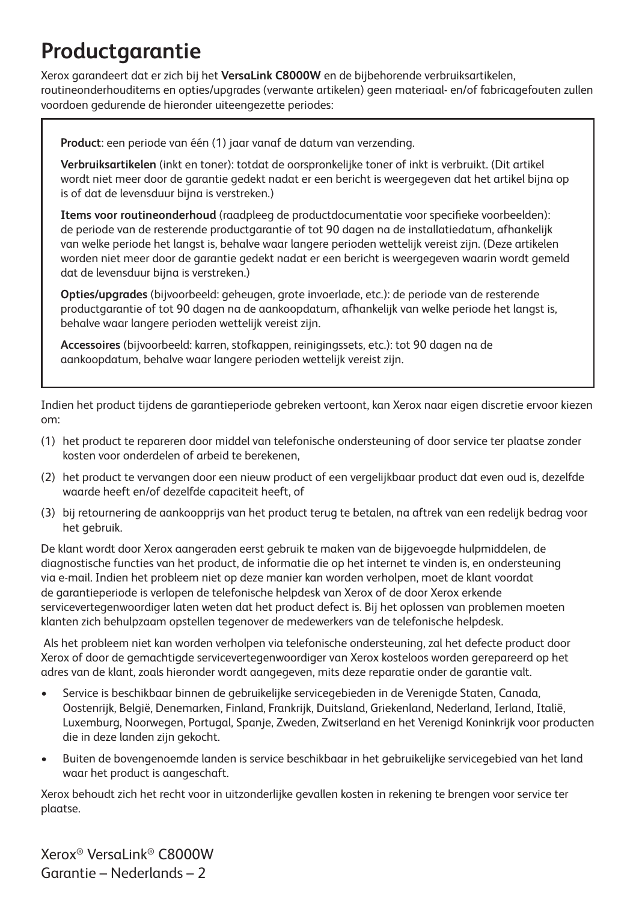# Productgarantie

Xerox garandeert dat er zich bij het **VersaLink C8000W** en de bijbehorende verbruiksartikelen, routineonderhouditems en opties/upgrades (verwante artikelen) geen materiaal- en/of fabricagefouten zullen voordoen gedurende de hieronder uiteengezette periodes:

**Product**: een periode van één (1) jaar vanaf de datum van verzending.

**Verbruiksartikelen** (inkt en toner): totdat de oorspronkelijke toner of inkt is verbruikt. (Dit artikel wordt niet meer door de garantie gedekt nadat er een bericht is weergegeven dat het artikel bijna op is of dat de levensduur bijna is verstreken.)

**Items voor routineonderhoud** (raadpleeg de productdocumentatie voor specifieke voorbeelden): de periode van de resterende productgarantie of tot 90 dagen na de installatiedatum, afhankelijk van welke periode het langst is, behalve waar langere perioden wettelijk vereist zijn. (Deze artikelen worden niet meer door de garantie gedekt nadat er een bericht is weergegeven waarin wordt gemeld dat de levensduur bijna is verstreken.)

**Opties/upgrades** (bijvoorbeeld: geheugen, grote invoerlade, etc.): de periode van de resterende productgarantie of tot 90 dagen na de aankoopdatum, afhankelijk van welke periode het langst is, behalve waar langere perioden wettelijk vereist zijn.

**Accessoires** (bijvoorbeeld: karren, stofkappen, reinigingssets, etc.): tot 90 dagen na de aankoopdatum, behalve waar langere perioden wettelijk vereist zijn.

Indien het product tijdens de garantieperiode gebreken vertoont, kan Xerox naar eigen discretie ervoor kiezen om:

(1) het product te repareren door middel van telefonische ondersteuning of door service ter plaatse zonder kosten voor onderdelen of arbeid te berekenen,

(2) het product te vervangen door een nieuw product of een vergelijkbaar product dat even oud is, dezelfde waarde heeft en/of dezelfde capaciteit heeft, of

(3) bij retournering de aankoopprijs van het product terug te betalen, na aftrek van een redelijk bedrag voor het gebruik.

De klant wordt door Xerox aangeraden eerst gebruik te maken van de bijgevoegde hulpmiddelen, de diagnostische functies van het product, de informatie die op het internet te vinden is, en ondersteuning via e-mail. Indien het probleem niet op deze manier kan worden verholpen, moet de klant voordat de garantieperiode is verlopen de telefonische helpdesk van Xerox of de door Xerox erkende servicevertegenwoordiger laten weten dat het product defect is. Bij het oplossen van problemen moeten klanten zich behulpzaam opstellen tegenover de medewerkers van de telefonische helpdesk.

Als het probleem niet kan worden verholpen via telefonische ondersteuning, zal het defecte product door Xerox of door de gemachtigde servicevertegenwoordiger van Xerox kosteloos worden gerepareerd op het adres van de klant, zoals hieronder wordt aangegeven, mits deze reparatie onder de garantie valt.

- Service is beschikbaar binnen de gebruikelijke servicegebieden in de Verenigde Staten, Canada, Oostenrijk, België, Denemarken, Finland, Frankrijk, Duitsland, Griekenland, Nederland, Ierland, Italië, Luxemburg, Noorwegen, Portugal, Spanje, Zweden, Zwitserland en het Verenigd Koninkrijk voor producten die in deze landen zijn gekocht.
- Buiten de bovengenoemde landen is service beschikbaar in het gebruikelijke servicegebied van het land waar het product is aangeschaft.

Xerox behoudt zich het recht voor in uitzonderlijke gevallen kosten in rekening te brengen voor service ter plaatse.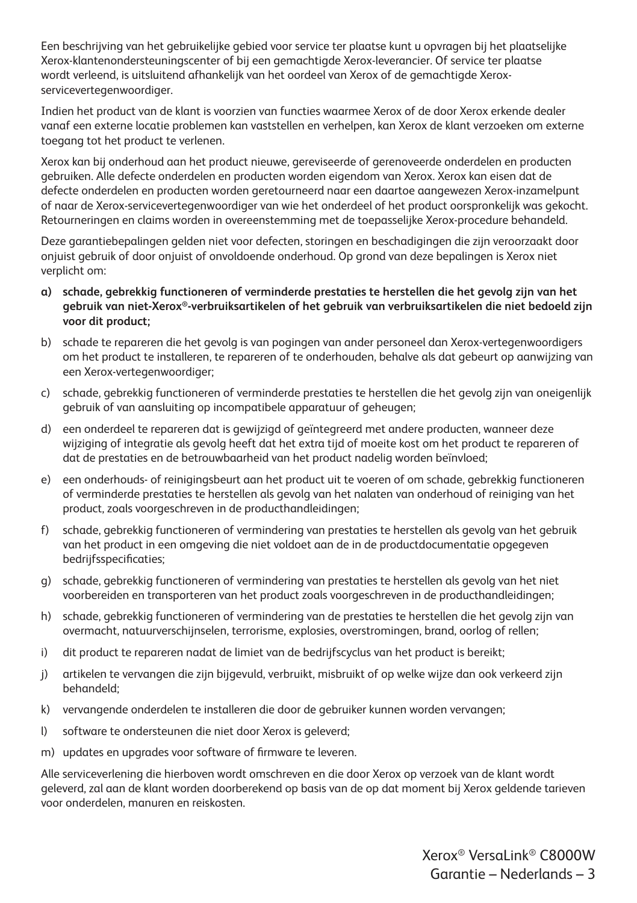Een beschrijving van het gebruikelijke gebied voor service ter plaatse kunt u opvragen bij het plaatselijke Xerox-klantenondersteuningscenter of bij een gemachtigde Xerox-leverancier. Of service ter plaatse wordt verleend, is uitsluitend afhankelijk van het oordeel van Xerox of de gemachtigde Xerox-servicevertegenwoordiger.

Indien het product van de klant is voorzien van functies waarmee Xerox of de door Xerox erkende dealer vanaf een externe locatie problemen kan vaststellen en verhelpen, kan Xerox de klant verzoeken om externe toegang tot het product te verlenen.

Xerox kan bij onderhoud aan het product nieuwe, gereviseerde of gerenoveerde onderdelen en producten gebruiken. Alle defecte onderdelen en producten worden eigendom van Xerox. Xerox kan eisen dat de defecte onderdelen en producten worden geretourneerd naar een daartoe aangewezen Xerox-inzamelpunt of naar de Xerox-servicevertegenwoordiger van wie het onderdeel of het product oorspronkelijk was gekocht. Retourneringen en claims worden in overeenstemming met de toepasselijke Xerox-procedure behandeld.

Deze garantiebepalingen gelden niet voor defecten, storingen en beschadigingen die zijn veroorzaakt door onjuist gebruik of door onjuist of onvoldoende onderhoud. Op grond van deze bepalingen is Xerox niet verplicht om:

a) **schade, gebrekkig functioneren of verminderde prestaties te herstellen die het gevolg zijn van het gebruik van niet-Xerox®-verbruiksartikelen of het gebruik van verbruiksartikelen die niet bedoeld zijn voor dit product;**

b) schade te repareren die het gevolg is van pogingen van ander personeel dan Xerox-vertegenwoordigers om het product te installeren, te repareren of te onderhouden, behalve als dat gebeurt op aanwijzing van een Xerox-vertegenwoordiger;

c) schade, gebrekkig functioneren of verminderde prestaties te herstellen die het gevolg zijn van oneigenlijk gebruik of van aansluiting op incompatibele apparatuur of geheugen;

d) een onderdeel te repareren dat is gewijzigd of geïntegreerd met andere producten, wanneer deze wijziging of integratie als gevolg heeft dat het extra tijd of moeite kost om het product te repareren of dat de prestaties en de betrouwbaarheid van het product nadelig worden beïnvloed;

e) een onderhouds- of reinigingsbeurt aan het product uit te voeren of om schade, gebrekkig functioneren of verminderde prestaties te herstellen als gevolg van het nalaten van onderhoud of reiniging van het product, zoals voorgeschreven in de producthandleidingen;

f) schade, gebrekkig functioneren of vermindering van prestaties te herstellen als gevolg van het gebruik van het product in een omgeving die niet voldoet aan de in de productdocumentatie opgegeven bedrijfsspecificaties;

g) schade, gebrekkig functioneren of vermindering van prestaties te herstellen als gevolg van het niet voorbereiden en transporteren van het product zoals voorgeschreven in de producthandleidingen;

h) schade, gebrekkig functioneren of vermindering van de prestaties te herstellen die het gevolg zijn van overmacht, natuurverschijnselen, terrorisme, explosies, overstromingen, brand, oorlog of rellen;

i) dit product te repareren nadat de limiet van de bedrijfscyclus van het product is bereikt;

j) artikelen te vervangen die zijn bijgevuld, verbruikt, misbruikt of op welke wijze dan ook verkeerd zijn behandeld;

k) vervangende onderdelen te installeren die door de gebruiker kunnen worden vervangen;

l) software te ondersteunen die niet door Xerox is geleverd;

m) updates en upgrades voor software of firmware te leveren.

Alle serviceverlening die hierboven wordt omschreven en die door Xerox op verzoek van de klant wordt geleverd, zal aan de klant worden doorberekend op basis van de op dat moment bij Xerox geldende tarieven voor onderdelen, manuren en reiskosten.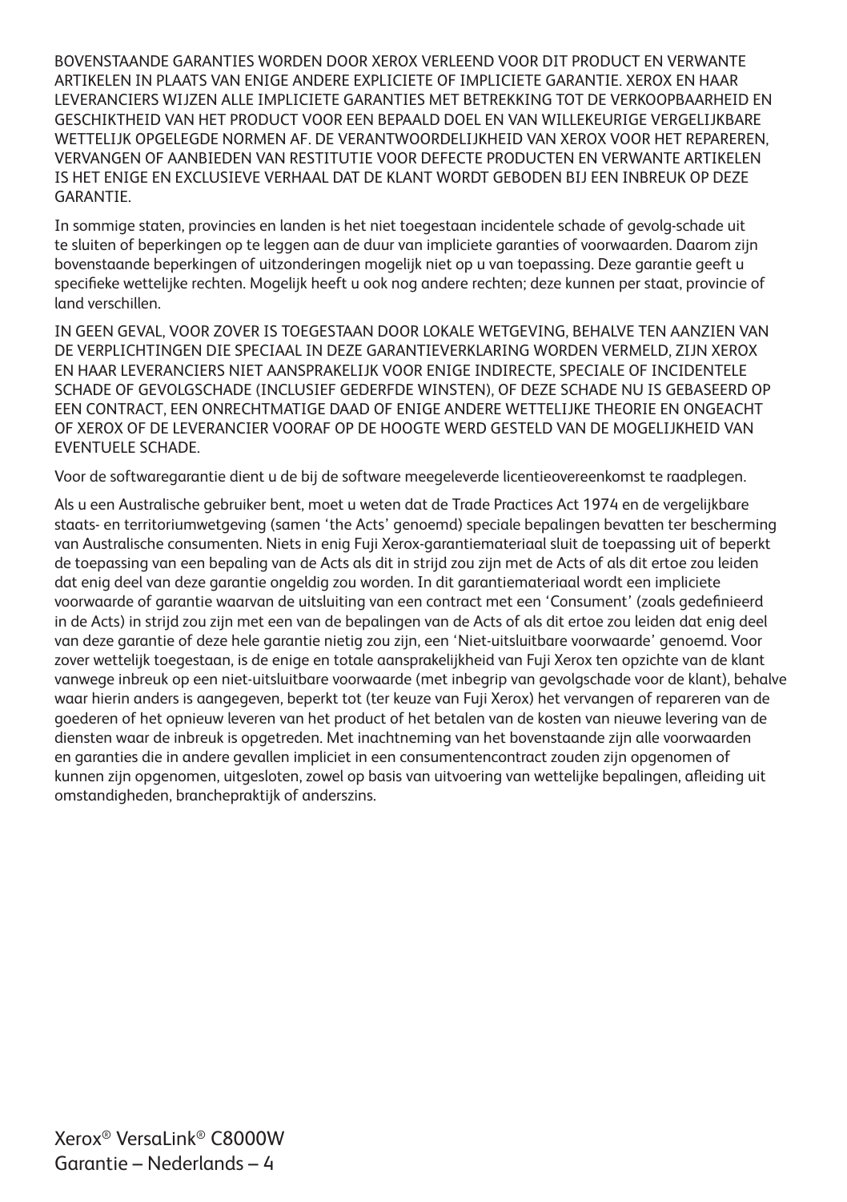BOVENSTAANDE GARANTIES WORDEN DOOR XEROX VERLEEND VOOR DIT PRODUCT EN VERWANTE ARTIKELEN IN PLAATS VAN ENIGE ANDERE EXPLICIETE OF IMPLICIETE GARANTIE. XEROX EN HAAR LEVERANCIERS WIJZEN ALLE IMPLICIETE GARANTIES MET BETREKKING TOT DE VERKOOPBAARHEID EN GESCHIKTHEID VAN HET PRODUCT VOOR EEN BEPAALD DOEL EN VAN WILLEKEURIGE VERGELIJKBARE WETTELIJK OPGELEGDE NORMEN AF. DE VERANTWOORDELIJKHEID VAN XEROX VOOR HET REPAREREN, VERVANGEN OF AANBIEDEN VAN RESTITUTIE VOOR DEFECTE PRODUCTEN EN VERWANTE ARTIKELEN IS HET ENIGE EN EXCLUSIEVE VERHAAL DAT DE KLANT WORDT GEBODEN BIJ EEN INBREUK OP DEZE GARANTIE.

In sommige staten, provincies en landen is het niet toegestaan incidentele schade of gevolg-schade uit te sluiten of beperkingen op te leggen aan de duur van impliciete garanties of voorwaarden. Daarom zijn bovenstaande beperkingen of uitzonderingen mogelijk niet op u van toepassing. Deze garantie geeft u specifieke wettelijke rechten. Mogelijk heeft u ook nog andere rechten; deze kunnen per staat, provincie of land verschillen.

IN GEEN GEVAL, VOOR ZOVER IS TOEGESTAAN DOOR LOKALE WETGEVING, BEHALVE TEN AANZIEN VAN DE VERPLICHTINGEN DIE SPECIAAL IN DEZE GARANTIEVERKLARING WORDEN VERMELD, ZIJN XEROX EN HAAR LEVERANCIERS NIET AANSPRAKELIJK VOOR ENIGE INDIRECTE, SPECIALE OF INCIDENTELE SCHADE OF GEVOLGSCHADE (INCLUSIEF GEDERFDE WINSTEN), OF DEZE SCHADE NU IS GEBASEERD OP EEN CONTRACT, EEN ONRECHTMATIGE DAAD OF ENIGE ANDERE WETTELIJKE THEORIE EN ONGEACHT OF XEROX OF DE LEVERANCIER VOORAF OP DE HOOGTE WERD GESTELD VAN DE MOGELIJKHEID VAN EVENTUELE SCHADE.

Voor de softwaregarantie dient u de bij de software meegeleverde licentieovereenkomst te raadplegen.

Als u een Australische gebruiker bent, moet u weten dat de Trade Practices Act 1974 en de vergelijkbare staats- en territoriumwetgeving (samen 'the Acts' genoemd) speciale bepalingen bevatten ter bescherming van Australische consumenten. Niets in enig Fuji Xerox-garantiemateriaal sluit de toepassing uit of beperkt de toepassing van een bepaling van de Acts als dit in strijd zou zijn met de Acts of als dit ertoe zou leiden dat enig deel van deze garantie ongeldig zou worden. In dit garantiemateriaal wordt een impliciete voorwaarde of garantie waarvan de uitsluiting van een contract met een 'Consument' (zoals gedefinieerd in de Acts) in strijd zou zijn met een van de bepalingen van de Acts of als dit ertoe zou leiden dat enig deel van deze garantie of deze hele garantie nietig zou zijn, een 'Niet-uitsluitbare voorwaarde' genoemd. Voor zover wettelijk toegestaan, is de enige en totale aansprakelijkheid van Fuji Xerox ten opzichte van de klant vanwege inbreuk op een niet-uitsluitbare voorwaarde (met inbegrip van gevolgschade voor de klant), behalve waar hierin anders is aangegeven, beperkt tot (ter keuze van Fuji Xerox) het vervangen of repareren van de goederen of het opnieuw leveren van het product of het betalen van de kosten van nieuwe levering van de diensten waar de inbreuk is opgetreden. Met inachtneming van het bovenstaande zijn alle voorwaarden en garanties die in andere gevallen impliciet in een consumentencontract zouden zijn opgenomen of kunnen zijn opgenomen, uitgesloten, zowel op basis van uitvoering van wettelijke bepalingen, afleiding uit omstandigheden, branchepraktijk of anderszins.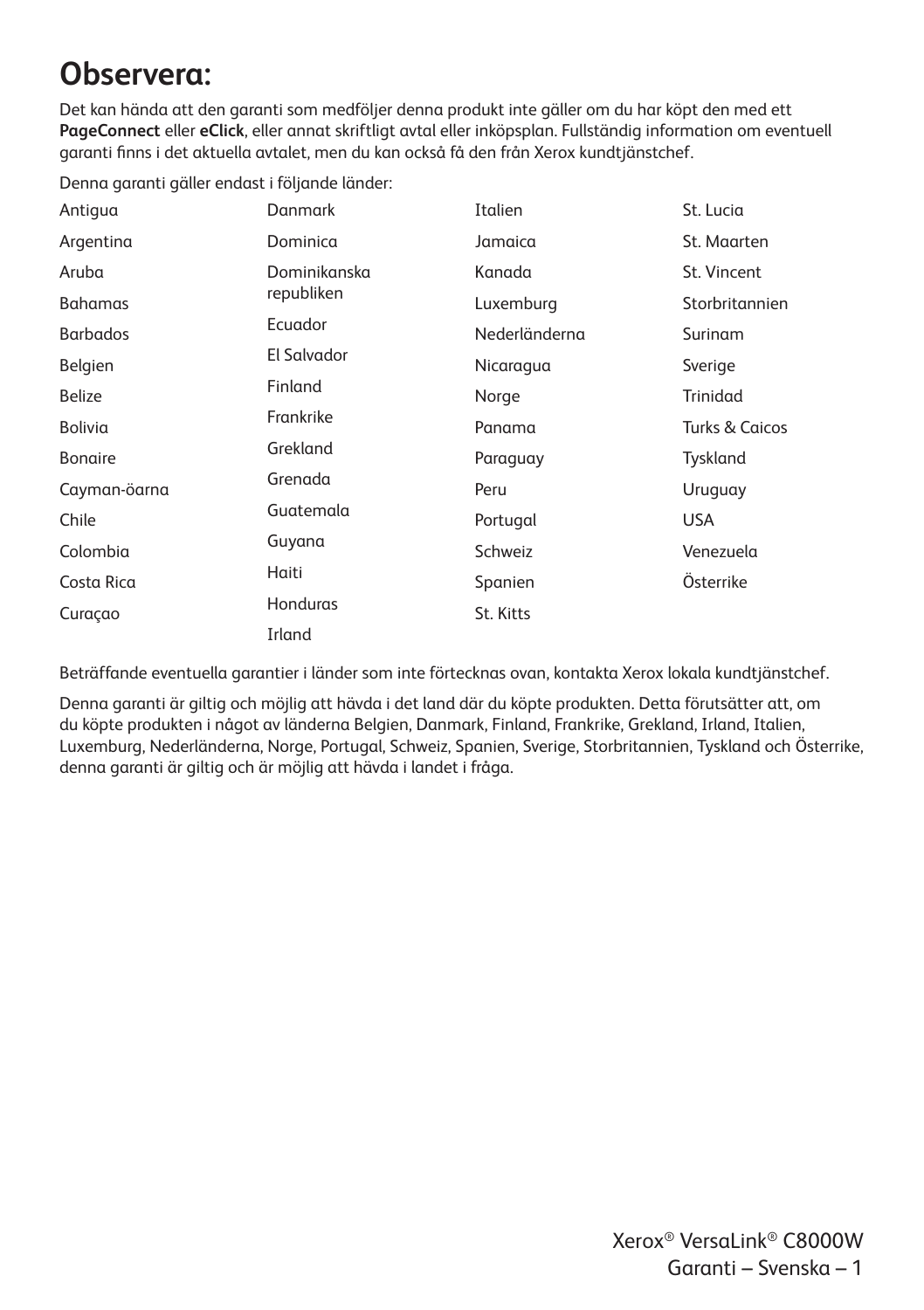# Observera:

Det kan hända att den garanti som medföljer denna produkt inte gäller om du har köpt den med ett **PageConnect** eller **eClick**, eller annat skriftligt avtal eller inköpsplan. Fullständig information om eventuell garanti finns i det aktuella avtalet, men du kan också få den från Xerox kundtjänstchef.

Denna garanti gäller endast i följande länder:

- Antigua
- Argentina
- Aruba
- Bahamas
- Barbados
- Belgien
- Belize
- Bolivia
- Bonaire
- Cayman-öarna
- Chile
- Colombia
- Costa Rica
- Curaçao
- Danmark
- Dominica
- Dominikanska republiken
- Ecuador
- El Salvador
- Finland
- Frankrike
- Grekland
- Grenada
- Guatemala
- Guyana
- Haiti
- Honduras
- Irland
- Italien
- Jamaica
- Kanada
- Luxemburg
- Nederländerna
- Nicaragua
- Norge
- Panama
- Paraguay
- Peru
- Portugal
- Schweiz
- Spanien
- St. Kitts
- St. Lucia
- St. Maarten
- St. Vincent
- Storbritannien
- Surinam
- Sverige
- Trinidad
- Turks & Caicos
- Tyskland
- Uruguay
- USA
- Venezuela
- Österrike

Beträffande eventuella garantier i länder som inte förtecknas ovan, kontakta Xerox lokala kundtjänstchef.

Denna garanti är giltig och möjlig att hävda i det land där du köpte produkten. Detta förutsätter att, om du köpte produkten i något av länderna Belgien, Danmark, Finland, Frankrike, Grekland, Irland, Italien, Luxemburg, Nederländerna, Norge, Portugal, Schweiz, Spanien, Sverige, Storbritannien, Tyskland och Österrike, denna garanti är giltig och är möjlig att hävda i landet i fråga.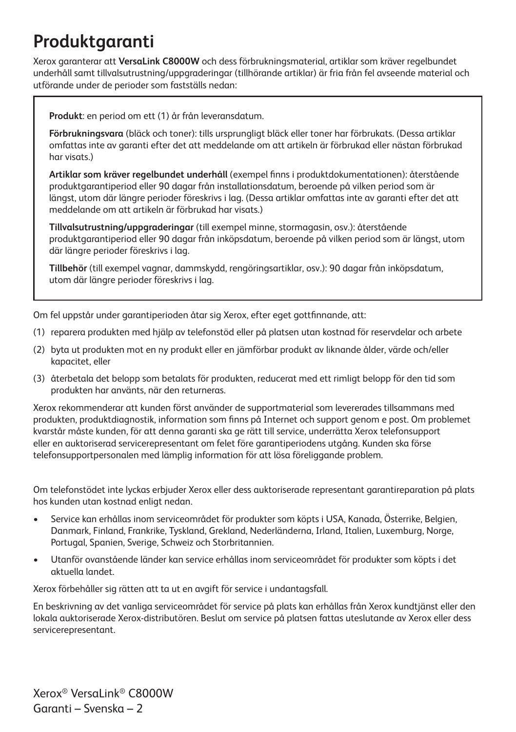# Produktgaranti

Xerox garanterar att **VersaLink C8000W** och dess förbrukningsmaterial, artiklar som kräver regelbundet underhåll samt tillvalsutrustning/uppgraderingar (tillhörande artiklar) är fria från fel avseende material och utförande under de perioder som fastställs nedan:

**Produkt**: en period om ett (1) år från leveransdatum.

**Förbrukningsvara** (bläck och toner): tills ursprungligt bläck eller toner har förbrukats. (Dessa artiklar omfattas inte av garanti efter det att meddelande om att artikeln är förbrukad eller nästan förbrukad har visats.)

**Artiklar som kräver regelbundet underhåll** (exempel finns i produktdokumentationen): återstående produktgarantiperiod eller 90 dagar från installationsdatum, beroende på vilken period som är längst, utom där längre perioder föreskrivs i lag. (Dessa artiklar omfattas inte av garanti efter det att meddelande om att artikeln är förbrukad har visats.)

**Tillvalsutrustning/uppgraderingar** (till exempel minne, stormagasin, osv.): återstående produktgarantiperiod eller 90 dagar från inköpsdatum, beroende på vilken period som är längst, utom där längre perioder föreskrivs i lag.

**Tillbehör** (till exempel vagnar, dammskydd, rengöringsartiklar, osv.): 90 dagar från inköpsdatum, utom där längre perioder föreskrivs i lag.

Om fel uppstår under garantiperioden åtar sig Xerox, efter eget gottfinnande, att:

(1) reparera produkten med hjälp av telefonstöd eller på platsen utan kostnad för reservdelar och arbete

(2) byta ut produkten mot en ny produkt eller en jämförbar produkt av liknande ålder, värde och/eller kapacitet, eller

(3) återbetala det belopp som betalats för produkten, reducerat med ett rimligt belopp för den tid som produkten har använts, när den returneras.

Xerox rekommenderar att kunden först använder de supportmaterial som levererades tillsammans med produkten, produktdiagnostik, information som finns på Internet och support genom e post. Om problemet kvarstår måste kunden, för att denna garanti ska ge rätt till service, underrätta Xerox telefonsupport eller en auktoriserad servicerepresentant om felet före garantiperiodens utgång. Kunden ska förse telefonsupportpersonalen med lämplig information för att lösa föreliggande problem.

Om telefonstödet inte lyckas erbjuder Xerox eller dess auktoriserade representant garantireparation på plats hos kunden utan kostnad enligt nedan.

- Service kan erhållas inom serviceområdet för produkter som köpts i USA, Kanada, Österrike, Belgien, Danmark, Finland, Frankrike, Tyskland, Grekland, Nederländerna, Irland, Italien, Luxemburg, Norge, Portugal, Spanien, Sverige, Schweiz och Storbritannien.
- Utanför ovanstående länder kan service erhållas inom serviceområdet för produkter som köpts i det aktuella landet.

Xerox förbehåller sig rätten att ta ut en avgift för service i undantagsfall.

En beskrivning av det vanliga serviceområdet för service på plats kan erhållas från Xerox kundtjänst eller den lokala auktoriserade Xerox-distributören. Beslut om service på platsen fattas uteslutande av Xerox eller dess servicerepresentant.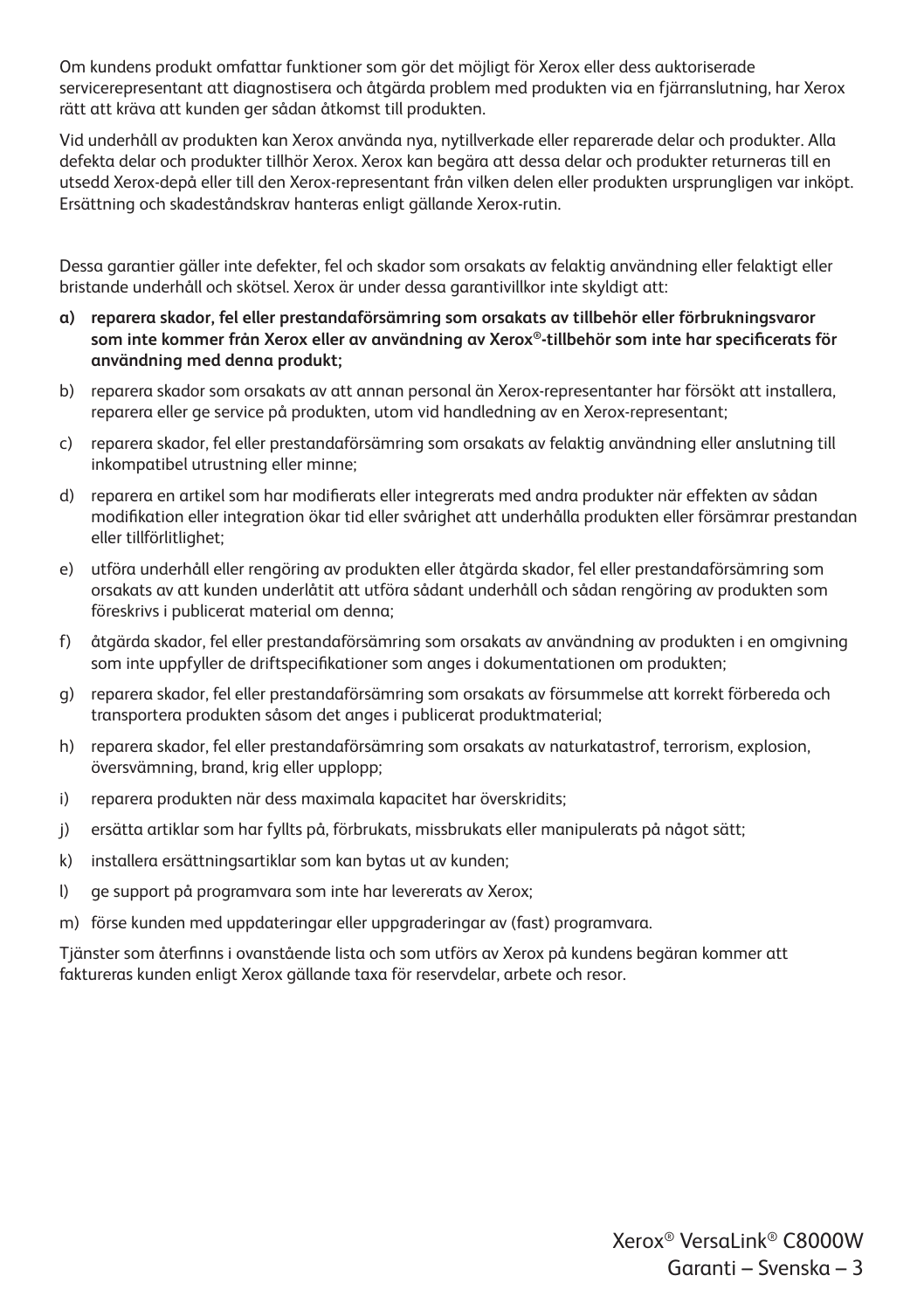Om kundens produkt omfattar funktioner som gör det möjligt för Xerox eller dess auktoriserade servicerepresentant att diagnostisera och åtgärda problem med produkten via en fjärranslutning, har Xerox rätt att kräva att kunden ger sådan åtkomst till produkten.

Vid underhåll av produkten kan Xerox använda nya, nytillverkade eller reparerade delar och produkter. Alla defekta delar och produkter tillhör Xerox. Xerox kan begära att dessa delar och produkter returneras till en utsedd Xerox-depå eller till den Xerox-representant från vilken delen eller produkten ursprungligen var inköpt. Ersättning och skadeståndskrav hanteras enligt gällande Xerox-rutin.

Dessa garantier gäller inte defekter, fel och skador som orsakats av felaktig användning eller felaktigt eller bristande underhåll och skötsel. Xerox är under dessa garantivillkor inte skyldigt att:

**a) reparera skador, fel eller prestandaförsämring som orsakats av tillbehör eller förbrukningsvaror som inte kommer från Xerox eller av användning av Xerox®-tillbehör som inte har specificerats för användning med denna produkt;**

b) reparera skador som orsakats av att annan personal än Xerox-representanter har försökt att installera, reparera eller ge service på produkten, utom vid handledning av en Xerox-representant;

c) reparera skador, fel eller prestandaförsämring som orsakats av felaktig användning eller anslutning till inkompatibel utrustning eller minne;

d) reparera en artikel som har modifierats eller integrerats med andra produkter när effekten av sådan modifikation eller integration ökar tid eller svårighet att underhålla produkten eller försämrar prestandan eller tillförlitlighet;

e) utföra underhåll eller rengöring av produkten eller åtgärda skador, fel eller prestandaförsämring som orsakats av att kunden underlåtit att utföra sådant underhåll och sådan rengöring av produkten som föreskrivs i publicerat material om denna;

f) åtgärda skador, fel eller prestandaförsämring som orsakats av användning av produkten i en omgivning som inte uppfyller de driftspecifikationer som anges i dokumentationen om produkten;

g) reparera skador, fel eller prestandaförsämring som orsakats av försummelse att korrekt förbereda och transportera produkten såsom det anges i publicerat produktmaterial;

h) reparera skador, fel eller prestandaförsämring som orsakats av naturkatastrof, terrorism, explosion, översvämning, brand, krig eller upplopp;

i) reparera produkten när dess maximala kapacitet har överskridits;

j) ersätta artiklar som har fyllts på, förbrukats, missbrukats eller manipulerats på något sätt;

k) installera ersättningsartiklar som kan bytas ut av kunden;

l) ge support på programvara som inte har levererats av Xerox;

m) förse kunden med uppdateringar eller uppgraderingar av (fast) programvara.

Tjänster som återfinns i ovanstående lista och som utförs av Xerox på kundens begäran kommer att faktureras kunden enligt Xerox gällande taxa för reservdelar, arbete och resor.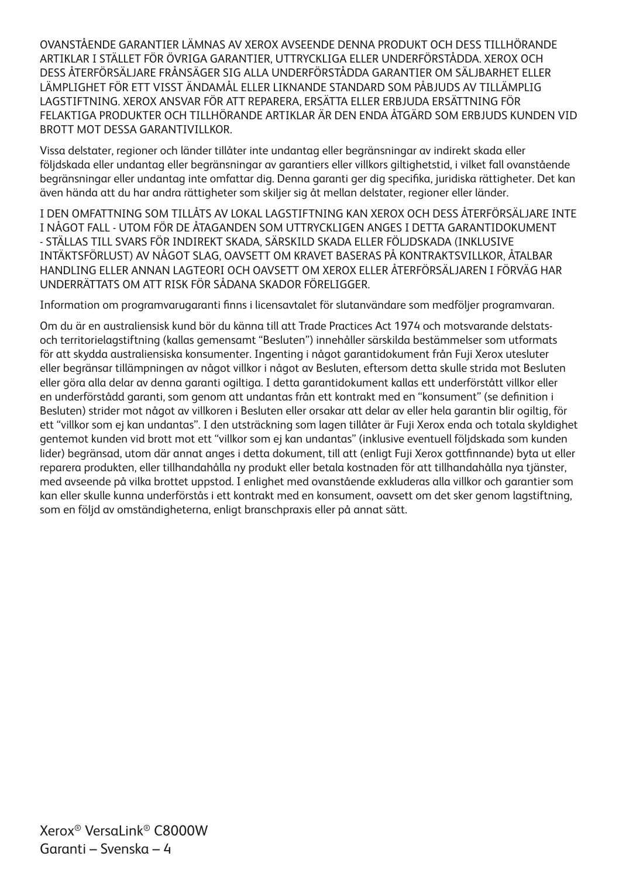OVANSTÅENDE GARANTIER LÄMNAS AV XEROX AVSEENDE DENNA PRODUKT OCH DESS TILLHÖRANDE ARTIKLAR I STÄLLET FÖR ÖVRIGA GARANTIER, UTTRYCKLIGA ELLER UNDERFÖRSTÅDDA. XEROX OCH DESS ÅTERFÖRSÄLJARE FRÅNSÄGER SIG ALLA UNDERFÖRSTÅDDA GARANTIER OM SÄLJBARHET ELLER LÄMPLIGHET FÖR ETT VISST ÄNDAMÅL ELLER LIKNANDE STANDARD SOM PÅBJUDS AV TILLÄMPLIG LAGSTIFTNING. XEROX ANSVAR FÖR ATT REPARERA, ERSÄTTA ELLER ERBJUDA ERSÄTTNING FÖR FELAKTIGA PRODUKTER OCH TILLHÖRANDE ARTIKLAR ÄR DEN ENDA ÅTGÄRD SOM ERBJUDS KUNDEN VID BROTT MOT DESSA GARANTIVILLKOR.

Vissa delstater, regioner och länder tillåter inte undantag eller begränsningar av indirekt skada eller följdskada eller undantag eller begränsningar av garantiers eller villkors giltighetstid, i vilket fall ovanstående begränsningar eller undantag inte omfattar dig. Denna garanti ger dig specifika, juridiska rättigheter. Det kan även hända att du har andra rättigheter som skiljer sig åt mellan delstater, regioner eller länder.

I DEN OMFATTNING SOM TILLÅTS AV LOKAL LAGSTIFTNING KAN XEROX OCH DESS ÅTERFÖRSÄLJARE INTE I NÅGOT FALL - UTOM FÖR DE ÅTAGANDEN SOM UTTRYCKLIGEN ANGES I DETTA GARANTIDOKUMENT - STÄLLAS TILL SVARS FÖR INDIREKT SKADA, SÄRSKILD SKADA ELLER FÖLJDSKADA (INKLUSIVE INTÄKTSFÖRLUST) AV NÅGOT SLAG, OAVSETT OM KRAVET BASERAS PÅ KONTRAKTSVILLKOR, ÅTALBAR HANDLING ELLER ANNAN LAGTEORI OCH OAVSETT OM XEROX ELLER ÅTERFÖRSÄLJAREN I FÖRVÄG HAR UNDERRÄTTATS OM ATT RISK FÖR SÅDANA SKADOR FÖRELIGGER.

Information om programvarugaranti finns i licensavtalet för slutanvändare som medföljer programvaran.

Om du är en australiensisk kund bör du känna till att Trade Practices Act 1974 och motsvarande delstats- och territorielagstiftning (kallas gemensamt "Besluten") innehåller särskilda bestämmelser som utformats för att skydda australiensiska konsumenter. Ingenting i något garantidokument från Fuji Xerox utesluter eller begränsar tillämpningen av något villkor i något av Besluten, eftersom detta skulle strida mot Besluten eller göra alla delar av denna garanti ogiltiga. I detta garantidokument kallas ett underförstått villkor eller en underförstådd garanti, som genom att undantas från ett kontrakt med en "konsument" (se definition i Besluten) strider mot något av villkoren i Besluten eller orsakar att delar av eller hela garantin blir ogiltig, för ett "villkor som ej kan undantas". I den utsträckning som lagen tillåter är Fuji Xerox enda och totala skyldighet gentemot kunden vid brott mot ett "villkor som ej kan undantas" (inklusive eventuell följdskada som kunden lider) begränsad, utom där annat anges i detta dokument, till att (enligt Fuji Xerox gottfinnande) byta ut eller reparera produkten, eller tillhandahålla ny produkt eller betala kostnaden för att tillhandahålla nya tjänster, med avseende på vilka brottet uppstod. I enlighet med ovanstående exkluderas alla villkor och garantier som kan eller skulle kunna underförstås i ett kontrakt med en konsument, oavsett om det sker genom lagstiftning, som en följd av omständigheterna, enligt branschpraxis eller på annat sätt.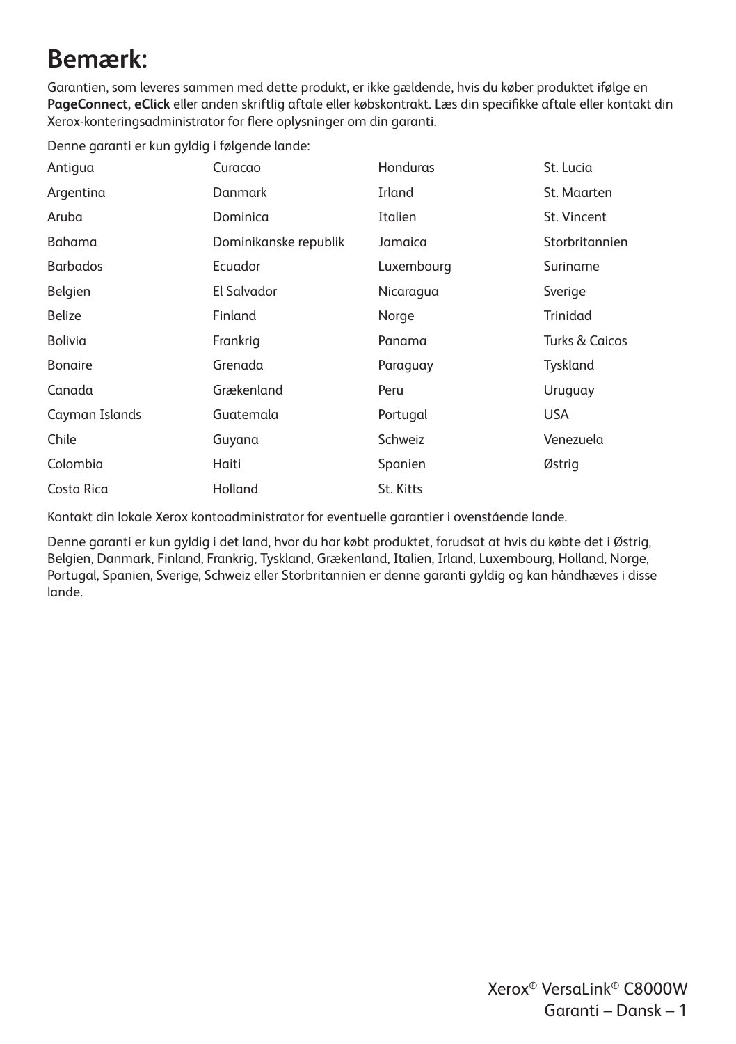# Bemærk:

Garantien, som leveres sammen med dette produkt, er ikke gældende, hvis du køber produktet ifølge en **PageConnect, eClick** eller anden skriftlig aftale eller købskontrakt. Læs din specifikke aftale eller kontakt din Xerox-konteringsadministrator for flere oplysninger om din garanti.

Denne garanti er kun gyldig i følgende lande:

| | | | |
|---|---|---|---|
| Antigua | Curacao | Honduras | St. Lucia |
| Argentina | Danmark | Irland | St. Maarten |
| Aruba | Dominica | Italien | St. Vincent |
| Bahama | Dominikanske republik | Jamaica | Storbritannien |
| Barbados | Ecuador | Luxembourg | Suriname |
| Belgien | El Salvador | Nicaragua | Sverige |
| Belize | Finland | Norge | Trinidad |
| Bolivia | Frankrig | Panama | Turks & Caicos |
| Bonaire | Grenada | Paraguay | Tyskland |
| Canada | Grækenland | Peru | Uruguay |
| Cayman Islands | Guatemala | Portugal | USA |
| Chile | Guyana | Schweiz | Venezuela |
| Colombia | Haiti | Spanien | Østrig |
| Costa Rica | Holland | St. Kitts | |

Kontakt din lokale Xerox kontoadministrator for eventuelle garantier i ovenstående lande.

Denne garanti er kun gyldig i det land, hvor du har købt produktet, forudsat at hvis du købte det i Østrig, Belgien, Danmark, Finland, Frankrig, Tyskland, Grækenland, Italien, Irland, Luxembourg, Holland, Norge, Portugal, Spanien, Sverige, Schweiz eller Storbritannien er denne garanti gyldig og kan håndhæves i disse lande.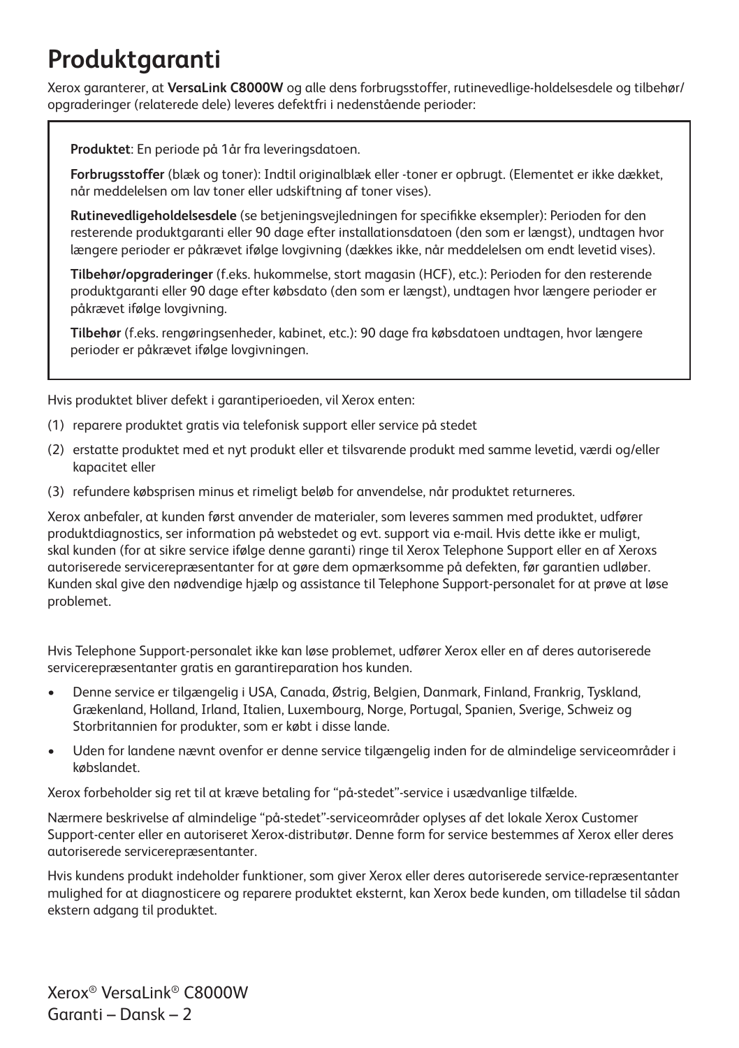# Produktgaranti

Xerox garanterer, at **VersaLink C8000W** og alle dens forbrugsstoffer, rutinevedlige-holdelsesdele og tilbehør/opgraderinger (relaterede dele) leveres defektfri i nedenstående perioder:

**Produktet**: En periode på 1år fra leveringsdatoen.

**Forbrugsstoffer** (blæk og toner): Indtil originalblæk eller -toner er opbrugt. (Elementet er ikke dækket, når meddelelsen om lav toner eller udskiftning af toner vises).

**Rutinevedligeholdelsesdele** (se betjeningsvejledningen for specifikke eksempler): Perioden for den resterende produktgaranti eller 90 dage efter installationsdatoen (den som er længst), undtagen hvor længere perioder er påkrævet ifølge lovgivning (dækkes ikke, når meddelelsen om endt levetid vises).

**Tilbehør/opgraderinger** (f.eks. hukommelse, stort magasin (HCF), etc.): Perioden for den resterende produktgaranti eller 90 dage efter købsdato (den som er længst), undtagen hvor længere perioder er påkrævet ifølge lovgivning.

**Tilbehør** (f.eks. rengøringsenheder, kabinet, etc.): 90 dage fra købsdatoen undtagen, hvor længere perioder er påkrævet ifølge lovgivningen.

Hvis produktet bliver defekt i garantiperioeden, vil Xerox enten:

(1) reparere produktet gratis via telefonisk support eller service på stedet

(2) erstatte produktet med et nyt produkt eller et tilsvarende produkt med samme levetid, værdi og/eller kapacitet eller

(3) refundere købsprisen minus et rimeligt beløb for anvendelse, når produktet returneres.

Xerox anbefaler, at kunden først anvender de materialer, som leveres sammen med produktet, udfører produktdiagnostics, ser information på webstedet og evt. support via e-mail. Hvis dette ikke er muligt, skal kunden (for at sikre service ifølge denne garanti) ringe til Xerox Telephone Support eller en af Xeroxs autoriserede servicerepræsentanter for at gøre dem opmærksomme på defekten, før garantien udløber. Kunden skal give den nødvendige hjælp og assistance til Telephone Support-personalet for at prøve at løse problemet.

Hvis Telephone Support-personalet ikke kan løse problemet, udfører Xerox eller en af deres autoriserede servicerepræsentanter gratis en garantireparation hos kunden.

- Denne service er tilgængelig i USA, Canada, Østrig, Belgien, Danmark, Finland, Frankrig, Tyskland, Grækenland, Holland, Irland, Italien, Luxembourg, Norge, Portugal, Spanien, Sverige, Schweiz og Storbritannien for produkter, som er købt i disse lande.
- Uden for landene nævnt ovenfor er denne service tilgængelig inden for de almindelige serviceområder i købslandet.

Xerox forbeholder sig ret til at kræve betaling for "på-stedet"-service i usædvanlige tilfælde.

Nærmere beskrivelse af almindelige "på-stedet"-serviceområder oplyses af det lokale Xerox Customer Support-center eller en autoriseret Xerox-distributør. Denne form for service bestemmes af Xerox eller deres autoriserede servicerepræsentanter.

Hvis kundens produkt indeholder funktioner, som giver Xerox eller deres autoriserede service-repræsentanter mulighed for at diagnosticere og reparere produktet eksternt, kan Xerox bede kunden, om tilladelse til sådan ekstern adgang til produktet.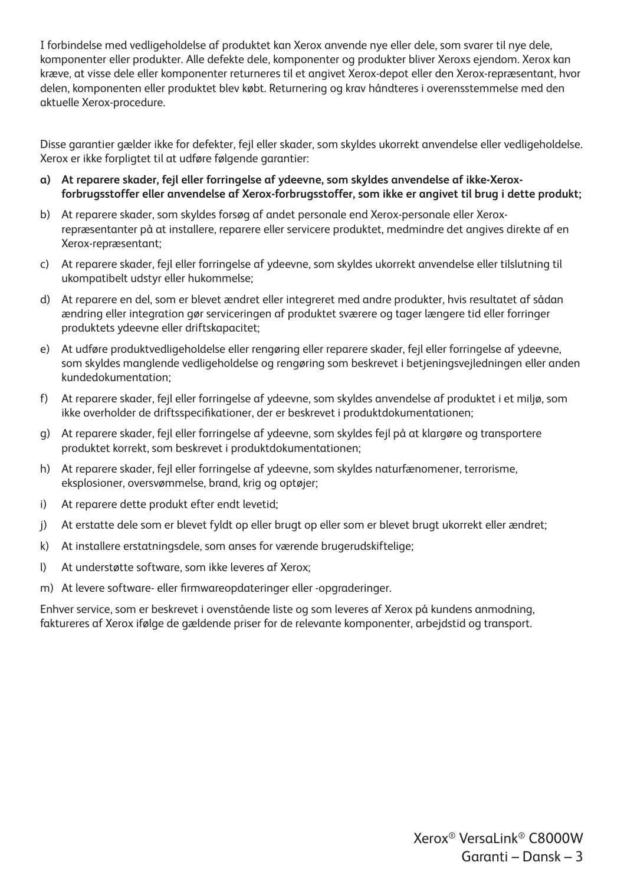I forbindelse med vedligeholdelse af produktet kan Xerox anvende nye eller dele, som svarer til nye dele, komponenter eller produkter. Alle defekte dele, komponenter og produkter bliver Xeroxs ejendom. Xerox kan kræve, at visse dele eller komponenter returneres til et angivet Xerox-depot eller den Xerox-repræsentant, hvor delen, komponenten eller produktet blev købt. Returnering og krav håndteres i overensstemmelse med den aktuelle Xerox-procedure.

Disse garantier gælder ikke for defekter, fejl eller skader, som skyldes ukorrekt anvendelse eller vedligeholdelse. Xerox er ikke forpligtet til at udføre følgende garantier:

**a) At reparere skader, fejl eller forringelse af ydeevne, som skyldes anvendelse af ikke-Xerox-forbrugsstoffer eller anvendelse af Xerox-forbrugsstoffer, som ikke er angivet til brug i dette produkt;**

b) At reparere skader, som skyldes forsøg af andet personale end Xerox-personale eller Xerox-repræsentanter på at installere, reparere eller servicere produktet, medmindre det angives direkte af en Xerox-repræsentant;

c) At reparere skader, fejl eller forringelse af ydeevne, som skyldes ukorrekt anvendelse eller tilslutning til ukompatibelt udstyr eller hukommelse;

d) At reparere en del, som er blevet ændret eller integreret med andre produkter, hvis resultatet af sådan ændring eller integration gør serviceringen af produktet sværere og tager længere tid eller forringer produktets ydeevne eller driftskapacitet;

e) At udføre produktvedligeholdelse eller rengøring eller reparere skader, fejl eller forringelse af ydeevne, som skyldes manglende vedligeholdelse og rengøring som beskrevet i betjeningsvejledningen eller anden kundedokumentation;

f) At reparere skader, fejl eller forringelse af ydeevne, som skyldes anvendelse af produktet i et miljø, som ikke overholder de driftsspecifikationer, der er beskrevet i produktdokumentationen;

g) At reparere skader, fejl eller forringelse af ydeevne, som skyldes fejl på at klargøre og transportere produktet korrekt, som beskrevet i produktdokumentationen;

h) At reparere skader, fejl eller forringelse af ydeevne, som skyldes naturfænomener, terrorisme, eksplosioner, oversvømmelse, brand, krig og optøjer;

i) At reparere dette produkt efter endt levetid;

j) At erstatte dele som er blevet fyldt op eller brugt op eller som er blevet brugt ukorrekt eller ændret;

k) At installere erstatningsdele, som anses for værende brugerudskiftelige;

l) At understøtte software, som ikke leveres af Xerox;

m) At levere software- eller firmwareopdateringer eller -opgraderinger.

Enhver service, som er beskrevet i ovenstående liste og som leveres af Xerox på kundens anmodning, faktureres af Xerox ifølge de gældende priser for de relevante komponenter, arbejdstid og transport.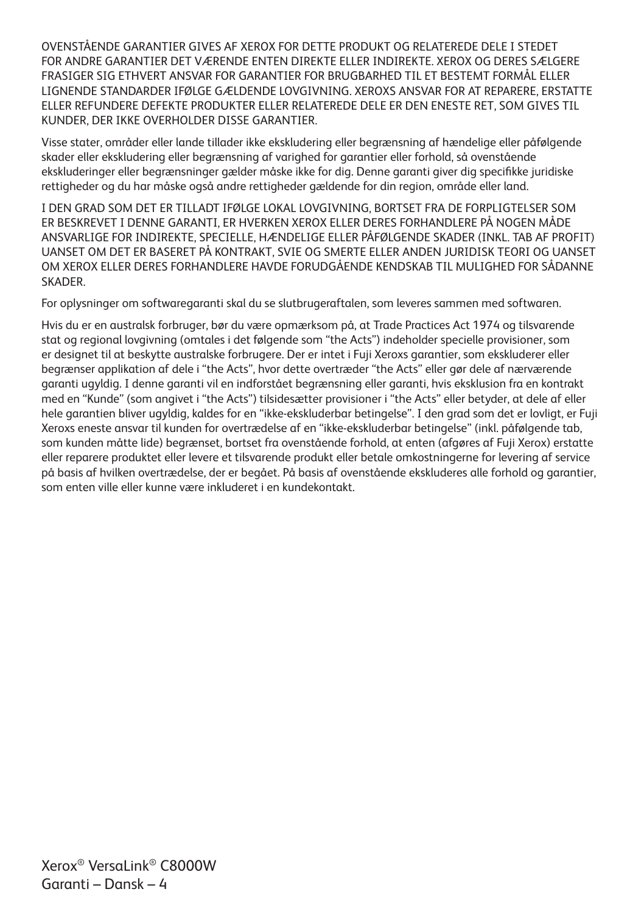OVENSTÅENDE GARANTIER GIVES AF XEROX FOR DETTE PRODUKT OG RELATEREDE DELE I STEDET FOR ANDRE GARANTIER DET VÆRENDE ENTEN DIREKTE ELLER INDIREKTE. XEROX OG DERES SÆLGERE FRASIGER SIG ETHVERT ANSVAR FOR GARANTIER FOR BRUGBARHED TIL ET BESTEMT FORMÅL ELLER LIGNENDE STANDARDER IFØLGE GÆLDENDE LOVGIVNING. XEROXS ANSVAR FOR AT REPARERE, ERSTATTE ELLER REFUNDERE DEFEKTE PRODUKTER ELLER RELATEREDE DELE ER DEN ENESTE RET, SOM GIVES TIL KUNDER, DER IKKE OVERHOLDER DISSE GARANTIER.

Visse stater, områder eller lande tillader ikke ekskludering eller begrænsning af hændelige eller påfølgende skader eller ekskludering eller begrænsning af varighed for garantier eller forhold, så ovenstående ekskluderinger eller begrænsninger gælder måske ikke for dig. Denne garanti giver dig specifikke juridiske rettigheder og du har måske også andre rettigheder gældende for din region, område eller land.

I DEN GRAD SOM DET ER TILLADT IFØLGE LOKAL LOVGIVNING, BORTSET FRA DE FORPLIGTELSER SOM ER BESKREVET I DENNE GARANTI, ER HVERKEN XEROX ELLER DERES FORHANDLERE PÅ NOGEN MÅDE ANSVARLIGE FOR INDIREKTE, SPECIELLE, HÆNDELIGE ELLER PÅFØLGENDE SKADER (INKL. TAB AF PROFIT) UANSET OM DET ER BASERET PÅ KONTRAKT, SVIE OG SMERTE ELLER ANDEN JURIDISK TEORI OG UANSET OM XEROX ELLER DERES FORHANDLERE HAVDE FORUDGÅENDE KENDSKAB TIL MULIGHED FOR SÅDANNE SKADER.

For oplysninger om softwaregaranti skal du se slutbrugeraftalen, som leveres sammen med softwaren.

Hvis du er en australsk forbruger, bør du være opmærksom på, at Trade Practices Act 1974 og tilsvarende stat og regional lovgivning (omtales i det følgende som "the Acts") indeholder specielle provisioner, som er designet til at beskytte australske forbrugere. Der er intet i Fuji Xeroxs garantier, som ekskluderer eller begrænser applikation af dele i "the Acts", hvor dette overtræder "the Acts" eller gør dele af nærværende garanti ugyldig. I denne garanti vil en indforstået begrænsning eller garanti, hvis eksklusion fra en kontrakt med en "Kunde" (som angivet i "the Acts") tilsidesætter provisioner i "the Acts" eller betyder, at dele af eller hele garantien bliver ugyldig, kaldes for en "ikke-ekskluderbar betingelse". I den grad som det er lovligt, er Fuji Xeroxs eneste ansvar til kunden for overtrædelse af en "ikke-ekskluderbar betingelse" (inkl. påfølgende tab, som kunden måtte lide) begrænset, bortset fra ovenstående forhold, at enten (afgøres af Fuji Xerox) erstatte eller reparere produktet eller levere et tilsvarende produkt eller betale omkostningerne for levering af service på basis af hvilken overtrædelse, der er begået. På basis af ovenstående ekskluderes alle forhold og garantier, som enten ville eller kunne være inkluderet i en kundekontakt.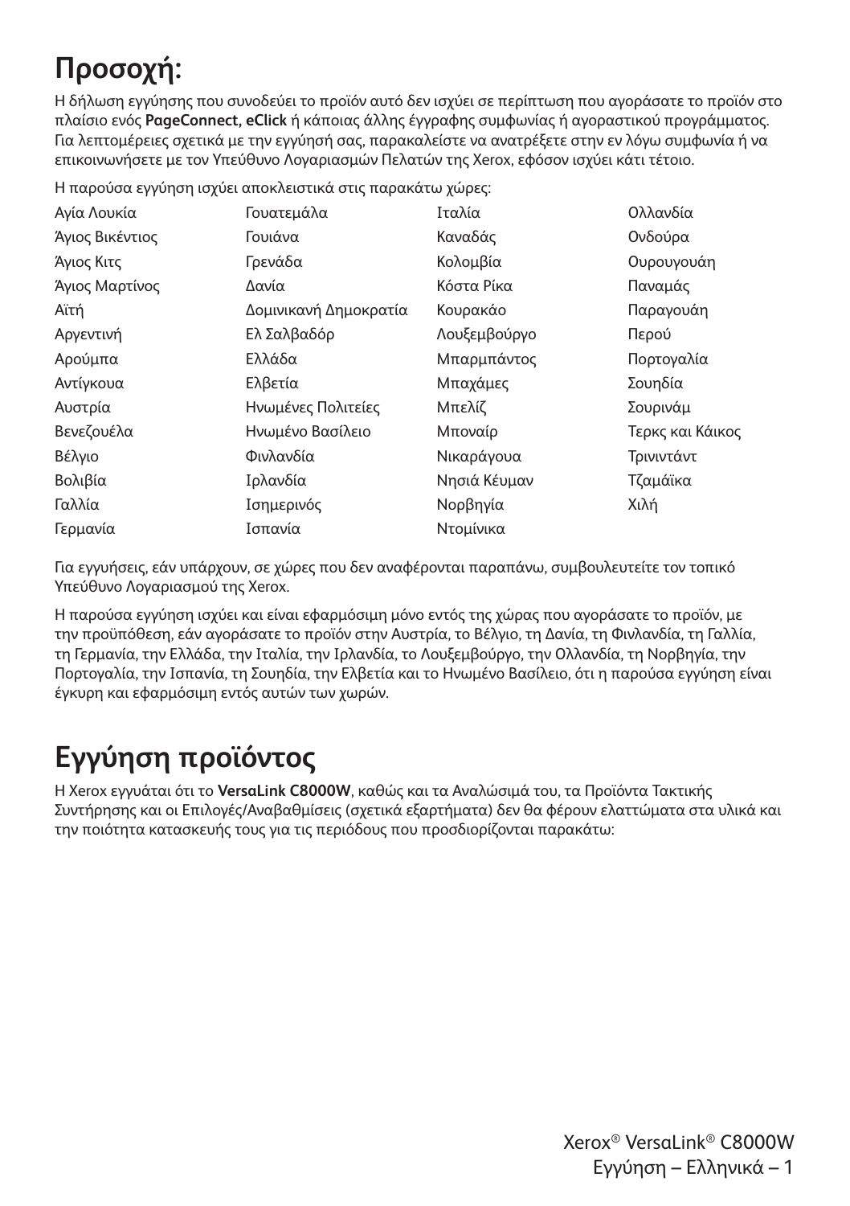# Προσοχή:

Η δήλωση εγγύησης που συνοδεύει το προϊόν αυτό δεν ισχύει σε περίπτωση που αγοράσατε το προϊόν στο πλαίσιο ενός **PageConnect, eClick** ή κάποιας άλλης έγγραφης συμφωνίας ή αγοραστικού προγράμματος. Για λεπτομέρειες σχετικά με την εγγύησή σας, παρακαλείστε να ανατρέξετε στην εν λόγω συμφωνία ή να επικοινωνήσετε με τον Υπεύθυνο Λογαριασμών Πελατών της Xerox, εφόσον ισχύει κάτι τέτοιο.

Η παρούσα εγγύηση ισχύει αποκλειστικά στις παρακάτω χώρες:

| | | | |
|---|---|---|---|
| Αγία Λουκία | Γουατεμάλα | Ιταλία | Ολλανδία |
| Άγιος Βικέντιος | Γουιάνα | Καναδάς | Ονδούρα |
| Άγιος Κιτς | Γρενάδα | Κολομβία | Ουρουγουάη |
| Άγιος Μαρτίνος | Δανία | Κόστα Ρίκα | Παναμάς |
| Αϊτή | Δομινικανή Δημοκρατία | Κουρακάο | Παραγουάη |
| Αργεντινή | Ελ Σαλβαδόρ | Λουξεμβούργο | Περού |
| Αρούμπα | Ελλάδα | Μπαρμπάντος | Πορτογαλία |
| Αντίγκουα | Ελβετία | Μπαχάμες | Σουηδία |
| Αυστρία | Ηνωμένες Πολιτείες | Μπελίζ | Σουρινάμ |
| Βενεζουέλα | Ηνωμένο Βασίλειο | Μποναίρ | Τερκς και Κάικος |
| Βέλγιο | Φινλανδία | Νικαράγουα | Τρινιντάντ |
| Βολιβία | Ιρλανδία | Νησιά Κέυμαν | Τζαμάϊκα |
| Γαλλία | Ισημερινός | Νορβηγία | Χιλή |
| Γερμανία | Ισπανία | Ντομίνικα | |

Για εγγυήσεις, εάν υπάρχουν, σε χώρες που δεν αναφέρονται παραπάνω, συμβουλευτείτε τον τοπικό Υπεύθυνο Λογαριασμού της Xerox.

Η παρούσα εγγύηση ισχύει και είναι εφαρμόσιμη μόνο εντός της χώρας που αγοράσατε το προϊόν, με την προϋπόθεση, εάν αγοράσατε το προϊόν στην Αυστρία, το Βέλγιο, τη Δανία, τη Φινλανδία, τη Γαλλία, τη Γερμανία, την Ελλάδα, την Ιταλία, την Ιρλανδία, το Λουξεμβούργο, την Ολλανδία, τη Νορβηγία, την Πορτογαλία, την Ισπανία, τη Σουηδία, την Ελβετία και το Ηνωμένο Βασίλειο, ότι η παρούσα εγγύηση είναι έγκυρη και εφαρμόσιμη εντός αυτών των χωρών.

# Εγγύηση προϊόντος

Η Xerox εγγυάται ότι το **VersaLink C8000W**, καθώς και τα Αναλώσιμά του, τα Προϊόντα Τακτικής Συντήρησης και οι Επιλογές/Αναβαθμίσεις (σχετικά εξαρτήματα) δεν θα φέρουν ελαττώματα στα υλικά και την ποιότητα κατασκευής τους για τις περιόδους που προσδιορίζονται παρακάτω: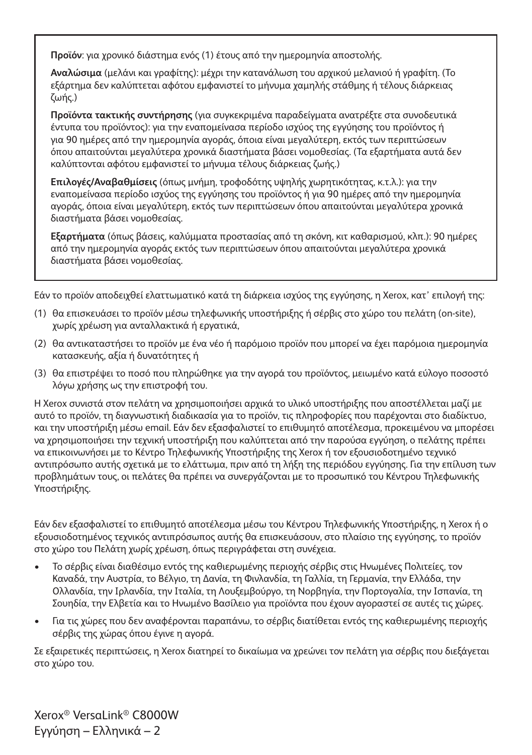**Προϊόν**: για χρονικό διάστημα ενός (1) έτους από την ημερομηνία αποστολής.

**Αναλώσιμα** (μελάνι και γραφίτης): μέχρι την κατανάλωση του αρχικού μελανιού ή γραφίτη. (Το εξάρτημα δεν καλύπτεται αφότου εμφανιστεί το μήνυμα χαμηλής στάθμης ή τέλους διάρκειας ζωής.)

**Προϊόντα τακτικής συντήρησης** (για συγκεκριμένα παραδείγματα ανατρέξτε στα συνοδευτικά έντυπα του προϊόντος): για την εναπομείνασα περίοδο ισχύος της εγγύησης του προϊόντος ή για 90 ημέρες από την ημερομηνία αγοράς, όποια είναι μεγαλύτερη, εκτός των περιπτώσεων όπου απαιτούνται μεγαλύτερα χρονικά διαστήματα βάσει νομοθεσίας. (Τα εξαρτήματα αυτά δεν καλύπτονται αφότου εμφανιστεί το μήνυμα τέλους διάρκειας ζωής.)

**Επιλογές/Αναβαθμίσεις** (όπως μνήμη, τροφοδότης υψηλής χωρητικότητας, κ.τ.λ.): για την εναπομείνασα περίοδο ισχύος της εγγύησης του προϊόντος ή για 90 ημέρες από την ημερομηνία αγοράς, όποια είναι μεγαλύτερη, εκτός των περιπτώσεων όπου απαιτούνται μεγαλύτερα χρονικά διαστήματα βάσει νομοθεσίας.

**Εξαρτήματα** (όπως βάσεις, καλύμματα προστασίας από τη σκόνη, κιτ καθαρισμού, κλπ.): 90 ημέρες από την ημερομηνία αγοράς εκτός των περιπτώσεων όπου απαιτούνται μεγαλύτερα χρονικά διαστήματα βάσει νομοθεσίας.

Εάν το προϊόν αποδειχθεί ελαττωματικό κατά τη διάρκεια ισχύος της εγγύησης, η Xerox, κατ᾽ επιλογή της:

(1) θα επισκευάσει το προϊόν μέσω τηλεφωνικής υποστήριξης ή σέρβις στο χώρο του πελάτη (on-site), χωρίς χρέωση για ανταλλακτικά ή εργατικά,

(2) θα αντικαταστήσει το προϊόν με ένα νέο ή παρόμοιο προϊόν που μπορεί να έχει παρόμοια ημερομηνία κατασκευής, αξία ή δυνατότητες ή

(3) θα επιστρέψει το ποσό που πληρώθηκε για την αγορά του προϊόντος, μειωμένο κατά εύλογο ποσοστό λόγω χρήσης ως την επιστροφή του.

Η Xerox συνιστά στον πελάτη να χρησιμοποιήσει αρχικά το υλικό υποστήριξης που αποστέλλεται μαζί με αυτό το προϊόν, τη διαγνωστική διαδικασία για το προϊόν, τις πληροφορίες που παρέχονται στο διαδίκτυο, και την υποστήριξη μέσω email. Εάν δεν εξασφαλιστεί το επιθυμητό αποτέλεσμα, προκειμένου να μπορέσει να χρησιμοποιήσει την τεχνική υποστήριξη που καλύπτεται από την παρούσα εγγύηση, ο πελάτης πρέπει να επικοινωνήσει με το Κέντρο Τηλεφωνικής Υποστήριξης της Xerox ή τον εξουσιοδοτημένο τεχνικό αντιπρόσωπο αυτής σχετικά με το ελάττωμα, πριν από τη λήξη της περιόδου εγγύησης. Για την επίλυση των προβλημάτων τους, οι πελάτες θα πρέπει να συνεργάζονται με το προσωπικό του Κέντρου Τηλεφωνικής Υποστήριξης.

Εάν δεν εξασφαλιστεί το επιθυμητό αποτέλεσμα μέσω του Κέντρου Τηλεφωνικής Υποστήριξης, η Xerox ή ο εξουσιοδοτημένος τεχνικός αντιπρόσωπος αυτής θα επισκευάσουν, στο πλαίσιο της εγγύησης, το προϊόν στο χώρο του Πελάτη χωρίς χρέωση, όπως περιγράφεται στη συνέχεια.

- Το σέρβις είναι διαθέσιμο εντός της καθιερωμένης περιοχής σέρβις στις Ηνωμένες Πολιτείες, τον Καναδά, την Αυστρία, το Βέλγιο, τη Δανία, τη Φινλανδία, τη Γαλλία, τη Γερμανία, την Ελλάδα, την Ολλανδία, την Ιρλανδία, την Ιταλία, τη Λουξεμβούργο, τη Νορβηγία, την Πορτογαλία, την Ισπανία, τη Σουηδία, την Ελβετία και το Ηνωμένο Βασίλειο για προϊόντα που έχουν αγοραστεί σε αυτές τις χώρες.
- Για τις χώρες που δεν αναφέρονται παραπάνω, το σέρβις διατίθεται εντός της καθιερωμένης περιοχής σέρβις της χώρας όπου έγινε η αγορά.

Σε εξαιρετικές περιπτώσεις, η Xerox διατηρεί το δικαίωμα να χρεώνει τον πελάτη για σέρβις που διεξάγεται στο χώρο του.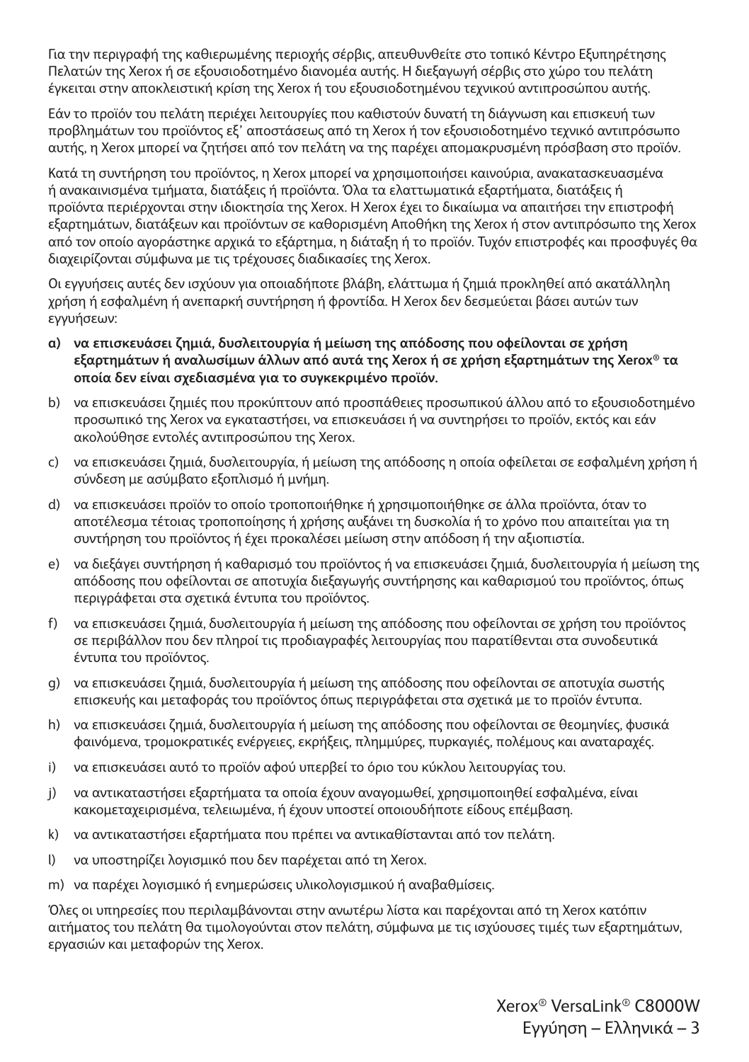Για την περιγραφή της καθιερωμένης περιοχής σέρβις, απευθυνθείτε στο τοπικό Κέντρο Εξυπηρέτησης Πελατών της Xerox ή σε εξουσιοδοτημένο διανομέα αυτής. Η διεξαγωγή σέρβις στο χώρο του πελάτη έγκειται στην αποκλειστική κρίση της Xerox ή του εξουσιοδοτημένου τεχνικού αντιπροσώπου αυτής.

Εάν το προϊόν του πελάτη περιέχει λειτουργίες που καθιστούν δυνατή τη διάγνωση και επισκευή των προβλημάτων του προϊόντος εξ' αποστάσεως από τη Xerox ή τον εξουσιοδοτημένο τεχνικό αντιπρόσωπο αυτής, η Xerox μπορεί να ζητήσει από τον πελάτη να της παρέχει απομακρυσμένη πρόσβαση στο προϊόν.

Κατά τη συντήρηση του προϊόντος, η Xerox μπορεί να χρησιμοποιήσει καινούρια, ανακατασκευασμένα ή ανακαινισμένα τμήματα, διατάξεις ή προϊόντα. Όλα τα ελαττωματικά εξαρτήματα, διατάξεις ή προϊόντα περιέρχονται στην ιδιοκτησία της Xerox. Η Xerox έχει το δικαίωμα να απαιτήσει την επιστροφή εξαρτημάτων, διατάξεων και προϊόντων σε καθορισμένη Αποθήκη της Xerox ή στον αντιπρόσωπο της Xerox από τον οποίο αγοράστηκε αρχικά το εξάρτημα, η διάταξη ή το προϊόν. Τυχόν επιστροφές και προσφυγές θα διαχειρίζονται σύμφωνα με τις τρέχουσες διαδικασίες της Xerox.

Οι εγγυήσεις αυτές δεν ισχύουν για οποιαδήποτε βλάβη, ελάττωμα ή ζημιά προκληθεί από ακατάλληλη χρήση ή εσφαλμένη ή ανεπαρκή συντήρηση ή φροντίδα. Η Xerox δεν δεσμεύεται βάσει αυτών των εγγυήσεων:

a) **να επισκευάσει ζημιά, δυσλειτουργία ή μείωση της απόδοσης που οφείλονται σε χρήση εξαρτημάτων ή αναλωσίμων άλλων από αυτά της Xerox ή σε χρήση εξαρτημάτων της Xerox® τα οποία δεν είναι σχεδιασμένα για το συγκεκριμένο προϊόν.**

b) να επισκευάσει ζημιές που προκύπτουν από προσπάθειες προσωπικού άλλου από το εξουσιοδοτημένο προσωπικό της Xerox να εγκαταστήσει, να επισκευάσει ή να συντηρήσει το προϊόν, εκτός και εάν ακολούθησε εντολές αντιπροσώπου της Xerox.

c) να επισκευάσει ζημιά, δυσλειτουργία, ή μείωση της απόδοσης η οποία οφείλεται σε εσφαλμένη χρήση ή σύνδεση με ασύμβατο εξοπλισμό ή μνήμη.

d) να επισκευάσει προϊόν το οποίο τροποποιήθηκε ή χρησιμοποιήθηκε σε άλλα προϊόντα, όταν το αποτέλεσμα τέτοιας τροποποίησης ή χρήσης αυξάνει τη δυσκολία ή το χρόνο που απαιτείται για τη συντήρηση του προϊόντος ή έχει προκαλέσει μείωση στην απόδοση ή την αξιοπιστία.

e) να διεξάγει συντήρηση ή καθαρισμό του προϊόντος ή να επισκευάσει ζημιά, δυσλειτουργία ή μείωση της απόδοσης που οφείλονται σε αποτυχία διεξαγωγής συντήρησης και καθαρισμού του προϊόντος, όπως περιγράφεται στα σχετικά έντυπα του προϊόντος.

f) να επισκευάσει ζημιά, δυσλειτουργία ή μείωση της απόδοσης που οφείλονται σε χρήση του προϊόντος σε περιβάλλον που δεν πληροί τις προδιαγραφές λειτουργίας που παρατίθενται στα συνοδευτικά έντυπα του προϊόντος.

g) να επισκευάσει ζημιά, δυσλειτουργία ή μείωση της απόδοσης που οφείλονται σε αποτυχία σωστής επισκευής και μεταφοράς του προϊόντος όπως περιγράφεται στα σχετικά με το προϊόν έντυπα.

h) να επισκευάσει ζημιά, δυσλειτουργία ή μείωση της απόδοσης που οφείλονται σε θεομηνίες, φυσικά φαινόμενα, τρομοκρατικές ενέργειες, εκρήξεις, πλημμύρες, πυρκαγιές, πολέμους και αναταραχές.

i) να επισκευάσει αυτό το προϊόν αφού υπερβεί το όριο του κύκλου λειτουργίας του.

j) να αντικαταστήσει εξαρτήματα τα οποία έχουν αναγομωθεί, χρησιμοποιηθεί εσφαλμένα, είναι κακομεταχειρισμένα, τελειωμένα, ή έχουν υποστεί οποιουδήποτε είδους επέμβαση.

k) να αντικαταστήσει εξαρτήματα που πρέπει να αντικαθίστανται από τον πελάτη.

l) να υποστηρίζει λογισμικό που δεν παρέχεται από τη Xerox.

m) να παρέχει λογισμικό ή ενημερώσεις υλικολογισμικού ή αναβαθμίσεις.

Όλες οι υπηρεσίες που περιλαμβάνονται στην ανωτέρω λίστα και παρέχονται από τη Xerox κατόπιν αιτήματος του πελάτη θα τιμολογούνται στον πελάτη, σύμφωνα με τις ισχύουσες τιμές των εξαρτημάτων, εργασιών και μεταφορών της Xerox.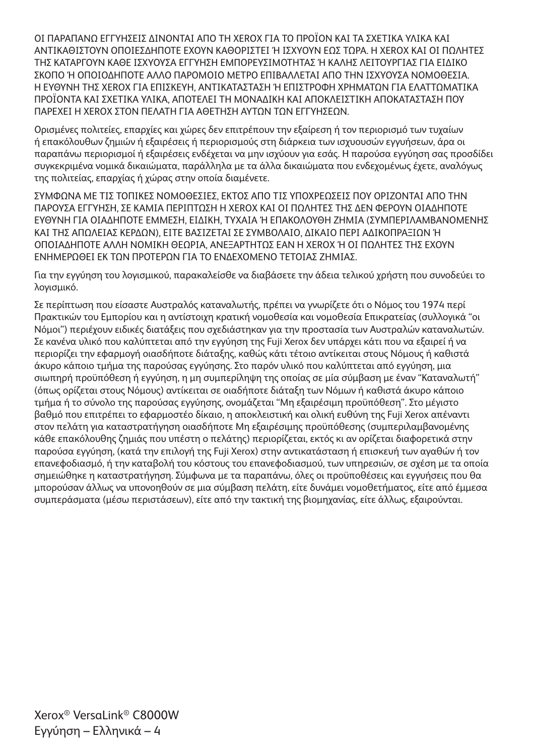ΟΙ ΠΑΡΑΠΑΝΩ ΕΓΓΥΗΣΕΙΣ ΔΙΝΟΝΤΑΙ ΑΠΟ ΤΗ XEROX ΓΙΑ ΤΟ ΠΡΟΪΟΝ ΚΑΙ ΤΑ ΣΧΕΤΙΚΑ ΥΛΙΚΑ ΚΑΙ ΑΝΤΙΚΑΘΙΣΤΟΥΝ ΟΠΟΙΕΣΔΗΠΟΤΕ ΕΧΟΥΝ ΚΑΘΟΡΙΣΤΕΙ Ή ΙΣΧΥΟΥΝ ΕΩΣ ΤΩΡΑ. Η XEROX ΚΑΙ ΟΙ ΠΩΛΗΤΕΣ ΤΗΣ ΚΑΤΑΡΓΟΥΝ ΚΑΘΕ ΙΣΧΥΟΥΣΑ ΕΓΓΥΗΣΗ ΕΜΠΟΡΕΥΣΙΜΟΤΗΤΑΣ Ή ΚΑΛΗΣ ΛΕΙΤΟΥΡΓΙΑΣ ΓΙΑ ΕΙΔΙΚΟ ΣΚΟΠΟ Ή ΟΠΟΙΟΔΗΠΟΤΕ ΑΛΛΟ ΠΑΡΟΜΟΙΟ ΜΕΤΡΟ ΕΠΙΒΑΛΛΕΤΑΙ ΑΠΟ ΤΗΝ ΙΣΧΥΟΥΣΑ ΝΟΜΟΘΕΣΙΑ. Η ΕΥΘΥΝΗ ΤΗΣ XEROX ΓΙΑ ΕΠΙΣΚΕΥΗ, ΑΝΤΙΚΑΤΑΣΤΑΣΗ Ή ΕΠΙΣΤΡΟΦΗ ΧΡΗΜΑΤΩΝ ΓΙΑ ΕΛΑΤΤΩΜΑΤΙΚΑ ΠΡΟΪΟΝΤΑ ΚΑΙ ΣΧΕΤΙΚΑ ΥΛΙΚΑ, ΑΠΟΤΕΛΕΙ ΤΗ ΜΟΝΑΔΙΚΗ ΚΑΙ ΑΠΟΚΛΕΙΣΤΙΚΗ ΑΠΟΚΑΤΑΣΤΑΣΗ ΠΟΥ ΠΑΡΕΧΕΙ Η XEROX ΣΤΟΝ ΠΕΛΑΤΗ ΓΙΑ ΑΘΕΤΗΣΗ ΑΥΤΩΝ ΤΩΝ ΕΓΓΥΗΣΕΩΝ.

Ορισμένες πολιτείες, επαρχίες και χώρες δεν επιτρέπουν την εξαίρεση ή τον περιορισμό των τυχαίων ή επακόλουθων ζημιών ή εξαιρέσεις ή περιορισμούς στη διάρκεια των ισχυουσών εγγυήσεων, άρα οι παραπάνω περιορισμοί ή εξαιρέσεις ενδέχεται να μην ισχύουν για εσάς. Η παρούσα εγγύηση σας προσδίδει συγκεκριμένα νομικά δικαιώματα, παράλληλα με τα άλλα δικαιώματα που ενδεχομένως έχετε, αναλόγως της πολιτείας, επαρχίας ή χώρας στην οποία διαμένετε.

ΣΥΜΦΩΝΑ ΜΕ ΤΙΣ ΤΟΠΙΚΕΣ ΝΟΜΟΘΕΣΙΕΣ, ΕΚΤΟΣ ΑΠΟ ΤΙΣ ΥΠΟΧΡΕΩΣΕΙΣ ΠΟΥ ΟΡΙΖΟΝΤΑΙ ΑΠΟ ΤΗΝ ΠΑΡΟΥΣΑ ΕΓΓΥΗΣΗ, ΣΕ ΚΑΜΙΑ ΠΕΡΙΠΤΩΣΗ Η XEROX ΚΑΙ ΟΙ ΠΩΛΗΤΕΣ ΤΗΣ ΔΕΝ ΦΕΡΟΥΝ ΟΙΑΔΗΠΟΤΕ ΕΥΘΥΝΗ ΓΙΑ ΟΙΑΔΗΠΟΤΕ ΕΜΜΕΣΗ, ΕΙΔΙΚΗ, ΤΥΧΑΙΑ Ή ΕΠΑΚΟΛΟΥΘΗ ΖΗΜΙΑ (ΣΥΜΠΕΡΙΛΑΜΒΑΝΟΜΕΝΗΣ ΚΑΙ ΤΗΣ ΑΠΩΛΕΙΑΣ ΚΕΡΔΩΝ), ΕΙΤΕ ΒΑΣΙΖΕΤΑΙ ΣΕ ΣΥΜΒΟΛΑΙΟ, ΔΙΚΑΙΟ ΠΕΡΙ ΑΔΙΚΟΠΡΑΞΙΩΝ Ή ΟΠΟΙΑΔΗΠΟΤΕ ΑΛΛΗ ΝΟΜΙΚΗ ΘΕΩΡΙΑ, ΑΝΕΞΑΡΤΗΤΩΣ ΕΑΝ Η XEROX Ή ΟΙ ΠΩΛΗΤΕΣ ΤΗΣ ΕΧΟΥΝ ΕΝΗΜΕΡΩΘΕΙ ΕΚ ΤΩΝ ΠΡΟΤΕΡΩΝ ΓΙΑ ΤΟ ΕΝΔΕΧΟΜΕΝΟ ΤΕΤΟΙΑΣ ΖΗΜΙΑΣ.

Για την εγγύηση του λογισμικού, παρακαλείσθε να διαβάσετε την άδεια τελικού χρήστη που συνοδεύει το λογισμικό.

Σε περίπτωση που είσαστε Αυστραλός καταναλωτής, πρέπει να γνωρίζετε ότι ο Νόμος του 1974 περί Πρακτικών του Εμπορίου και η αντίστοιχη κρατική νομοθεσία και νομοθεσία Επικρατείας (συλλογικά "οι Νόμοι") περιέχουν ειδικές διατάξεις που σχεδιάστηκαν για την προστασία των Αυστραλών καταναλωτών. Σε κανένα υλικό που καλύπτεται από την εγγύηση της Fuji Xerox δεν υπάρχει κάτι που να εξαιρεί ή να περιορίζει την εφαρμογή οιασδήποτε διάταξης, καθώς κάτι τέτοιο αντίκειται στους Νόμους ή καθιστά άκυρο κάποιο τμήμα της παρούσας εγγύησης. Στο παρόν υλικό που καλύπτεται από εγγύηση, μια σιωπηρή προϋπόθεση ή εγγύηση, η μη συμπερίληψη της οποίας σε μία σύμβαση με έναν "Καταναλωτή" (όπως ορίζεται στους Νόμους) αντίκειται σε οιαδήποτε διάταξη των Νόμων ή καθιστά άκυρο κάποιο τμήμα ή το σύνολο της παρούσας εγγύησης, ονομάζεται "Μη εξαιρέσιμη προϋπόθεση". Στο μέγιστο βαθμό που επιτρέπει το εφαρμοστέο δίκαιο, η αποκλειστική και ολική ευθύνη της Fuji Xerox απέναντι στον πελάτη για καταστρατήγηση οιασδήποτε Μη εξαιρέσιμης προϋπόθεσης (συμπεριλαμβανομένης κάθε επακόλουθης ζημιάς που υπέστη ο πελάτης) περιορίζεται, εκτός κι αν ορίζεται διαφορετικά στην παρούσα εγγύηση, (κατά την επιλογή της Fuji Xerox) στην αντικατάσταση ή επισκευή των αγαθών ή τον επανεφοδιασμό, ή την καταβολή του κόστους του επανεφοδιασμού, των υπηρεσιών, σε σχέση με τα οποία σημειώθηκε η καταστρατήγηση. Σύμφωνα με τα παραπάνω, όλες οι προϋποθέσεις και εγγυήσεις που θα μπορούσαν άλλως να υπονοηθούν σε μια σύμβαση πελάτη, είτε δυνάμει νομοθετήματος, είτε από έμμεσα συμπεράσματα (μέσω περιστάσεων), είτε από την τακτική της βιομηχανίας, είτε άλλως, εξαιρούνται.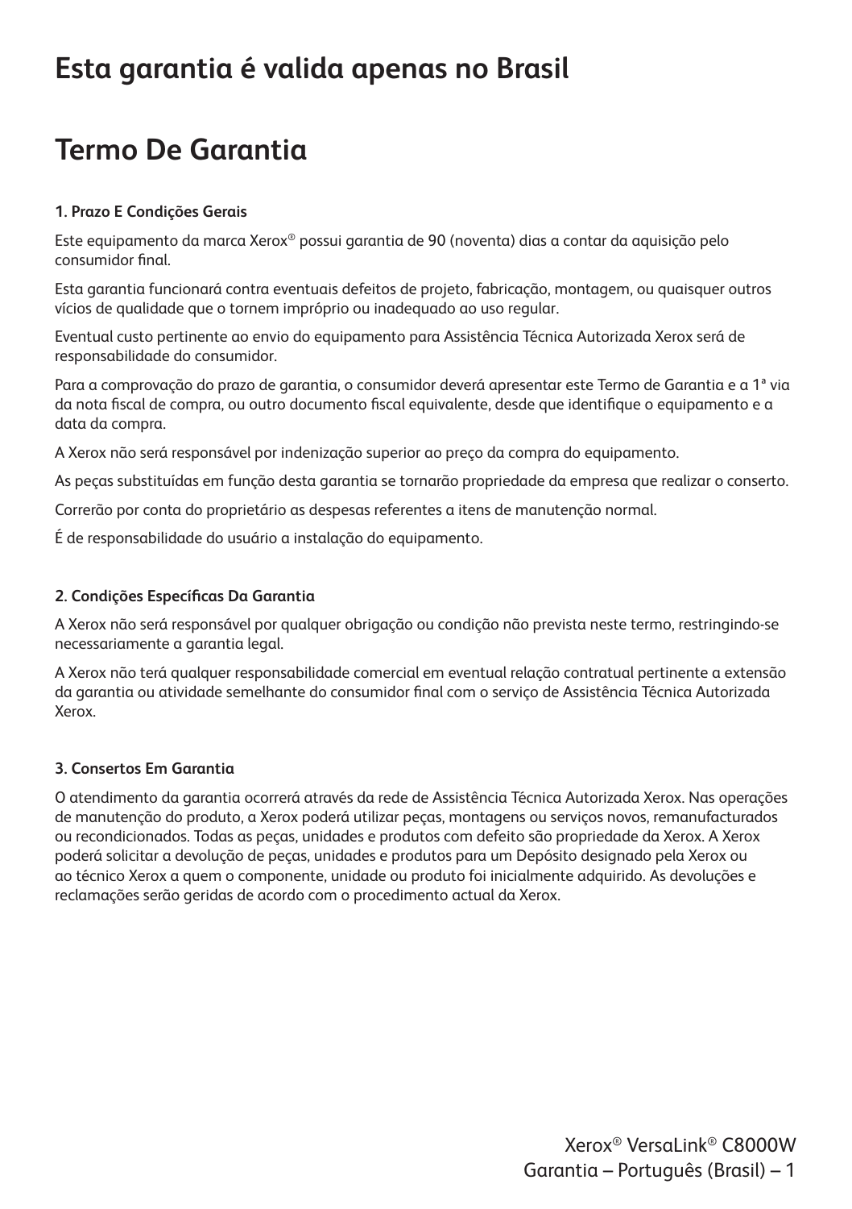# Esta garantia é valida apenas no Brasil

# Termo De Garantia

### 1. Prazo E Condições Gerais

Este equipamento da marca Xerox® possui garantia de 90 (noventa) dias a contar da aquisição pelo consumidor final.

Esta garantia funcionará contra eventuais defeitos de projeto, fabricação, montagem, ou quaisquer outros vícios de qualidade que o tornem impróprio ou inadequado ao uso regular.

Eventual custo pertinente ao envio do equipamento para Assistência Técnica Autorizada Xerox será de responsabilidade do consumidor.

Para a comprovação do prazo de garantia, o consumidor deverá apresentar este Termo de Garantia e a 1ª via da nota fiscal de compra, ou outro documento fiscal equivalente, desde que identifique o equipamento e a data da compra.

A Xerox não será responsável por indenização superior ao preço da compra do equipamento.

As peças substituídas em função desta garantia se tornarão propriedade da empresa que realizar o conserto.

Correrão por conta do proprietário as despesas referentes a itens de manutenção normal.

É de responsabilidade do usuário a instalação do equipamento.

### 2. Condições Específicas Da Garantia

A Xerox não será responsável por qualquer obrigação ou condição não prevista neste termo, restringindo-se necessariamente a garantia legal.

A Xerox não terá qualquer responsabilidade comercial em eventual relação contratual pertinente a extensão da garantia ou atividade semelhante do consumidor final com o serviço de Assistência Técnica Autorizada Xerox.

### 3. Consertos Em Garantia

O atendimento da garantia ocorrerá através da rede de Assistência Técnica Autorizada Xerox. Nas operações de manutenção do produto, a Xerox poderá utilizar peças, montagens ou serviços novos, remanufacturados ou recondicionados. Todas as peças, unidades e produtos com defeito são propriedade da Xerox. A Xerox poderá solicitar a devolução de peças, unidades e produtos para um Depósito designado pela Xerox ou ao técnico Xerox a quem o componente, unidade ou produto foi inicialmente adquirido. As devoluções e reclamações serão geridas de acordo com o procedimento actual da Xerox.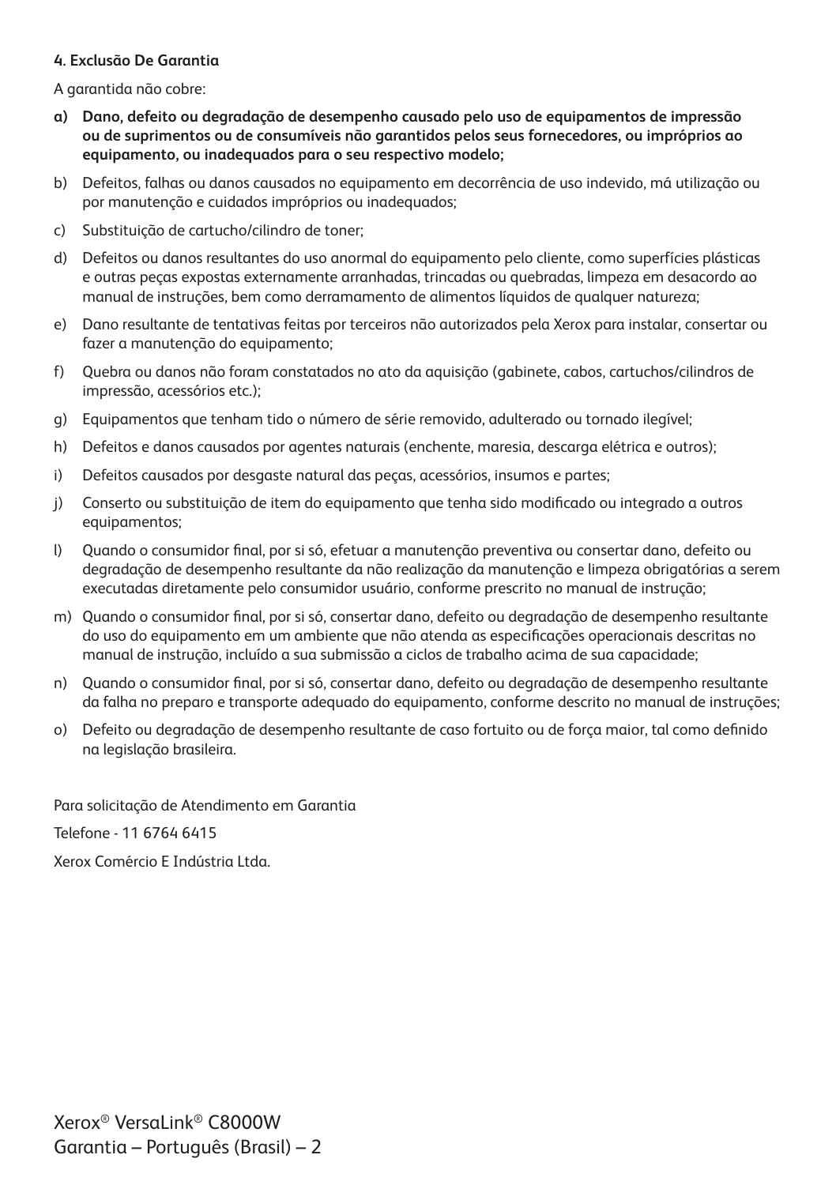#### 4. Exclusão De Garantia

A garantida não cobre:

a) **Dano, defeito ou degradação de desempenho causado pelo uso de equipamentos de impressão ou de suprimentos ou de consumíveis não garantidos pelos seus fornecedores, ou impróprios ao equipamento, ou inadequados para o seu respectivo modelo;**

b) Defeitos, falhas ou danos causados no equipamento em decorrência de uso indevido, má utilização ou por manutenção e cuidados impróprios ou inadequados;

c) Substituição de cartucho/cilindro de toner;

d) Defeitos ou danos resultantes do uso anormal do equipamento pelo cliente, como superfícies plásticas e outras peças expostas externamente arranhadas, trincadas ou quebradas, limpeza em desacordo ao manual de instruções, bem como derramamento de alimentos líquidos de qualquer natureza;

e) Dano resultante de tentativas feitas por terceiros não autorizados pela Xerox para instalar, consertar ou fazer a manutenção do equipamento;

f) Quebra ou danos não foram constatados no ato da aquisição (gabinete, cabos, cartuchos/cilindros de impressão, acessórios etc.);

g) Equipamentos que tenham tido o número de série removido, adulterado ou tornado ilegível;

h) Defeitos e danos causados por agentes naturais (enchente, maresia, descarga elétrica e outros);

i) Defeitos causados por desgaste natural das peças, acessórios, insumos e partes;

j) Conserto ou substituição de item do equipamento que tenha sido modificado ou integrado a outros equipamentos;

l) Quando o consumidor final, por si só, efetuar a manutenção preventiva ou consertar dano, defeito ou degradação de desempenho resultante da não realização da manutenção e limpeza obrigatórias a serem executadas diretamente pelo consumidor usuário, conforme prescrito no manual de instrução;

m) Quando o consumidor final, por si só, consertar dano, defeito ou degradação de desempenho resultante do uso do equipamento em um ambiente que não atenda as especificações operacionais descritas no manual de instrução, incluído a sua submissão a ciclos de trabalho acima de sua capacidade;

n) Quando o consumidor final, por si só, consertar dano, defeito ou degradação de desempenho resultante da falha no preparo e transporte adequado do equipamento, conforme descrito no manual de instruções;

o) Defeito ou degradação de desempenho resultante de caso fortuito ou de força maior, tal como definido na legislação brasileira.

Para solicitação de Atendimento em Garantia

Telefone - 11 6764 6415

Xerox Comércio E Indústria Ltda.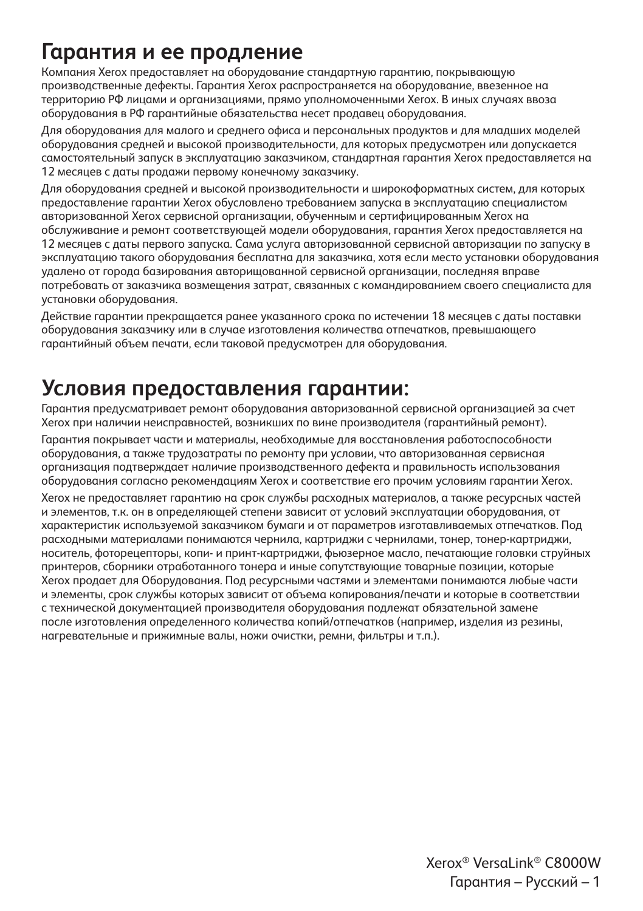# Гарантия и ее продление

Компания Xerox предоставляет на оборудование стандартную гарантию, покрывающую производственные дефекты. Гарантия Xerox распространяется на оборудование, ввезенное на территорию РФ лицами и организациями, прямо уполномоченными Xerox. В иных случаях ввоза оборудования в РФ гарантийные обязательства несет продавец оборудования.

Для оборудования для малого и среднего офиса и персональных продуктов и для младших моделей оборудования средней и высокой производительности, для которых предусмотрен или допускается самостоятельный запуск в эксплуатацию заказчиком, стандартная гарантия Xerox предоставляется на 12 месяцев с даты продажи первому конечному заказчику.

Для оборудования средней и высокой производительности и широкоформатных систем, для которых предоставление гарантии Xerox обусловлено требованием запуска в эксплуатацию специалистом авторизованной Xerox сервисной организации, обученным и сертифицированным Xerox на обслуживание и ремонт соответствующей модели оборудования, гарантия Xerox предоставляется на 12 месяцев с даты первого запуска. Сама услуга авторизованной сервисной авторизации по запуску в эксплуатацию такого оборудования бесплатна для заказчика, хотя если место установки оборудования удалено от города базирования авторищованной сервисной организации, последняя вправе потребовать от заказчика возмещения затрат, связанных с командированием своего специалиста для установки оборудования.

Действие гарантии прекращается ранее указанного срока по истечении 18 месяцев с даты поставки оборудования заказчику или в случае изготовления количества отпечатков, превышающего гарантийный объем печати, если таковой предусмотрен для оборудования.

# Условия предоставления гарантии:

Гарантия предусматривает ремонт оборудования авторизованной сервисной организацией за счет Xerox при наличии неисправностей, возникших по вине производителя (гарантийный ремонт).

Гарантия покрывает части и материалы, необходимые для восстановления работоспособности оборудования, а также трудозатраты по ремонту при условии, что авторизованная сервисная организация подтверждает наличие производственного дефекта и правильность использования оборудования согласно рекомендациям Xerox и соответствие его прочим условиям гарантии Xerox.

Xerox не предоставляет гарантию на срок службы расходных материалов, а также ресурсных частей и элементов, т.к. он в определяющей степени зависит от условий эксплуатации оборудования, от характеристик используемой заказчиком бумаги и от параметров изготавливаемых отпечатков. Под расходными материалами понимаются чернила, картриджи с чернилами, тонер, тонер-картриджи, носитель, фоторецепторы, копи- и принт-картриджи, фьюзерное масло, печатающие головки струйных принтеров, сборники отработанного тонера и иные сопутствующие товарные позиции, которые Xerox продает для Оборудования. Под ресурсными частями и элементами понимаются любые части и элементы, срок службы которых зависит от объема копирования/печати и которые в соответствии с технической документацией производителя оборудования подлежат обязательной замене после изготовления определенного количества копий/отпечатков (например, изделия из резины, нагревательные и прижимные валы, ножи очистки, ремни, фильтры и т.п.).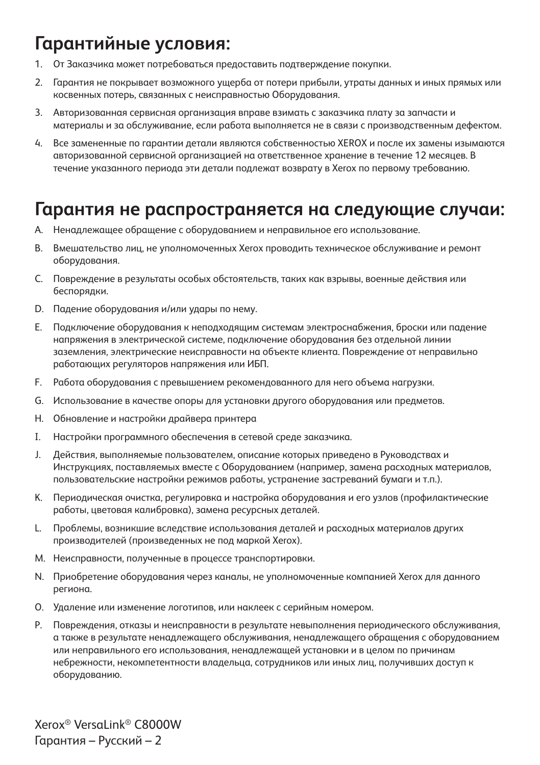## Гарантийные условия:

1. От Заказчика может потребоваться предоставить подтверждение покупки.
2. Гарантия не покрывает возможного ущерба от потери прибыли, утраты данных и иных прямых или косвенных потерь, связанных с неисправностью Оборудования.
3. Авторизованная сервисная организация вправе взимать с заказчика плату за запчасти и материалы и за обслуживание, если работа выполняется не в связи с производственным дефектом.
4. Все замененные по гарантии детали являются собственностью XEROX и после их замены изымаются авторизованной сервисной организацией на ответственное хранение в течение 12 месяцев. В течение указанного периода эти детали подлежат возврату в Xerox по первому требованию.

## Гарантия не распространяется на следующие случаи:

A. Ненадлежащее обращение с оборудованием и неправильное его использование.

B. Вмешательство лиц, не уполномоченных Xerox проводить техническое обслуживание и ремонт оборудования.

C. Повреждение в результаты особых обстоятельств, таких как взрывы, военные действия или беспорядки.

D. Падение оборудования и/или удары по нему.

E. Подключение оборудования к неподходящим системам электроснабжения, броски или падение напряжения в электрической системе, подключение оборудования без отдельной линии заземления, электрические неисправности на объекте клиента. Повреждение от неправильно работающих регуляторов напряжения или ИБП.

F. Работа оборудования с превышением рекомендованного для него объема нагрузки.

G. Использование в качестве опоры для установки другого оборудования или предметов.

H. Обновление и настройки драйвера принтера

I. Настройки программного обеспечения в сетевой среде заказчика.

J. Действия, выполняемые пользователем, описание которых приведено в Руководствах и Инструкциях, поставляемых вместе с Оборудованием (например, замена расходных материалов, пользовательские настройки режимов работы, устранение застреваний бумаги и т.п.).

K. Периодическая очистка, регулировка и настройка оборудования и его узлов (профилактические работы, цветовая калибровка), замена ресурсных деталей.

L. Проблемы, возникшие вследствие использования деталей и расходных материалов других производителей (произведенных не под маркой Xerox).

M. Неисправности, полученные в процессе транспортировки.

N. Приобретение оборудования через каналы, не уполномоченные компанией Xerox для данного региона.

O. Удаление или изменение логотипов, или наклеек с серийным номером.

P. Повреждения, отказы и неисправности в результате невыполнения периодического обслуживания, а также в результате ненадлежащего обслуживания, ненадлежащего обращения с оборудованием или неправильного его использования, ненадлежащей установки и в целом по причинам небрежности, некомпетентности владельца, сотрудников или иных лиц, получивших доступ к оборудованию.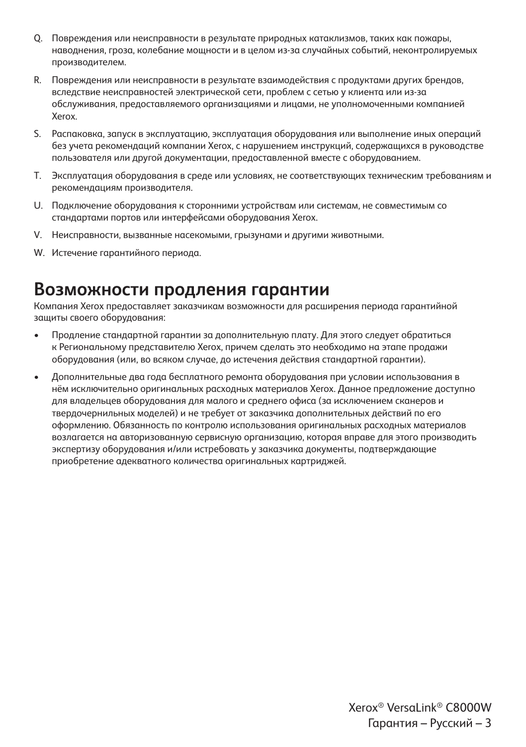Q. Повреждения или неисправности в результате природных катаклизмов, таких как пожары, наводнения, гроза, колебание мощности и в целом из-за случайных событий, неконтролируемых производителем.

R. Повреждения или неисправности в результате взаимодействия с продуктами других брендов, вследствие неисправностей электрической сети, проблем с сетью у клиента или из-за обслуживания, предоставляемого организациями и лицами, не уполномоченными компанией Xerox.

S. Распаковка, запуск в эксплуатацию, эксплуатация оборудования или выполнение иных операций без учета рекомендаций компании Xerox, с нарушением инструкций, содержащихся в руководстве пользователя или другой документации, предоставленной вместе с оборудованием.

T. Эксплуатация оборудования в среде или условиях, не соответствующих техническим требованиям и рекомендациям производителя.

U. Подключение оборудования к сторонними устройствам или системам, не совместимым со стандартами портов или интерфейсами оборудования Xerox.

V. Неисправности, вызванные насекомыми, грызунами и другими животными.

W. Истечение гарантийного периода.

# Возможности продления гарантии

Компания Xerox предоставляет заказчикам возможности для расширения периода гарантийной защиты своего оборудования:

- Продление стандартной гарантии за дополнительную плату. Для этого следует обратиться к Региональному представителю Xerox, причем сделать это необходимо на этапе продажи оборудования (или, во всяком случае, до истечения действия стандартной гарантии).
- Дополнительные два года бесплатного ремонта оборудования при условии использования в нём исключительно оригинальных расходных материалов Xerox. Данное предложение доступно для владельцев оборудования для малого и среднего офиса (за исключением сканеров и твердочернильных моделей) и не требует от заказчика дополнительных действий по его оформлению. Обязанность по контролю использования оригинальных расходных материалов возлагается на авторизованную сервисную организацию, которая вправе для этого производить экспертизу оборудования и/или истребовать у заказчика документы, подтверждающие приобретение адекватного количества оригинальных картриджей.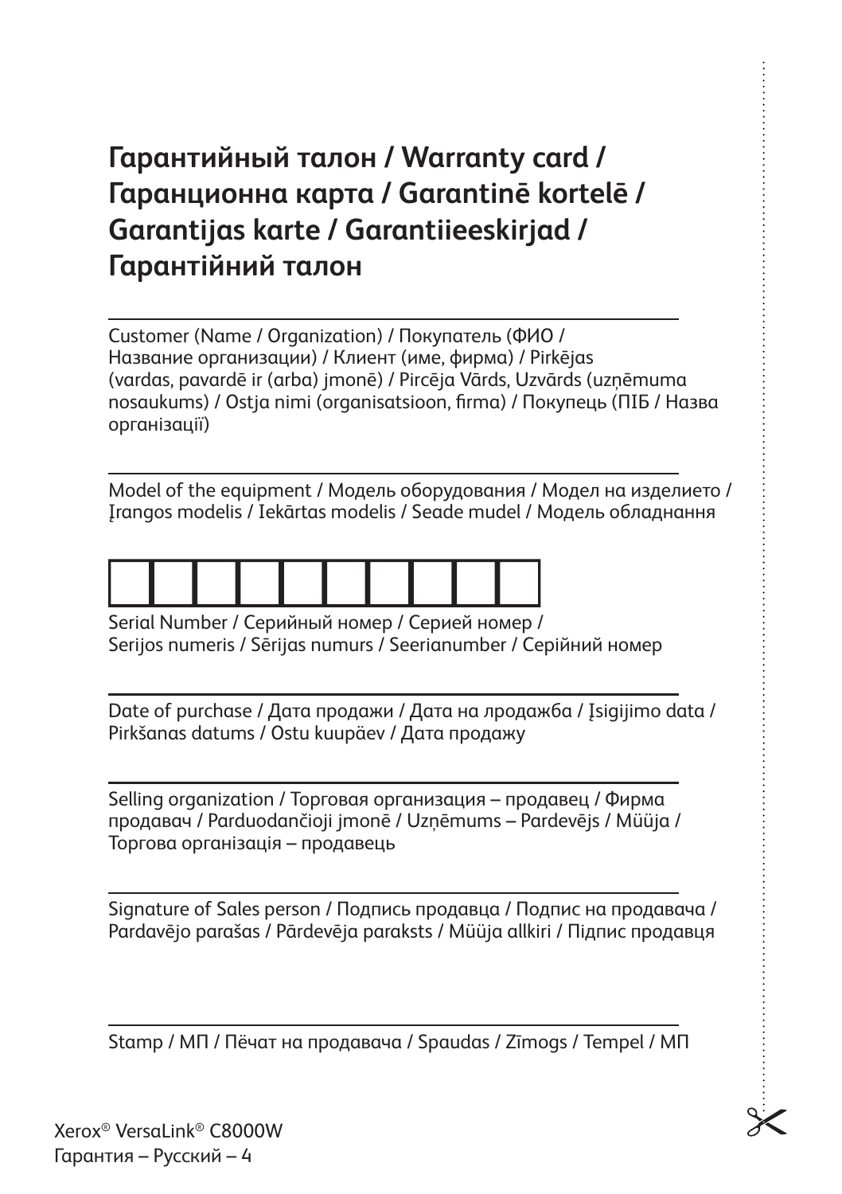# Гарантийный талон / Warranty card / Гаранционна карта / Garantinē kortelē / Garantijas karte / Garantiieeskirjad / Гарантійний талон

---

Customer (Name / Organization) / Покупатель (ФИО / Название организации) / Клиент (име, фирма) / Pirkējas (vardas, pavardē ir (arba) įmonē) / Pircēja Vārds, Uzvārds (uzņēmuma nosaukums) / Ostja nimi (organisatsioon, firma) / Покупець (ПІБ / Назва організації)

---

Model of the equipment / Модель оборудования / Модел на изделието / Įrangos modelis / Iekārtas modelis / Seade mudel / Модель обладнання

| | | | | | | | | | |
|---|---|---|---|---|---|---|---|---|---|
| | | | | | | | | | |

Serial Number / Серийный номер / Серией номер / Serijos numeris / Sērijas numurs / Seerianumber / Серійний номер

---

Date of purchase / Дата продажи / Дата на лродажба / Įsigijimo data / Pirkšanas datums / Ostu kuupäev / Дата продажу

---

Selling organization / Торговая организация – продавец / Фирма продавач / Parduodančioji įmonē / Uzņēmums – Pardevējs / Müüja / Торгова організація – продавець

---

Signature of Sales person / Подпись продавца / Подпис на продавача / Pardavējo parašas / Pārdevēja paraksts / Müüja allkiri / Підпис продавця

---

Stamp / МП / Пёчат на продавача / Spaudas / Zīmogs / Tempel / МП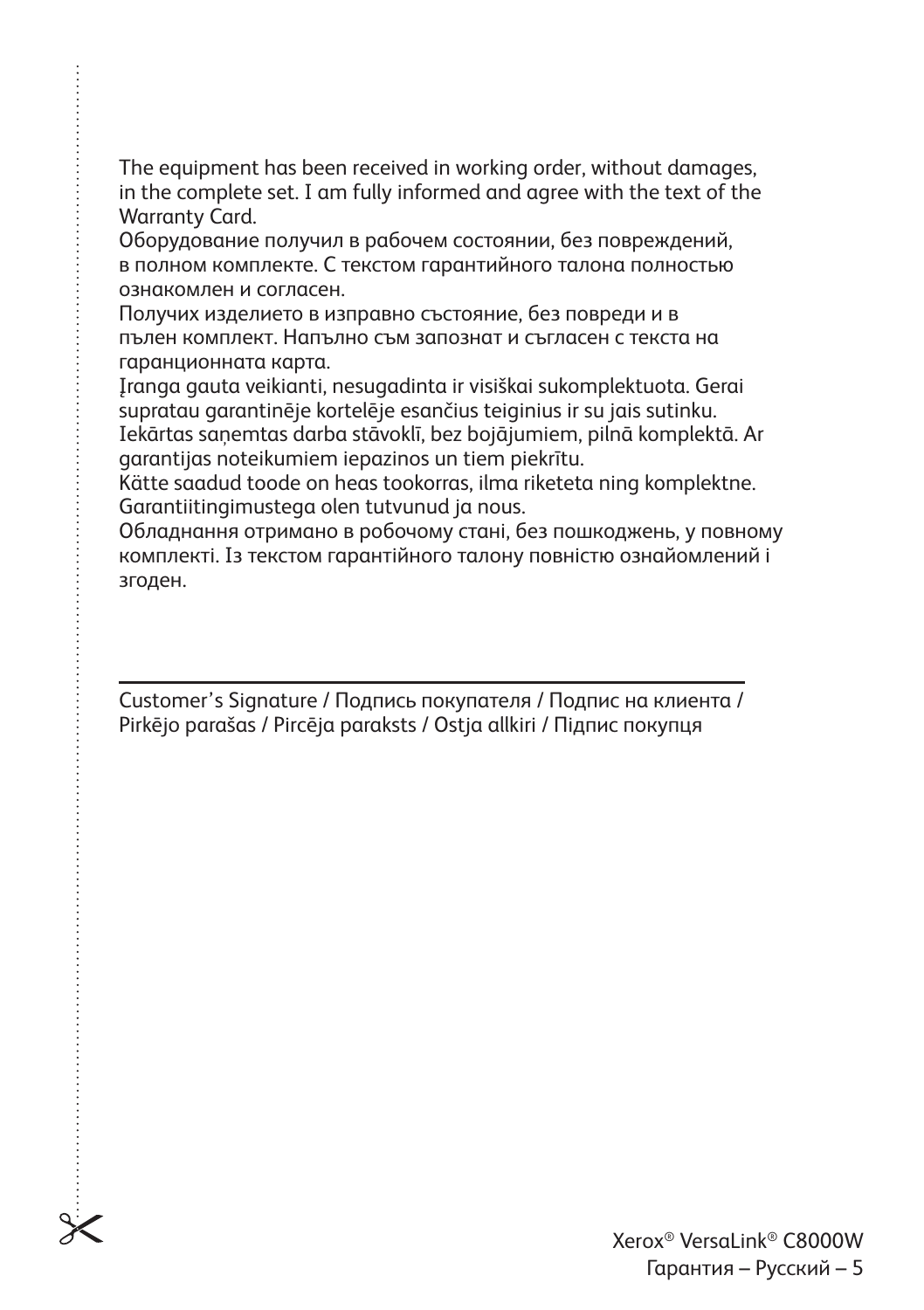The equipment has been received in working order, without damages, in the complete set. I am fully informed and agree with the text of the Warranty Card.
Оборудование получил в рабочем состоянии, без повреждений, в полном комплекте. С текстом гарантийного талона полностью ознакомлен и согласен.
Получих изделието в изправно състояние, без повреди и в пълен комплект. Напълно съм запознат и съгласен с текста на гаранционната карта.
Įranga gauta veikianti, nesugadinta ir visiškai sukomplektuota. Gerai supratau garantinėje kortelėje esančius teiginius ir su jais sutinku.
Iekārtas saņemtas darba stāvoklī, bez bojājumiem, pilnā komplektā. Ar garantijas noteikumiem iepazinos un tiem piekrītu.
Kätte saadud toode on heas tookorras, ilma riketeta ning komplektne. Garantiitingimustega olen tutvunud ja nous.
Обладнання отримано в робочому стані, без пошкоджень, у повному комплекті. Із текстом гарантійного талону повністю ознайомлений і згоден.

---

Customer's Signature / Подпись покупателя / Подпис на клиента / Pirkėjo parašas / Pircēja paraksts / Ostja allkiri / Підпис покупця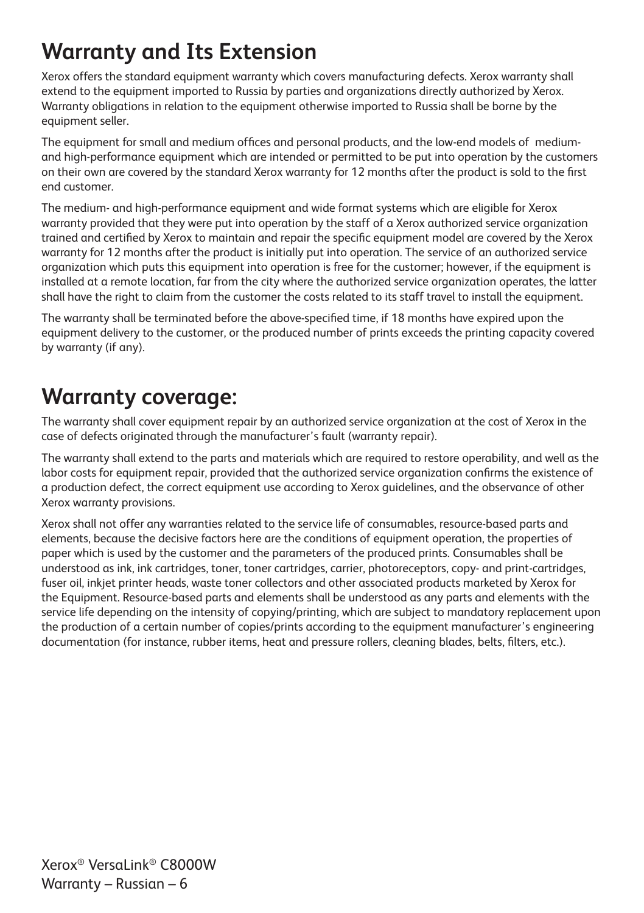## Warranty and Its Extension

Xerox offers the standard equipment warranty which covers manufacturing defects. Xerox warranty shall extend to the equipment imported to Russia by parties and organizations directly authorized by Xerox. Warranty obligations in relation to the equipment otherwise imported to Russia shall be borne by the equipment seller.

The equipment for small and medium offices and personal products, and the low-end models of medium- and high-performance equipment which are intended or permitted to be put into operation by the customers on their own are covered by the standard Xerox warranty for 12 months after the product is sold to the first end customer.

The medium- and high-performance equipment and wide format systems which are eligible for Xerox warranty provided that they were put into operation by the staff of a Xerox authorized service organization trained and certified by Xerox to maintain and repair the specific equipment model are covered by the Xerox warranty for 12 months after the product is initially put into operation. The service of an authorized service organization which puts this equipment into operation is free for the customer; however, if the equipment is installed at a remote location, far from the city where the authorized service organization operates, the latter shall have the right to claim from the customer the costs related to its staff travel to install the equipment.

The warranty shall be terminated before the above-specified time, if 18 months have expired upon the equipment delivery to the customer, or the produced number of prints exceeds the printing capacity covered by warranty (if any).

## Warranty coverage:

The warranty shall cover equipment repair by an authorized service organization at the cost of Xerox in the case of defects originated through the manufacturer's fault (warranty repair).

The warranty shall extend to the parts and materials which are required to restore operability, and well as the labor costs for equipment repair, provided that the authorized service organization confirms the existence of a production defect, the correct equipment use according to Xerox guidelines, and the observance of other Xerox warranty provisions.

Xerox shall not offer any warranties related to the service life of consumables, resource-based parts and elements, because the decisive factors here are the conditions of equipment operation, the properties of paper which is used by the customer and the parameters of the produced prints. Consumables shall be understood as ink, ink cartridges, toner, toner cartridges, carrier, photoreceptors, copy- and print-cartridges, fuser oil, inkjet printer heads, waste toner collectors and other associated products marketed by Xerox for the Equipment. Resource-based parts and elements shall be understood as any parts and elements with the service life depending on the intensity of copying/printing, which are subject to mandatory replacement upon the production of a certain number of copies/prints according to the equipment manufacturer's engineering documentation (for instance, rubber items, heat and pressure rollers, cleaning blades, belts, filters, etc.).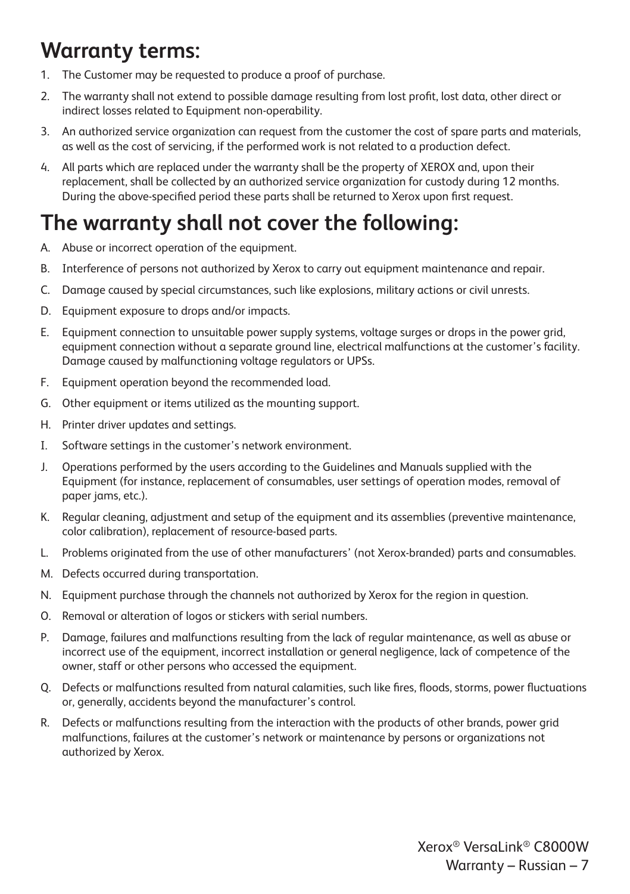## Warranty terms:

1. The Customer may be requested to produce a proof of purchase.
2. The warranty shall not extend to possible damage resulting from lost profit, lost data, other direct or indirect losses related to Equipment non-operability.
3. An authorized service organization can request from the customer the cost of spare parts and materials, as well as the cost of servicing, if the performed work is not related to a production defect.
4. All parts which are replaced under the warranty shall be the property of XEROX and, upon their replacement, shall be collected by an authorized service organization for custody during 12 months. During the above-specified period these parts shall be returned to Xerox upon first request.

## The warranty shall not cover the following:

A. Abuse or incorrect operation of the equipment.

B. Interference of persons not authorized by Xerox to carry out equipment maintenance and repair.

C. Damage caused by special circumstances, such like explosions, military actions or civil unrests.

D. Equipment exposure to drops and/or impacts.

E. Equipment connection to unsuitable power supply systems, voltage surges or drops in the power grid, equipment connection without a separate ground line, electrical malfunctions at the customer's facility. Damage caused by malfunctioning voltage regulators or UPSs.

F. Equipment operation beyond the recommended load.

G. Other equipment or items utilized as the mounting support.

H. Printer driver updates and settings.

I. Software settings in the customer's network environment.

J. Operations performed by the users according to the Guidelines and Manuals supplied with the Equipment (for instance, replacement of consumables, user settings of operation modes, removal of paper jams, etc.).

K. Regular cleaning, adjustment and setup of the equipment and its assemblies (preventive maintenance, color calibration), replacement of resource-based parts.

L. Problems originated from the use of other manufacturers' (not Xerox-branded) parts and consumables.

M. Defects occurred during transportation.

N. Equipment purchase through the channels not authorized by Xerox for the region in question.

O. Removal or alteration of logos or stickers with serial numbers.

P. Damage, failures and malfunctions resulting from the lack of regular maintenance, as well as abuse or incorrect use of the equipment, incorrect installation or general negligence, lack of competence of the owner, staff or other persons who accessed the equipment.

Q. Defects or malfunctions resulted from natural calamities, such like fires, floods, storms, power fluctuations or, generally, accidents beyond the manufacturer's control.

R. Defects or malfunctions resulting from the interaction with the products of other brands, power grid malfunctions, failures at the customer's network or maintenance by persons or organizations not authorized by Xerox.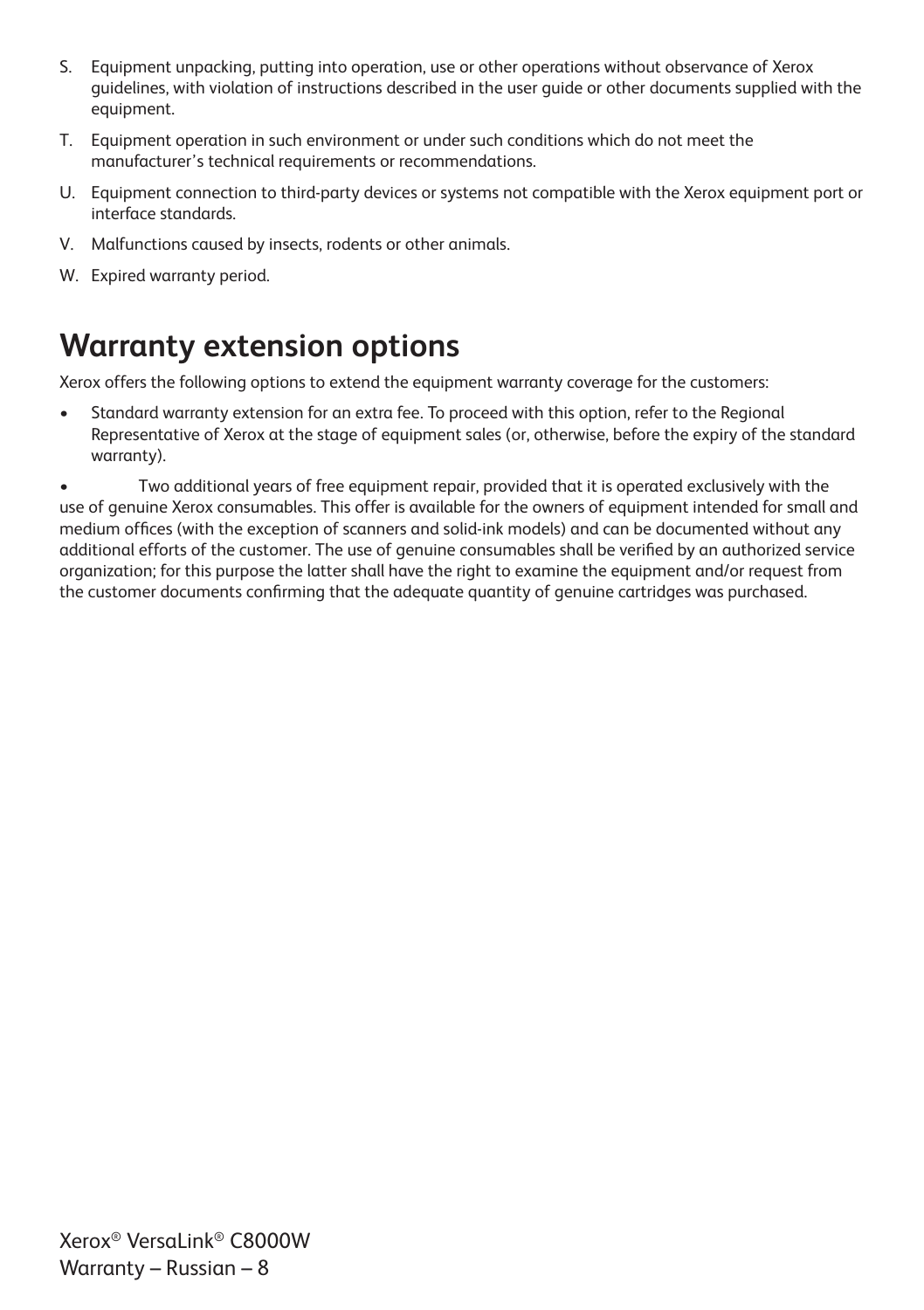S. Equipment unpacking, putting into operation, use or other operations without observance of Xerox guidelines, with violation of instructions described in the user guide or other documents supplied with the equipment.

T. Equipment operation in such environment or under such conditions which do not meet the manufacturer's technical requirements or recommendations.

U. Equipment connection to third-party devices or systems not compatible with the Xerox equipment port or interface standards.

V. Malfunctions caused by insects, rodents or other animals.

W. Expired warranty period.

## Warranty extension options

Xerox offers the following options to extend the equipment warranty coverage for the customers:

- Standard warranty extension for an extra fee. To proceed with this option, refer to the Regional Representative of Xerox at the stage of equipment sales (or, otherwise, before the expiry of the standard warranty).
- Two additional years of free equipment repair, provided that it is operated exclusively with the use of genuine Xerox consumables. This offer is available for the owners of equipment intended for small and medium offices (with the exception of scanners and solid-ink models) and can be documented without any additional efforts of the customer. The use of genuine consumables shall be verified by an authorized service organization; for this purpose the latter shall have the right to examine the equipment and/or request from the customer documents confirming that the adequate quantity of genuine cartridges was purchased.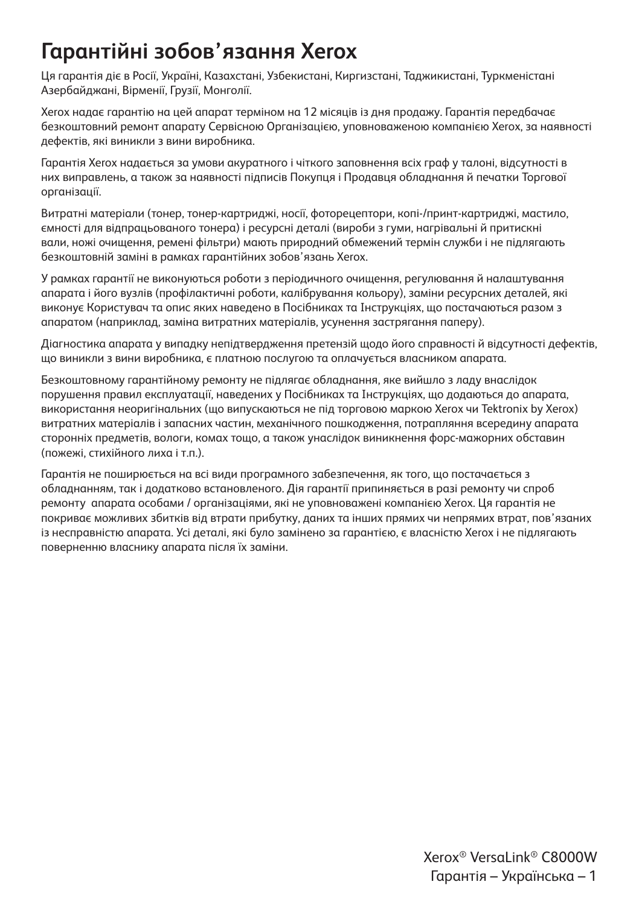# Гарантійні зобов'язання Xerox

Ця гарантія діє в Росії, Україні, Казахстані, Узбекистані, Киргизстані, Таджикистані, Туркменістані Азербайджані, Вірменії, Грузії, Монголії.

Xerox надає гарантію на цей апарат терміном на 12 місяців із дня продажу. Гарантія передбачає безкоштовний ремонт апарату Сервісною Організацією, уповноваженою компанією Xerox, за наявності дефектів, які виникли з вини виробника.

Гарантія Xerox надається за умови акуратного і чіткого заповнення всіх граф у талоні, відсутності в них виправлень, а також за наявності підписів Покупця і Продавця обладнання й печатки Торгової організації.

Витратні матеріали (тонер, тонер-картриджі, носії, фоторецептори, копі-/принт-картриджі, мастило, ємності для відпрацьованого тонера) і ресурсні деталі (вироби з гуми, нагрівальні й притискні вали, ножі очищення, ремені фільтри) мають природний обмежений термін служби і не підлягають безкоштовній заміні в рамках гарантійних зобов'язань Xerox.

У рамках гарантії не виконуються роботи з періодичного очищення, регулювання й налаштування апарата і його вузлів (профілактичні роботи, калібрування кольору), заміни ресурсних деталей, які виконує Користувач та опис яких наведено в Посібниках та Інструкціях, що постачаються разом з апаратом (наприклад, заміна витратних матеріалів, усунення застрягання паперу).

Діагностика апарата у випадку непідтвердження претензій щодо його справності й відсутності дефектів, що виникли з вини виробника, є платною послугою та оплачується власником апарата.

Безкоштовному гарантійному ремонту не підлягає обладнання, яке вийшло з ладу внаслідок порушення правил експлуатації, наведених у Посібниках та Інструкціях, що додаються до апарата, використання неоригінальних (що випускаються не під торговою маркою Xerox чи Tektronix by Xerox) витратних матеріалів і запасних частин, механічного пошкодження, потрапляння всередину апарата сторонніх предметів, вологи, комах тощо, а також унаслідок виникнення форс-мажорних обставин (пожежі, стихійного лиха і т.п.).

Гарантія не поширюється на всі види програмного забезпечення, як того, що постачається з обладнанням, так і додатково встановленого. Дія гарантії припиняється в разі ремонту чи спроб ремонту апарата особами / організаціями, які не уповноважені компанією Xerox. Ця гарантія не покриває можливих збитків від втрати прибутку, даних та інших прямих чи непрямих втрат, пов'язаних із несправністю апарата. Усі деталі, які було замінено за гарантією, є власністю Xerox і не підлягають поверненню власнику апарата після їх заміни.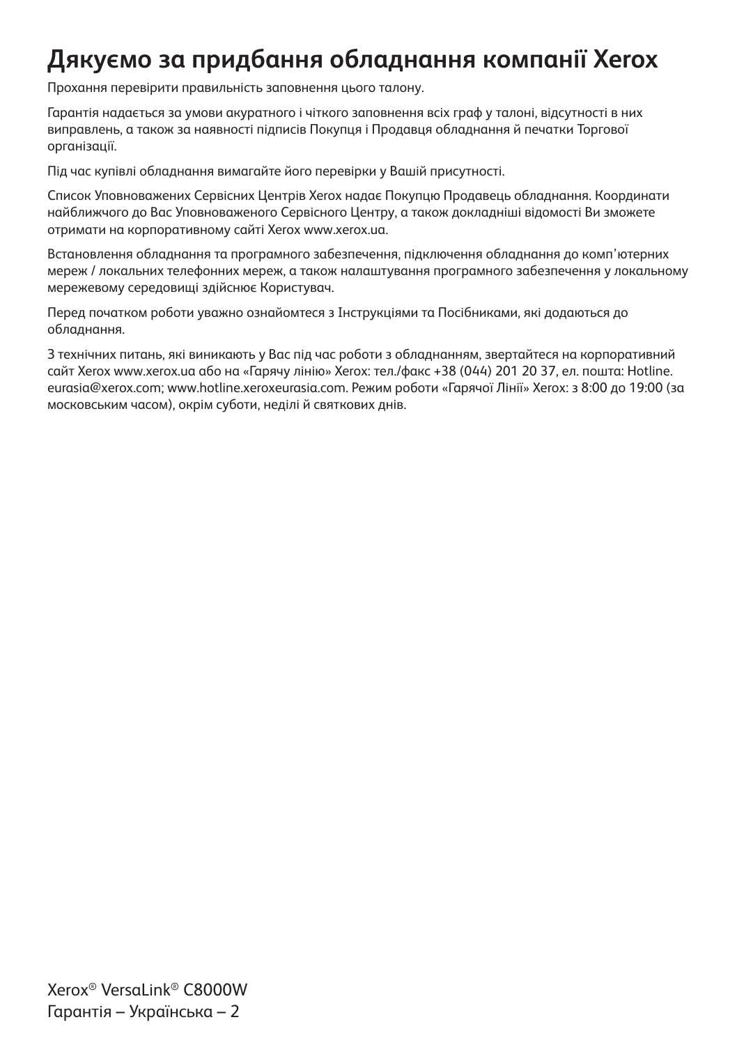# Дякуємо за придбання обладнання компанії Xerox

Прохання перевірити правильність заповнення цього талону.

Гарантія надається за умови акуратного і чіткого заповнення всіх граф у талоні, відсутності в них виправлень, а також за наявності підписів Покупця і Продавця обладнання й печатки Торгової організації.

Під час купівлі обладнання вимагайте його перевірки у Вашій присутності.

Список Уповноважених Сервісних Центрів Xerox надає Покупцю Продавець обладнання. Координати найближчого до Вас Уповноваженого Сервісного Центру, а також докладніші відомості Ви зможете отримати на корпоративному сайті Xerox www.xerox.ua.

Встановлення обладнання та програмного забезпечення, підключення обладнання до комп'ютерних мереж / локальних телефонних мереж, а також налаштування програмного забезпечення у локальному мережевому середовищі здійснює Користувач.

Перед початком роботи уважно ознайомтеся з Інструкціями та Посібниками, які додаються до обладнання.

З технічних питань, які виникають у Вас під час роботи з обладнанням, звертайтеся на корпоративний сайт Xerox www.xerox.ua або на «Гарячу лінію» Xerox: тел./факс +38 (044) 201 20 37, ел. пошта: Hotline.eurasia@xerox.com; www.hotline.xeroxeurasia.com. Режим роботи «Гарячої Лінії» Xerox: з 8:00 до 19:00 (за московським часом), окрім суботи, неділі й святкових днів.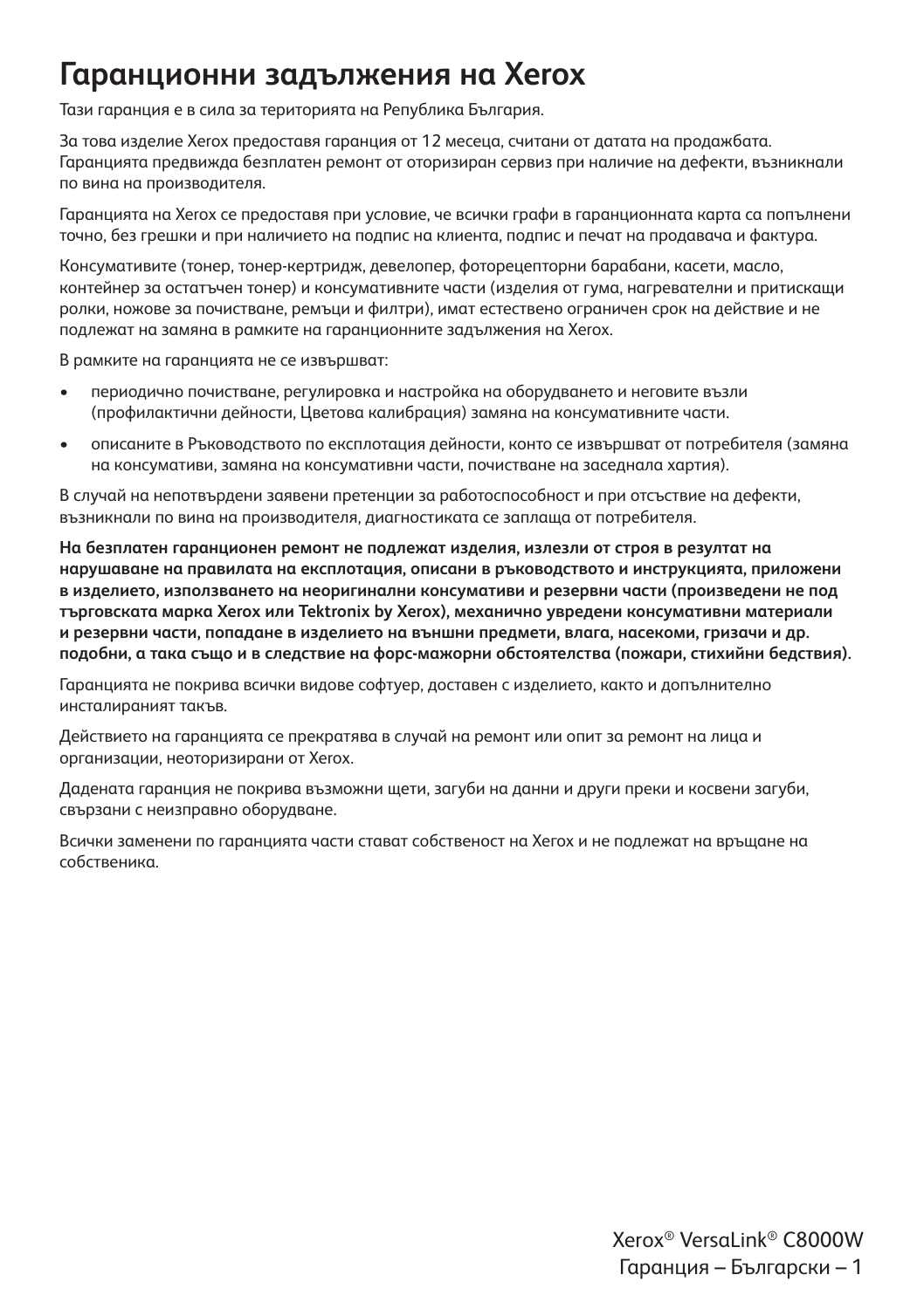# Гаранционни задължения на Xerox

Тази гаранция е в сила за територията на Република България.

За това изделие Xerox предоставя гаранция от 12 месеца, считани от датата на продажбата. Гаранцията предвижда безплатен ремонт от оторизиран сервиз при наличие на дефекти, възникнали по вина на производителя.

Гаранцията на Xerox се предоставя при условие, че всички графи в гаранционната карта са попълнени точно, без грешки и при наличието на подпис на клиента, подпис и печат на продавача и фактура.

Консумативите (тонер, тонер-кертридж, девелопер, фоторецепторни барабани, касети, масло, контейнер за остатъчен тонер) и консумативните части (изделия от гума, нагревателни и притискащи ролки, ножове за почистване, ремъци и филтри), имат естествено ограничен срок на действие и не подлежат на замяна в рамките на гаранционните задължения на Xerox.

В рамките на гаранцията не се извършват:

- периодично почистване, регулировка и настройка на оборудването и неговите възли (профилактични дейности, Цветова калибрация) замяна на консумативните части.
- описаните в Ръководството по експлотация дейности, конто се извършват от потребителя (замяна на консумативи, замяна на консумативни части, почистване на заседнала хартия).

В случай на непотвърдени заявени претенции за работоспособност и при отсъствие на дефекти, възникнали по вина на производителя, диагностиката се заплаща от потребителя.

**На безплатен гаранционен ремонт не подлежат изделия, излезли от строя в резултат на нарушаване на правилата на експлотация, описани в ръководството и инструкцията, приложени в изделието, използването на неоригинални консумативи и резервни части (произведени не под търговската марка Xerox или Tektronix by Xerox), механично увредени консумативни материали и резервни части, попадане в изделието на външни предмети, влага, насекоми, гризачи и др. подобни, а така също и в следствие на форс-мажорни обстоятелства (пожари, стихийни бедствия).**

Гаранцията не покрива всички видове софтуер, доставен с изделието, както и допълнително инсталираният такъв.

Действието на гаранцията се прекратява в случай на ремонт или опит за ремонт на лица и организации, неоторизирани от Xerox.

Дадената гаранция не покрива възможни щети, загуби на данни и други преки и косвени загуби, свързани с неизправно оборудване.

Всички заменени по гаранцията части стават собственост на Xerox и не подлежат на връщане на собственика.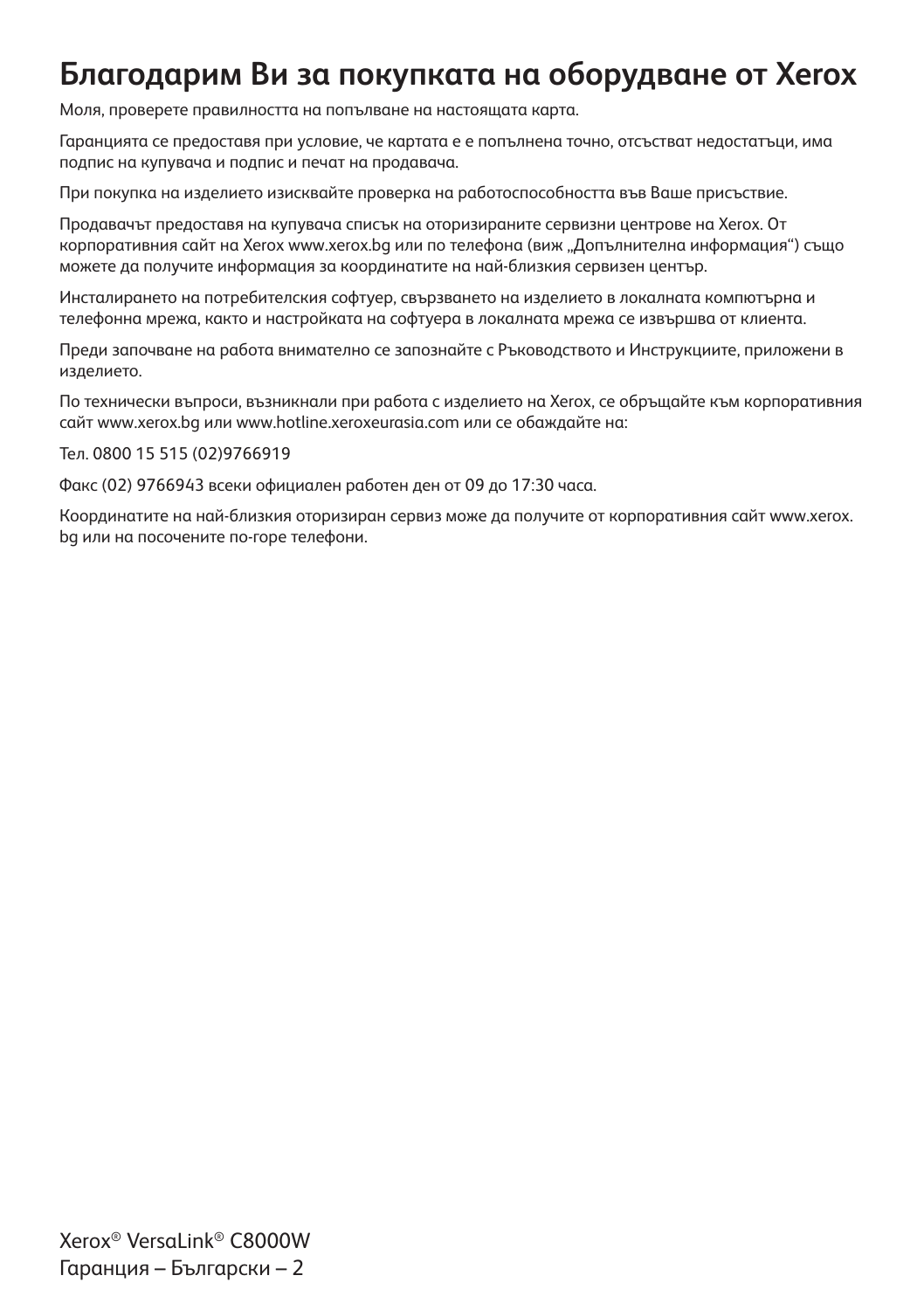# Благодарим Ви за покупката на оборудване от Xerox

Моля, проверете правилността на попълване на настоящата карта.

Гаранцията се предоставя при условие, че картата е е попълнена точно, отсъстват недостатъци, има подпис на купувача и подпис и печат на продавача.

При покупка на изделието изисквайте проверка на работоспособността във Ваше присъствие.

Продавачът предоставя на купувача списък на оторизираните сервизни центрове на Xerox. От корпоративния сайт на Xerox www.xerox.bg или по телефона (виж „Допълнителна информация") също можете да получите информация за координатите на най-близкия сервизен център.

Инсталирането на потребителския софтуер, свързването на изделието в локалната компютърна и телефонна мрежа, както и настройката на софтуера в локалната мрежа се извършва от клиента.

Преди започване на работа внимателно се запознайте с Ръководството и Инструкциите, приложени в изделието.

По технически въпроси, възникнали при работа с изделието на Xerox, се обръщайте към корпоративния сайт www.xerox.bg или www.hotline.xeroxeurasia.com или се обаждайте на:

Тел. 0800 15 515 (02)9766919

Факс (02) 9766943 всеки официален работен ден от 09 до 17:30 часа.

Координатите на най-близкия оторизиран сервиз може да получите от корпоративния сайт www.xerox.bg или на посочените по-горе телефони.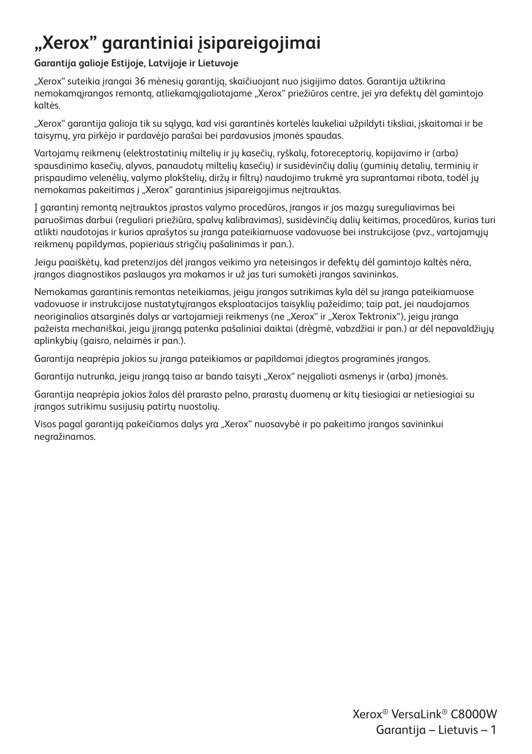# „Xerox” garantiniai įsipareigojimai

**Garantija galioje Estijoje, Latvijoje ir Lietuvoje**

„Xerox“ suteikia įrangai 36 mėnesių garantiją, skaičiuojant nuo įsigijimo datos. Garantija užtikrina nemokamąįrangos remontą, atliekamąįgaliotajame „Xerox“ priežiūros centre, jei yra defektų dėl gamintojo kaltės.

„Xerox“ garantija galioja tik su sąlyga, kad visi garantinės kortelės laukeliai užpildyti tiksliai, įskaitomai ir be taisymų, yra pirkėjo ir pardavėjo parašai bei pardavusios įmonės spaudas.

Vartojamų reikmenų (elektrostatinių miltelių ir jų kasečių, ryškalų, fotoreceptorių, kopijavimo ir (arba) spausdinimo kasečių, alyvos, panaudotų miltelių kasečių) ir susidėvinčių dalių (guminių detalių, terminių ir prispaudimo velenėlių, valymo plokštelių, diržų ir filtrų) naudojimo trukmė yra suprantamai ribota, todėl jų nemokamas pakeitimas į „Xerox“ garantinius įsipareigojimus neįtrauktas.

Į garantinį remontą neįtrauktos įprastos valymo procedūros, įrangos ir jos mazgų sureguliavimas bei paruošimas darbui (reguliari priežiūra, spalvų kalibravimas), susidėvinčių dalių keitimas, procedūros, kurias turi atlikti naudotojas ir kurios aprašytos su įranga pateikiamuose vadovuose bei instrukcijose (pvz., vartojamųjų reikmenų papildymas, popieriaus strigčių pašalinimas ir pan.).

Jeigu paaiškėtų, kad pretenzijos dėl įrangos veikimo yra neteisingos ir defektų dėl gamintojo kaltės nėra, įrangos diagnostikos paslaugos yra mokamos ir už jas turi sumokėti įrangos savininkas.

Nemokamas garantinis remontas neteikiamas, jeigu įrangos sutrikimas kyla dėl su įranga pateikiamuose vadovuose ir instrukcijose nustatytųįrangos eksploatacijos taisyklių pažeidimo; taip pat, jei naudojamos neoriginalios atsarginės dalys ar vartojamieji reikmenys (ne „Xerox“ ir „Xerox Tektronix“), jeigu įranga pažeista mechaniškai, jeigu įįrangą patenka pašaliniai daiktai (drėgmė, vabzdžiai ir pan.) ar dėl nepavaldžiųjų aplinkybių (gaisro, nelaimės ir pan.).

Garantija neaprėpia jokios su įranga pateikiamos ar papildomai įdiegtos programinės įrangos.

Garantija nutrunka, jeigu įrangą taiso ar bando taisyti „Xerox“ neįgalioti asmenys ir (arba) įmonės.

Garantija neaprėpia jokios žalos dėl prarasto pelno, prarastų duomenų ar kitų tiesiogiai ar netiesiogiai su įrangos sutrikimu susijusių patirtų nuostolių.

Visos pagal garantiją pakeičiamos dalys yra „Xerox“ nuosavybė ir po pakeitimo įrangos savininkui negražinamos.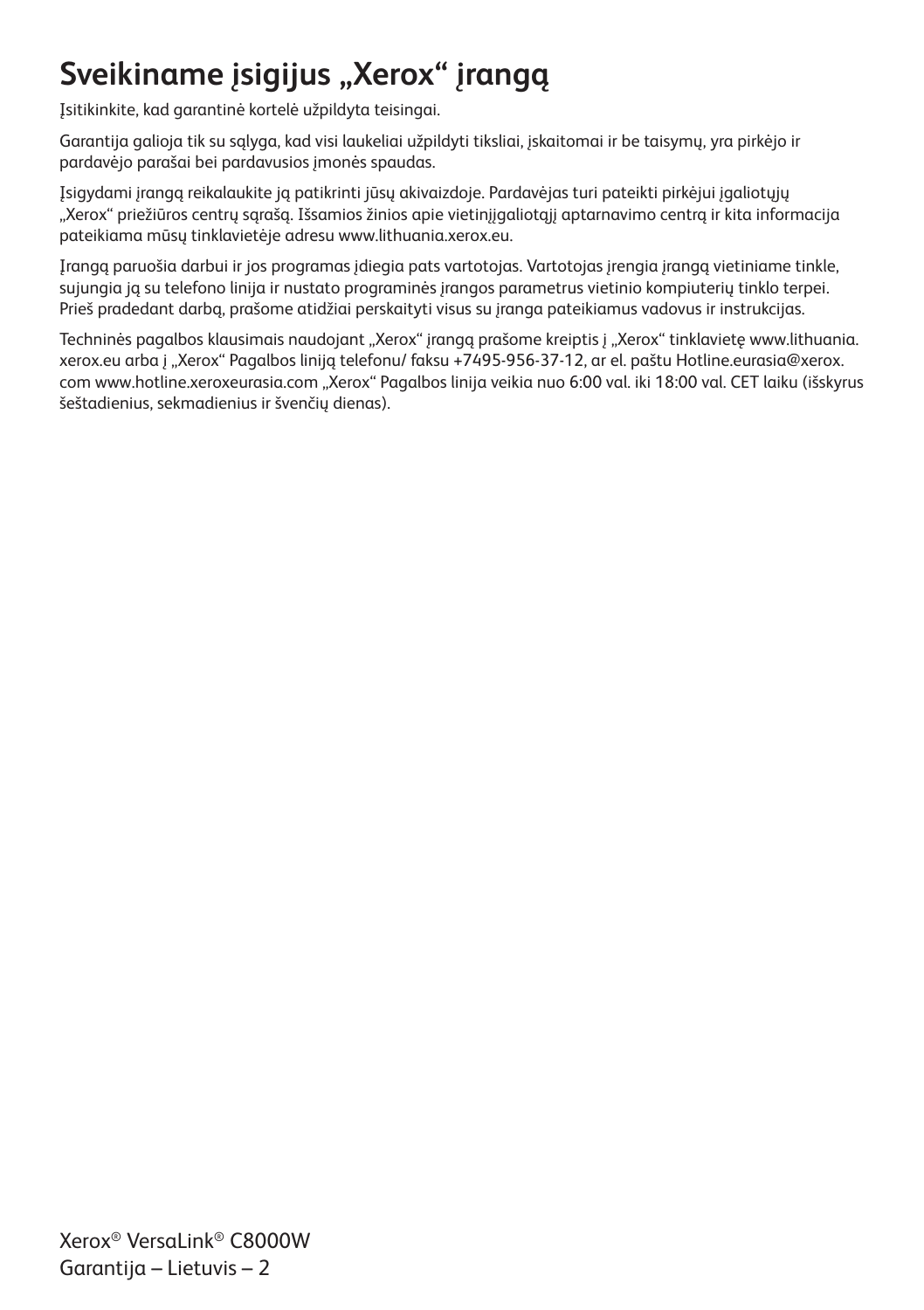# Sveikiname įsigijus „Xerox“ įrangą

Įsitikinkite, kad garantinė kortelė užpildyta teisingai.

Garantija galioja tik su sąlyga, kad visi laukeliai užpildyti tiksliai, įskaitomai ir be taisymų, yra pirkėjo ir pardavėjo parašai bei pardavusios įmonės spaudas.

Įsigydami įrangą reikalaukite ją patikrinti jūsų akivaizdoje. Pardavėjas turi pateikti pirkėjui įgaliotųjų „Xerox“ priežiūros centrų sąrašą. Išsamios žinios apie vietinįįgaliotąjį aptarnavimo centrą ir kita informacija pateikiama mūsų tinklavietėje adresu www.lithuania.xerox.eu.

Įrangą paruošia darbui ir jos programas įdiegia pats vartotojas. Vartotojas įrengia įrangą vietiniame tinkle, sujungia ją su telefono linija ir nustato programinės įrangos parametrus vietinio kompiuterių tinklo terpei. Prieš pradedant darbą, prašome atidžiai perskaityti visus su įranga pateikiamus vadovus ir instrukcijas.

Techninės pagalbos klausimais naudojant „Xerox“ įrangą prašome kreiptis į „Xerox“ tinklavietę www.lithuania.xerox.eu arba į „Xerox“ Pagalbos liniją telefonu/ faksu +7495-956-37-12, ar el. paštu Hotline.eurasia@xerox.com www.hotline.xeroxeurasia.com „Xerox“ Pagalbos linija veikia nuo 6:00 val. iki 18:00 val. CET laiku (išskyrus šeštadienius, sekmadienius ir švenčių dienas).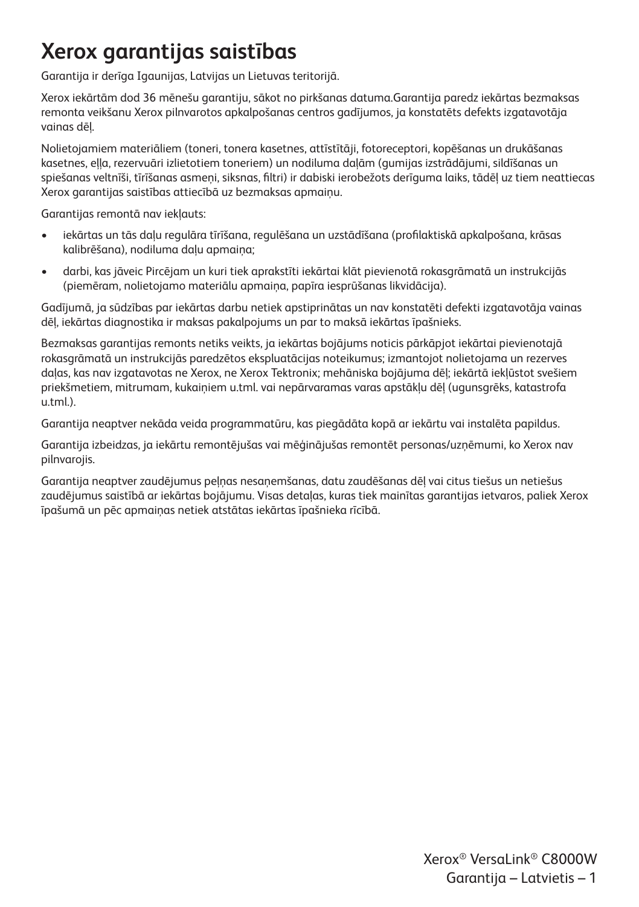# Xerox garantijas saistības

Garantija ir derīga Igaunijas, Latvijas un Lietuvas teritorijā.

Xerox iekārtām dod 36 mēnešu garantiju, sākot no pirkšanas datuma.Garantija paredz iekārtas bezmaksas remonta veikšanu Xerox pilnvarotos apkalpošanas centros gadījumos, ja konstatēts defekts izgatavotāja vainas dēļ.

Nolietojamiem materiāliem (toneri, tonera kasetnes, attīstītāji, fotoreceptori, kopēšanas un drukāšanas kasetnes, eļļa, rezervuāri izlietotiem toneriem) un nodiluma daļām (gumijas izstrādājumi, sildīšanas un spiešanas veltnīši, tīrīšanas asmeņi, siksnas, filtri) ir dabiski ierobežots derīguma laiks, tādēļ uz tiem neattiecas Xerox garantijas saistības attiecībā uz bezmaksas apmaiņu.

Garantijas remontā nav iekļauts:

- iekārtas un tās daļu regulāra tīrīšana, regulēšana un uzstādīšana (profilaktiskā apkalpošana, krāsas kalibrēšana), nodiluma daļu apmaiņa;
- darbi, kas jāveic Pircējam un kuri tiek aprakstīti iekārtai klāt pievienotā rokasgrāmatā un instrukcijās (piemēram, nolietojamo materiālu apmaiņa, papīra iesprūšanas likvidācija).

Gadījumā, ja sūdzības par iekārtas darbu netiek apstiprinātas un nav konstatēti defekti izgatavotāja vainas dēļ, iekārtas diagnostika ir maksas pakalpojums un par to maksā iekārtas īpašnieks.

Bezmaksas garantijas remonts netiks veikts, ja iekārtas bojājums noticis pārkāpjot iekārtai pievienotajā rokasgrāmatā un instrukcijās paredzētos ekspluatācijas noteikumus; izmantojot nolietojama un rezerves daļas, kas nav izgatavotas ne Xerox, ne Xerox Tektronix; mehāniska bojājuma dēļ; iekārtā iekļūstot svešiem priekšmetiem, mitrumam, kukaiņiem u.tml. vai nepārvaramas varas apstākļu dēļ (ugunsgrēks, katastrofa u.tml.).

Garantija neaptver nekāda veida programmatūru, kas piegādāta kopā ar iekārtu vai instalēta papildus.

Garantija izbeidzas, ja iekārtu remontējušas vai mēģinājušas remontēt personas/uzņēmumi, ko Xerox nav pilnvarojis.

Garantija neaptver zaudējumus peļņas nesaņemšanas, datu zaudēšanas dēļ vai citus tiešus un netiešus zaudējumus saistībā ar iekārtas bojājumu. Visas detaļas, kuras tiek mainītas garantijas ietvaros, paliek Xerox īpašumā un pēc apmaiņas netiek atstātas iekārtas īpašnieka rīcībā.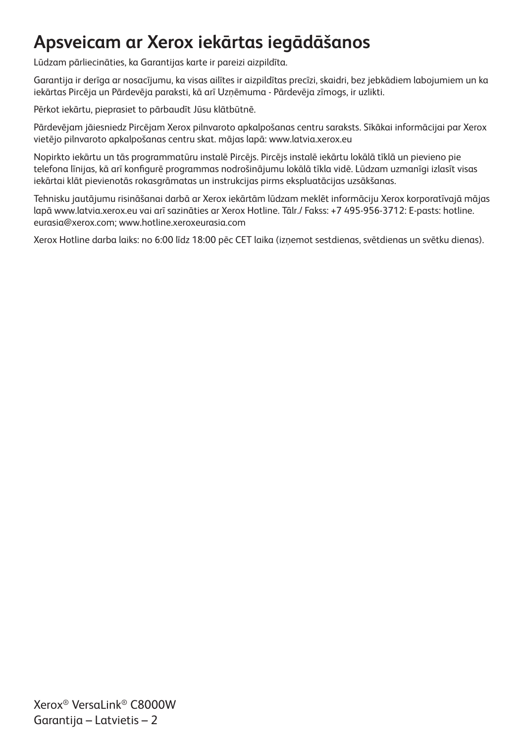# Apsveicam ar Xerox iekārtas iegādāšanos

Lūdzam pārliecināties, ka Garantijas karte ir pareizi aizpildīta.

Garantija ir derīga ar nosacījumu, ka visas ailītes ir aizpildītas precīzi, skaidri, bez jebkādiem labojumiem un ka iekārtas Pircēja un Pārdevēja paraksti, kā arī Uzņēmuma - Pārdevēja zīmogs, ir uzlikti.

Pērkot iekārtu, pieprasiet to pārbaudīt Jūsu klātbūtnē.

Pārdevējam jāiesniedz Pircējam Xerox pilnvaroto apkalpošanas centru saraksts. Sīkākai informācijai par Xerox vietējo pilnvaroto apkalpošanas centru skat. mājas lapā: www.latvia.xerox.eu

Nopirkto iekārtu un tās programmatūru instalē Pircējs. Pircējs instalē iekārtu lokālā tīklā un pievieno pie telefona līnijas, kā arī konfigurē programmas nodrošinājumu lokālā tīkla vidē. Lūdzam uzmanīgi izlasīt visas iekārtai klāt pievienotās rokasgrāmatas un instrukcijas pirms ekspluatācijas uzsākšanas.

Tehnisku jautājumu risināšanai darbā ar Xerox iekārtām lūdzam meklēt informāciju Xerox korporatīvajā mājas lapā www.latvia.xerox.eu vai arī sazināties ar Xerox Hotline. Tālr./ Fakss: +7 495-956-3712: E-pasts: hotline.eurasia@xerox.com; www.hotline.xeroxeurasia.com

Xerox Hotline darba laiks: no 6:00 līdz 18:00 pēc CET laika (izņemot sestdienas, svētdienas un svētku dienas).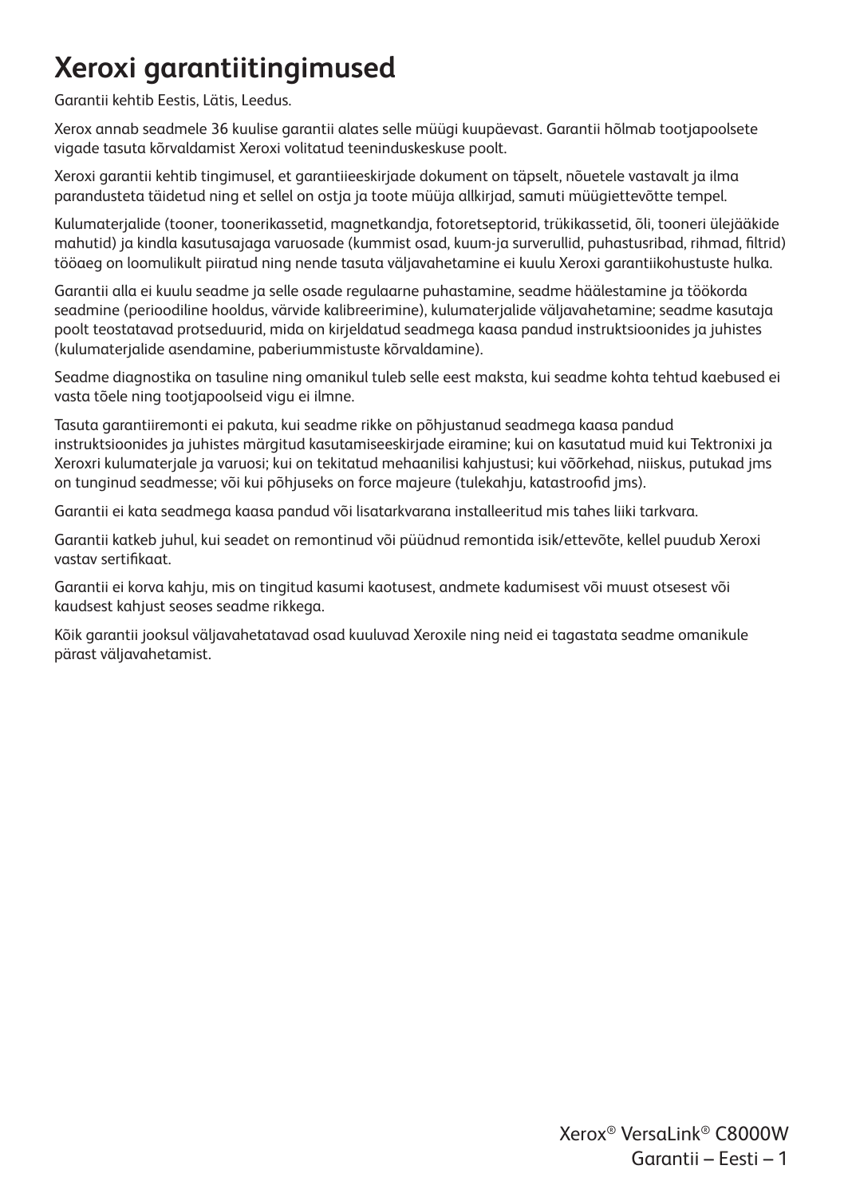# Xeroxi garantiitingimused

Garantii kehtib Eestis, Lätis, Leedus.

Xerox annab seadmele 36 kuulise garantii alates selle müügi kuupäevast. Garantii hõlmab tootjapoolsete vigade tasuta kõrvaldamist Xeroxi volitatud teeninduskeskuse poolt.

Xeroxi garantii kehtib tingimusel, et garantiieeskirjade dokument on täpselt, nõuetele vastavalt ja ilma parandusteta täidetud ning et sellel on ostja ja toote müüja allkirjad, samuti müügiettevõtte tempel.

Kulumaterjalide (tooner, toonerikassetid, magnetkandja, fotoretseptorid, trükikassetid, õli, tooneri ülejäägide mahutid) ja kindla kasutusajaga varuosade (kummist osad, kuum-ja surverullid, puhastusribad, rihmad, filtrid) tööaeg on loomulikult piiratud ning nende tasuta väljavahetamine ei kuulu Xeroxi garantiikohustuste hulka.

Garantii alla ei kuulu seadme ja selle osade regulaarne puhastamine, seadme häälestamine ja töökorda seadmine (perioodiline hooldus, värvide kalibreerimine), kulumaterjalide väljavahetamine; seadme kasutaja poolt teostatavad protseduurid, mida on kirjeldatud seadmega kaasa pandud instruktsioonides ja juhistes (kulumaterjalide asendamine, paberiummistuste kõrvaldamine).

Seadme diagnostika on tasuline ning omanikul tuleb selle eest maksta, kui seadme kohta tehtud kaebused ei vasta tõele ning tootjapoolseid vigu ei ilmne.

Tasuta garantiiremonti ei pakuta, kui seadme rikke on põhjustanud seadmega kaasa pandud instruktsioonides ja juhistes märgitud kasutamiseeskirjade eiramine; kui on kasutatud muid kui Tektronixi ja Xeroxri kulumaterjale ja varuosi; kui on tekitatud mehaanilisi kahjustusi; kui võõrkehad, niiskus, putukad jms on tunginud seadmesse; või kui põhjuseks on force majeure (tulekahju, katastroofid jms).

Garantii ei kata seadmega kaasa pandud või lisatarkvarana installeeritud mis tahes liiki tarkvara.

Garantii katkeb juhul, kui seadet on remontinud või püüdnud remontida isik/ettevõte, kellel puudub Xeroxi vastav sertifikaat.

Garantii ei korva kahju, mis on tingitud kasumi kaotusest, andmete kadumisest või muust otsesest või kaudsest kahjust seoses seadme rikkega.

Kõik garantii jooksul väljavahetatavad osad kuuluvad Xeroxile ning neid ei tagastata seadme omanikule pärast väljavahetamist.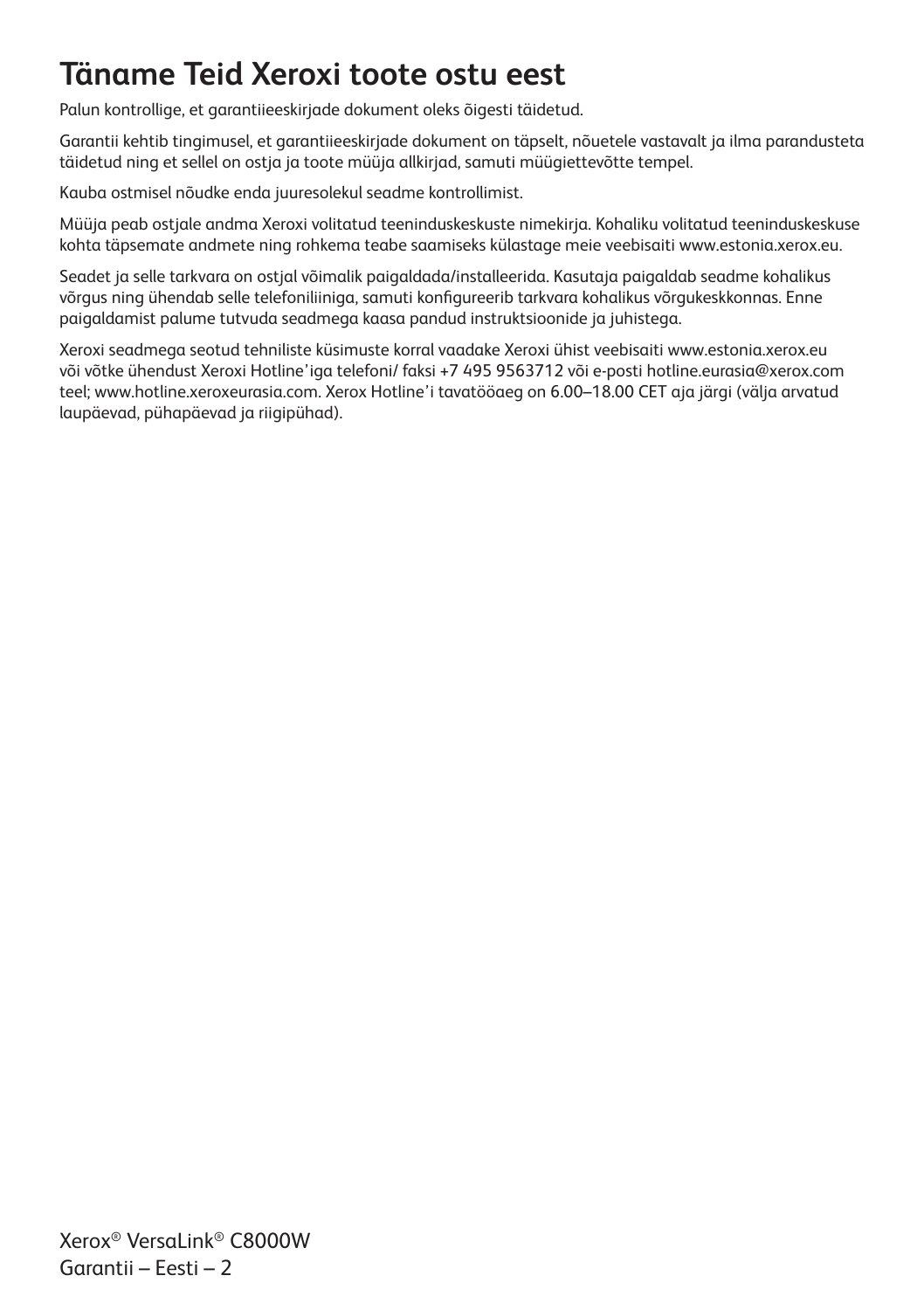# Täname Teid Xeroxi toote ostu eest

Palun kontrollige, et garantiieeskirjade dokument oleks õigesti täidetud.

Garantii kehtib tingimusel, et garantiieeskirjade dokument on täpselt, nõuetele vastavalt ja ilma parandusteta täidetud ning et sellel on ostja ja toote müüja allkirjad, samuti müügiettevõtte tempel.

Kauba ostmisel nõudke enda juuresolekul seadme kontrollimist.

Müüja peab ostjale andma Xeroxi volitatud teeninduskeskuste nimekirja. Kohaliku volitatud teeninduskeskuse kohta täpsemate andmete ning rohkema teabe saamiseks külastage meie veebisaiti www.estonia.xerox.eu.

Seadet ja selle tarkvara on ostjal võimalik paigaldada/installeerida. Kasutaja paigaldab seadme kohalikus võrgus ning ühendab selle telefoniliiniga, samuti konfigureerib tarkvara kohalikus võrgukeskkonnas. Enne paigaldamist palume tutvuda seadmega kaasa pandud instruktsioonide ja juhistega.

Xeroxi seadmega seotud tehniliste küsimuste korral vaadake Xeroxi ühist veebisaiti www.estonia.xerox.eu või võtke ühendust Xeroxi Hotline'iga telefoni/ faksi +7 495 9563712 või e-posti hotline.eurasia@xerox.com teel; www.hotline.xeroxeurasia.com. Xerox Hotline'i tavatööaeg on 6.00–18.00 CET aja järgi (välja arvatud laupäevad, pühapäevad ja riigipühad).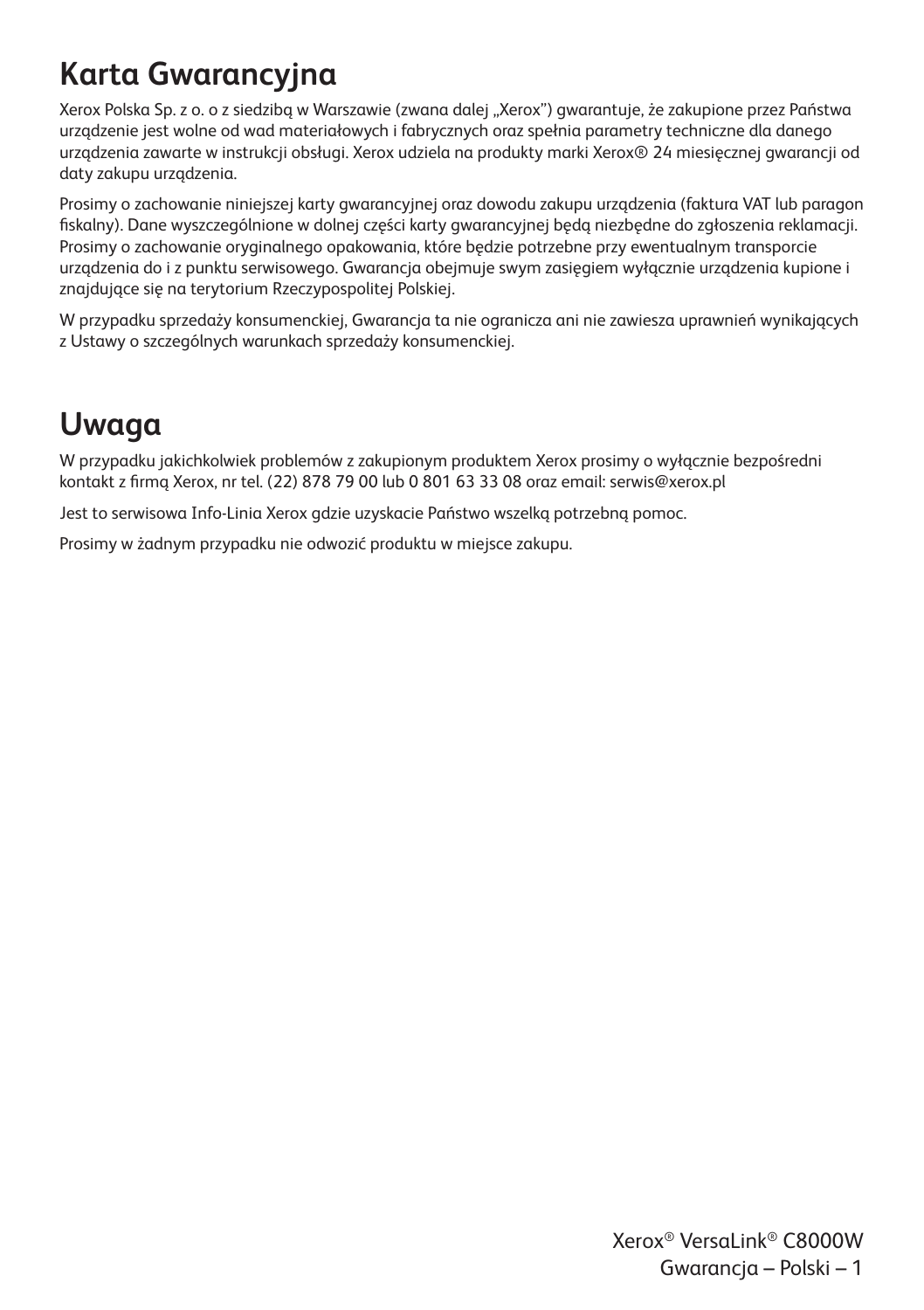# Karta Gwarancyjna

Xerox Polska Sp. z o. o z siedzibą w Warszawie (zwana dalej „Xerox") gwarantuje, że zakupione przez Państwa urządzenie jest wolne od wad materiałowych i fabrycznych oraz spełnia parametry techniczne dla danego urządzenia zawarte w instrukcji obsługi. Xerox udziela na produkty marki Xerox® 24 miesięcznej gwarancji od daty zakupu urządzenia.

Prosimy o zachowanie niniejszej karty gwarancyjnej oraz dowodu zakupu urządzenia (faktura VAT lub paragon fiskalny). Dane wyszczególnione w dolnej części karty gwarancyjnej będą niezbędne do zgłoszenia reklamacji. Prosimy o zachowanie oryginalnego opakowania, które będzie potrzebne przy ewentualnym transporcie urządzenia do i z punktu serwisowego. Gwarancja obejmuje swym zasięgiem wyłącznie urządzenia kupione i znajdujące się na terytorium Rzeczypospolitej Polskiej.

W przypadku sprzedaży konsumenckiej, Gwarancja ta nie ogranicza ani nie zawiesza uprawnień wynikających z Ustawy o szczególnych warunkach sprzedaży konsumenckiej.

# Uwaga

W przypadku jakichkolwiek problemów z zakupionym produktem Xerox prosimy o wyłącznie bezpośredni kontakt z firmą Xerox, nr tel. (22) 878 79 00 lub 0 801 63 33 08 oraz email: serwis@xerox.pl

Jest to serwisowa Info-Linia Xerox gdzie uzyskacie Państwo wszelką potrzebną pomoc.

Prosimy w żadnym przypadku nie odwozić produktu w miejsce zakupu.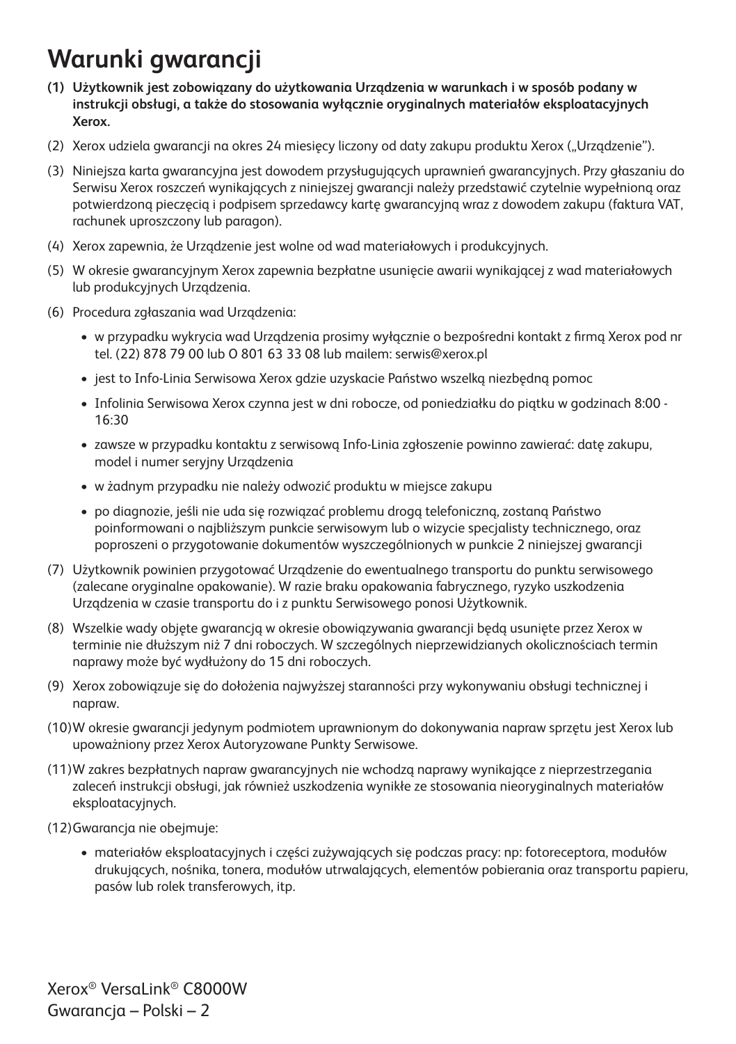# Warunki gwarancji

**(1) Użytkownik jest zobowiązany do użytkowania Urządzenia w warunkach i w sposób podany w instrukcji obsługi, a także do stosowania wyłącznie oryginalnych materiałów eksploatacyjnych Xerox.**

(2) Xerox udziela gwarancji na okres 24 miesięcy liczony od daty zakupu produktu Xerox („Urządzenie").

(3) Niniejsza karta gwarancyjna jest dowodem przysługujących uprawnień gwarancyjnych. Przy głaszaniu do Serwisu Xerox roszczeń wynikających z niniejszej gwarancji należy przedstawić czytelnie wypełnioną oraz potwierdzoną pieczęcią i podpisem sprzedawcy kartę gwarancyjną wraz z dowodem zakupu (faktura VAT, rachunek uproszczony lub paragon).

(4) Xerox zapewnia, że Urządzenie jest wolne od wad materiałowych i produkcyjnych.

(5) W okresie gwarancyjnym Xerox zapewnia bezpłatne usunięcie awarii wynikającej z wad materiałowych lub produkcyjnych Urządzenia.

(6) Procedura zgłaszania wad Urządzenia:

- w przypadku wykrycia wad Urządzenia prosimy wyłącznie o bezpośredni kontakt z firmą Xerox pod nr tel. (22) 878 79 00 lub 0 801 63 33 08 lub mailem: serwis@xerox.pl
- jest to Info-Linia Serwisowa Xerox gdzie uzyskacie Państwo wszelką niezbędną pomoc
- Infolinia Serwisowa Xerox czynna jest w dni robocze, od poniedziałku do piątku w godzinach 8:00 - 16:30
- zawsze w przypadku kontaktu z serwisową Info-Linia zgłoszenie powinno zawierać: datę zakupu, model i numer seryjny Urządzenia
- w żadnym przypadku nie należy odwozić produktu w miejsce zakupu
- po diagnozie, jeśli nie uda się rozwiązać problemu drogą telefoniczną, zostaną Państwo poinformowani o najbliższym punkcie serwisowym lub o wizycie specjalisty technicznego, oraz poproszeni o przygotowanie dokumentów wyszczególnionych w punkcie 2 niniejszej gwarancji

(7) Użytkownik powinien przygotować Urządzenie do ewentualnego transportu do punktu serwisowego (zalecane oryginalne opakowanie). W razie braku opakowania fabrycznego, ryzyko uszkodzenia Urządzenia w czasie transportu do i z punktu Serwisowego ponosi Użytkownik.

(8) Wszelkie wady objęte gwarancją w okresie obowiązywania gwarancji będą usunięte przez Xerox w terminie nie dłuższym niż 7 dni roboczych. W szczególnych nieprzewidzianych okolicznościach termin naprawy może być wydłużony do 15 dni roboczych.

(9) Xerox zobowiązuje się do dołożenia najwyższej staranności przy wykonywaniu obsługi technicznej i napraw.

(10) W okresie gwarancji jedynym podmiotem uprawnionym do dokonywania napraw sprzętu jest Xerox lub upoważniony przez Xerox Autoryzowane Punkty Serwisowe.

(11) W zakres bezpłatnych napraw gwarancyjnych nie wchodzą naprawy wynikające z nieprzestrzegania zaleceń instrukcji obsługi, jak również uszkodzenia wynikłe ze stosowania nieoryginalnych materiałów eksploatacyjnych.

(12) Gwarancja nie obejmuje:

- materiałów eksploatacyjnych i części zużywających się podczas pracy: np: fotoreceptora, modułów drukujących, nośnika, tonera, modułów utrwalających, elementów pobierania oraz transportu papieru, pasów lub rolek transferowych, itp.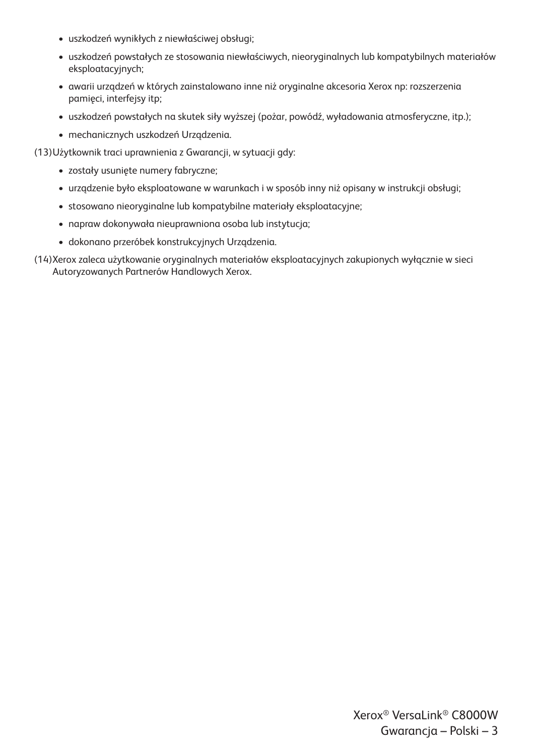- uszkodzeń wynikłych z niewłaściwej obsługi;
- uszkodzeń powstałych ze stosowania niewłaściwych, nieoryginalnych lub kompatybilnych materiałów eksploatacyjnych;
- awarii urządzeń w których zainstalowano inne niż oryginalne akcesoria Xerox np: rozszerzenia pamięci, interfejsy itp;
- uszkodzeń powstałych na skutek siły wyższej (pożar, powódź, wyładowania atmosferyczne, itp.);
- mechanicznych uszkodzeń Urządzenia.

(13) Użytkownik traci uprawnienia z Gwarancji, w sytuacji gdy:

- zostały usunięte numery fabryczne;
- urządzenie było eksploatowane w warunkach i w sposób inny niż opisany w instrukcji obsługi;
- stosowano nieoryginalne lub kompatybilne materiały eksploatacyjne;
- napraw dokonywała nieuprawniona osoba lub instytucja;
- dokonano przeróbek konstrukcyjnych Urządzenia.

(14) Xerox zaleca użytkowanie oryginalnych materiałów eksploatacyjnych zakupionych wyłącznie w sieci Autoryzowanych Partnerów Handlowych Xerox.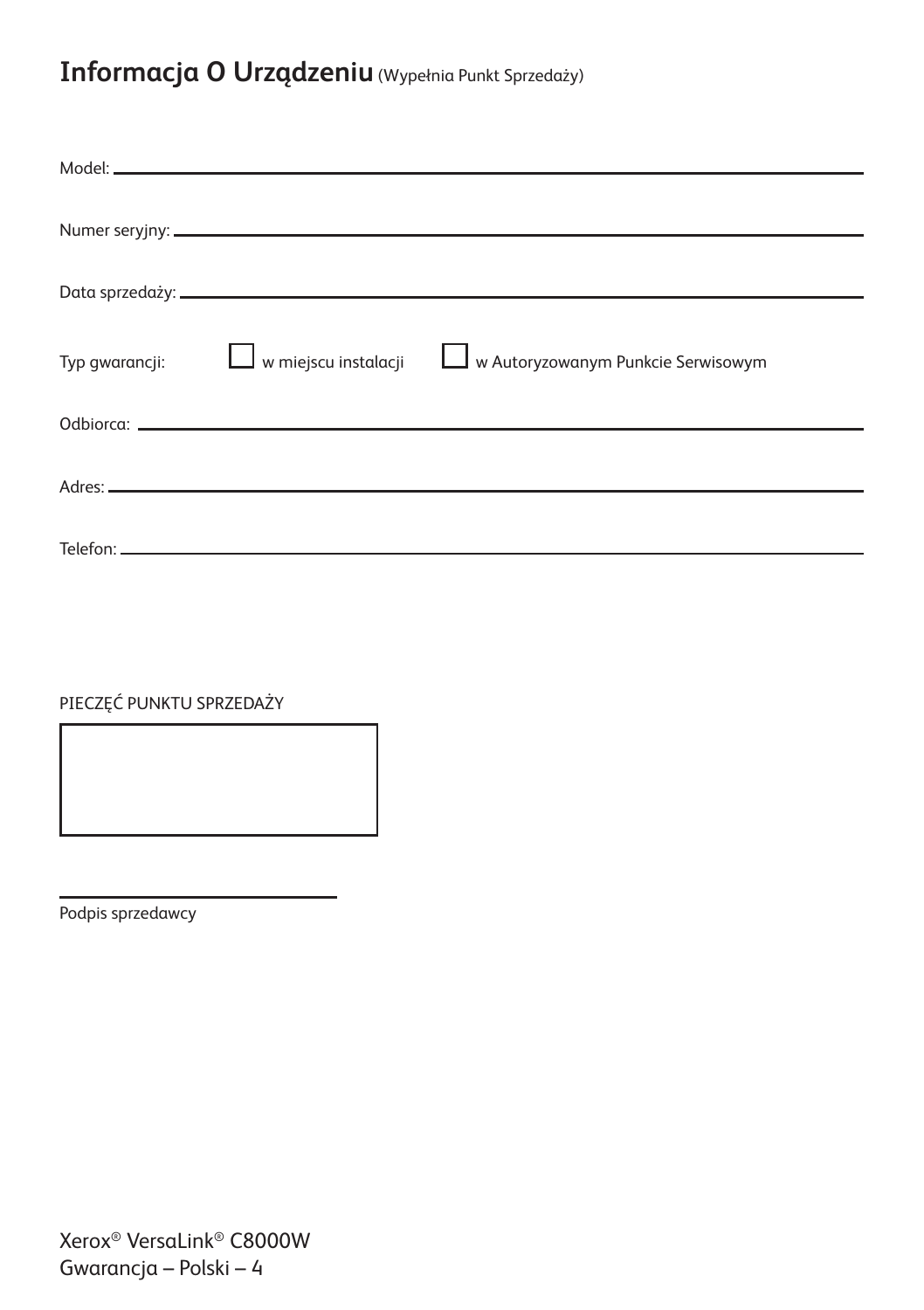# Informacja O Urządzeniu (Wypełnia Punkt Sprzedaży)

Model: \_\_\_\_\_\_\_\_\_\_\_\_\_\_\_\_\_\_\_\_\_\_\_\_\_\_\_\_\_\_\_\_\_\_\_\_\_\_\_\_

Numer seryjny: \_\_\_\_\_\_\_\_\_\_\_\_\_\_\_\_\_\_\_\_\_\_\_\_\_\_\_\_\_\_\_\_\_\_\_\_\_\_\_\_

Data sprzedaży: \_\_\_\_\_\_\_\_\_\_\_\_\_\_\_\_\_\_\_\_\_\_\_\_\_\_\_\_\_\_\_\_\_\_\_\_\_\_\_\_

Typ gwarancji: ☐ w miejscu instalacji ☐ w Autoryzowanym Punkcie Serwisowym

Odbiorca: \_\_\_\_\_\_\_\_\_\_\_\_\_\_\_\_\_\_\_\_\_\_\_\_\_\_\_\_\_\_\_\_\_\_\_\_\_\_\_\_

Adres: \_\_\_\_\_\_\_\_\_\_\_\_\_\_\_\_\_\_\_\_\_\_\_\_\_\_\_\_\_\_\_\_\_\_\_\_\_\_\_\_

Telefon: \_\_\_\_\_\_\_\_\_\_\_\_\_\_\_\_\_\_\_\_\_\_\_\_\_\_\_\_\_\_\_\_\_\_\_\_\_\_\_\_

PIECZĘĆ PUNKTU SPRZEDAŻY

\_\_\_\_\_\_\_\_\_\_\_\_\_\_\_\_\_\_\_\_\_\_\_\_\_\_\_\_

Podpis sprzedawcy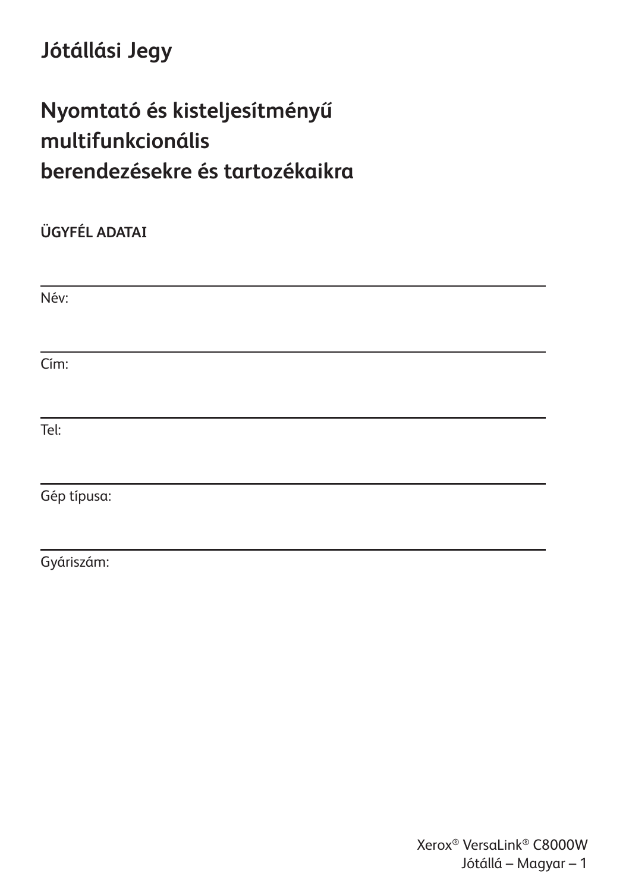# Jótállási Jegy

## Nyomtató és kisteljesítményű multifunkcionális berendezésekre és tartozékaikra

**ÜGYFÉL ADATAI**

---

Név:

---

Cím:

---

Tel:

---

Gép típusa:

---

Gyáriszám: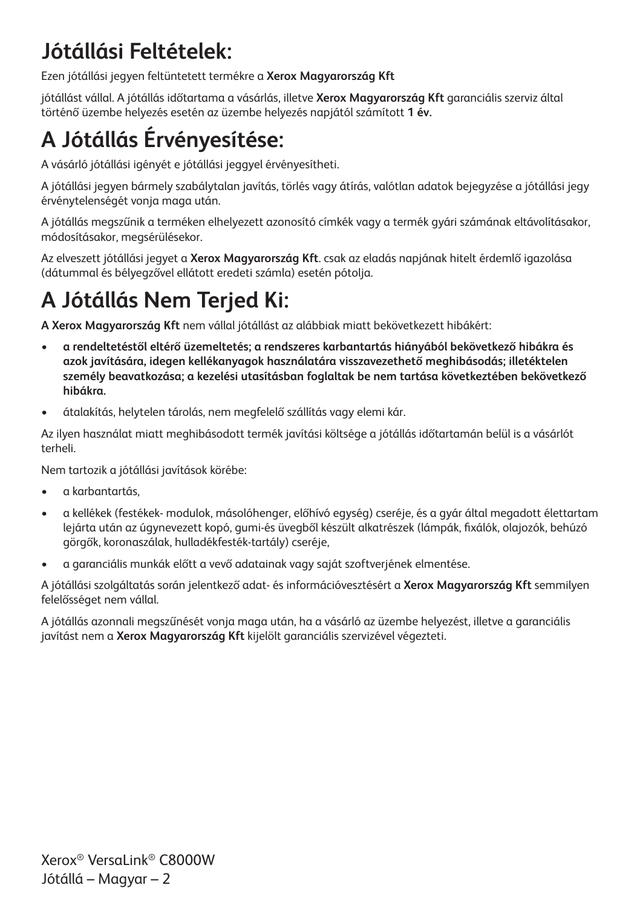# Jótállási Feltételek:

Ezen jótállási jegyen feltüntetett termékre a **Xerox Magyarország Kft**

jótállást vállal. A jótállás időtartama a vásárlás, illetve **Xerox Magyarország Kft** garanciális szerviz által történő üzembe helyezés esetén az üzembe helyezés napjától számított **1 év.**

# A Jótállás Érvényesítése:

A vásárló jótállási igényét e jótállási jeggyel érvényesítheti.

A jótállási jegyen bármely szabálytalan javítás, törlés vagy átírás, valótlan adatok bejegyzése a jótállási jegy érvénytelenségét vonja maga után.

A jótállás megszűnik a terméken elhelyezett azonosító címkék vagy a termék gyári számának eltávolításakor, módosításakor, megsérülésekor.

Az elveszett jótállási jegyet a **Xerox Magyarország Kft**. csak az eladás napjának hitelt érdemlő igazolása (dátummal és bélyegzővel ellátott eredeti számla) esetén pótolja.

# A Jótállás Nem Terjed Ki:

**A Xerox Magyarország Kft** nem vállal jótállást az alábbiak miatt bekövetkezett hibákért:

- **a rendeltetéstől eltérő üzemeltetés; a rendszeres karbantartás hiányából bekövetkező hibákra és azok javítására, idegen kellékanyagok használatára visszavezethető meghibásodás; illetéktelen személy beavatkozása; a kezelési utasításban foglaltak be nem tartása következtében bekövetkező hibákra.**
- átalakítás, helytelen tárolás, nem megfelelő szállítás vagy elemi kár.

Az ilyen használat miatt meghibásodott termék javítási költsége a jótállás időtartamán belül is a vásárlót terheli.

Nem tartozik a jótállási javítások körébe:

- a karbantartás,
- a kellékek (festékek- modulok, másolóhenger, előhívó egység) cseréje, és a gyár által megadott élettartam lejárta után az úgynevezett kopó, gumi-és üvegből készült alkatrészek (lámpák, fixálók, olajozók, behúzó görgők, koronaszálak, hulladékfesték-tartály) cseréje,
- a garanciális munkák előtt a vevő adatainak vagy saját szoftverjének elmentése.

A jótállási szolgáltatás során jelentkező adat- és információvesztésért a **Xerox Magyarország Kft** semmilyen felelősséget nem vállal.

A jótállás azonnali megszűnését vonja maga után, ha a vásárló az üzembe helyezést, illetve a garanciális javítást nem a **Xerox Magyarország Kft** kijelölt garanciális szervizével végezteti.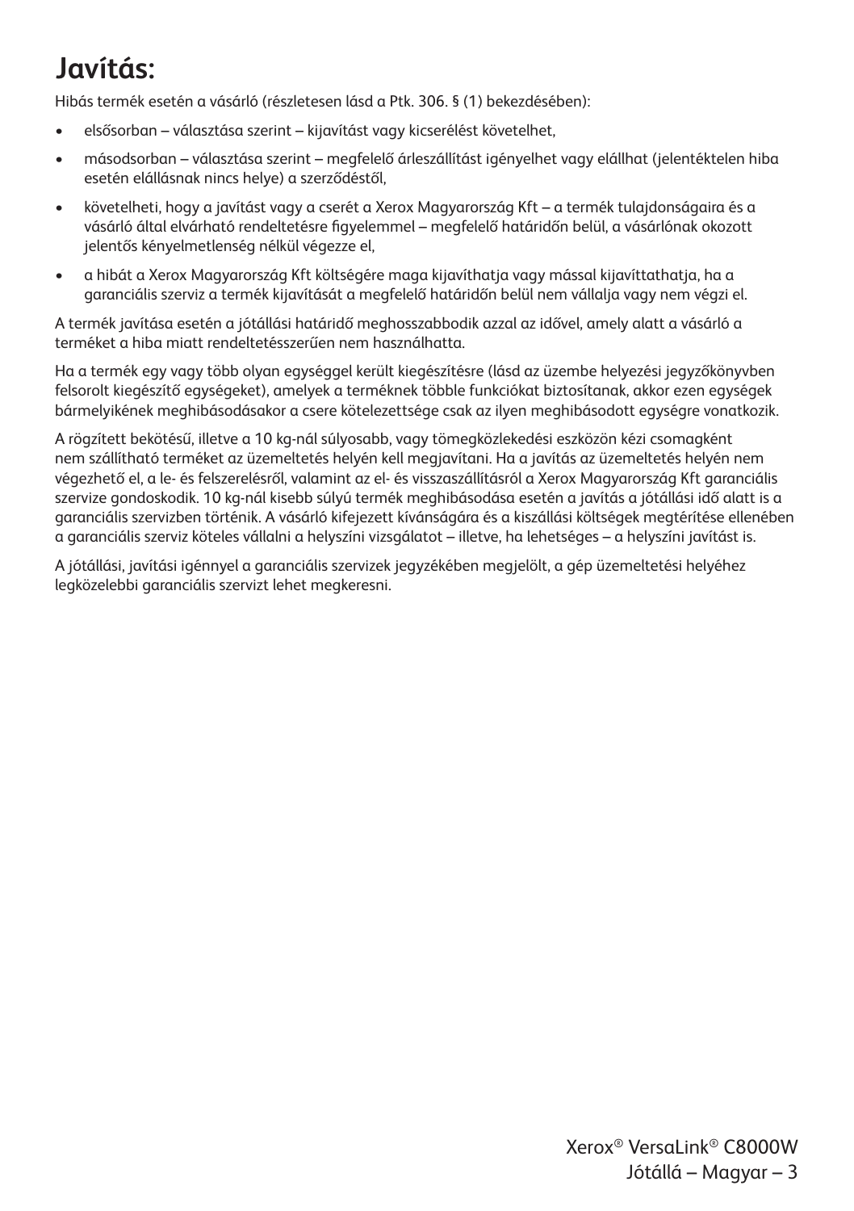# Javítás:

Hibás termék esetén a vásárló (részletesen lásd a Ptk. 306. § (1) bekezdésében):

- elsősorban – választása szerint – kijavítást vagy kicserélést követelhet,
- másodsorban – választása szerint – megfelelő árleszállítást igényelhet vagy elállhat (jelentéktelen hiba esetén elállásnak nincs helye) a szerződéstől,
- követelheti, hogy a javítást vagy a cserét a Xerox Magyarország Kft – a termék tulajdonságaira és a vásárló által elvárható rendeltetésre figyelemmel – megfelelő határidőn belül, a vásárlónak okozott jelentős kényelmetlenség nélkül végezze el,
- a hibát a Xerox Magyarország Kft költségére maga kijavíthatja vagy mással kijavíttathatja, ha a garanciális szerviz a termék kijavítását a megfelelő határidőn belül nem vállalja vagy nem végzi el.

A termék javítása esetén a jótállási határidő meghosszabbodik azzal az idővel, amely alatt a vásárló a terméket a hiba miatt rendeltetésszerűen nem használhatta.

Ha a termék egy vagy több olyan egységgel került kiegészítésre (lásd az üzembe helyezési jegyzőkönyvben felsorolt kiegészítő egységeket), amelyek a terméknek többle funkciókat biztosítanak, akkor ezen egységek bármelyikének meghibásodásakor a csere kötelezettsége csak az ilyen meghibásodott egységre vonatkozik.

A rögzített bekötésű, illetve a 10 kg-nál súlyosabb, vagy tömegközlekedési eszközön kézi csomagként nem szállítható terméket az üzemeltetés helyén kell megjavítani. Ha a javítás az üzemeltetés helyén nem végezhető el, a le- és felszerelésről, valamint az el- és visszaszállításról a Xerox Magyarország Kft garanciális szervize gondoskodik. 10 kg-nál kisebb súlyú termék meghibásodása esetén a javítás a jótállási idő alatt is a garanciális szervizben történik. A vásárló kifejezett kívánságára és a kiszállási költségek megtérítése ellenében a garanciális szerviz köteles vállalni a helyszíni vizsgálatot – illetve, ha lehetséges – a helyszíni javítást is.

A jótállási, javítási igénnyel a garanciális szervizek jegyzékében megjelölt, a gép üzemeltetési helyéhez legközelebbi garanciális szervizt lehet megkeresni.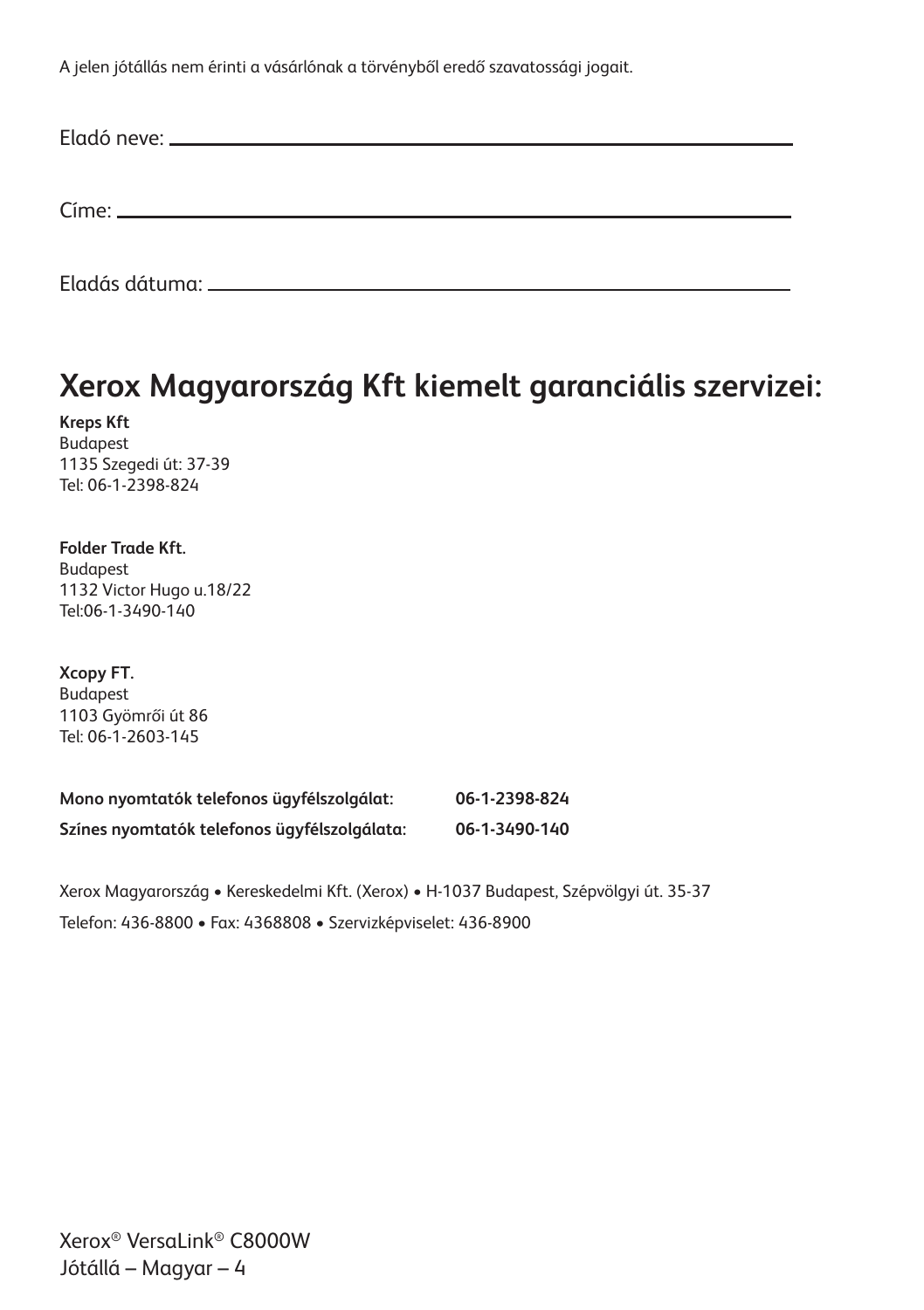A jelen jótállás nem érinti a vásárlónak a törvényből eredő szavatossági jogait.

Eladó neve: ______________________________________________

Címe: ______________________________________________

Eladás dátuma: ______________________________________________

# Xerox Magyarország Kft kiemelt garanciális szervizei:

**Kreps Kft**
Budapest
1135 Szegedi út: 37-39
Tel: 06-1-2398-824

**Folder Trade Kft.**
Budapest
1132 Victor Hugo u.18/22
Tel:06-1-3490-140

**Xcopy FT.**
Budapest
1103 Gyömrői út 86
Tel: 06-1-2603-145

| | |
|---|---|
| **Mono nyomtatók telefonos ügyfélszolgálat:** | **06-1-2398-824** |
| **Színes nyomtatók telefonos ügyfélszolgálata:** | **06-1-3490-140** |

Xerox Magyarország • Kereskedelmi Kft. (Xerox) • H-1037 Budapest, Szépvölgyi út. 35-37

Telefon: 436-8800 • Fax: 4368808 • Szervizképviselet: 436-8900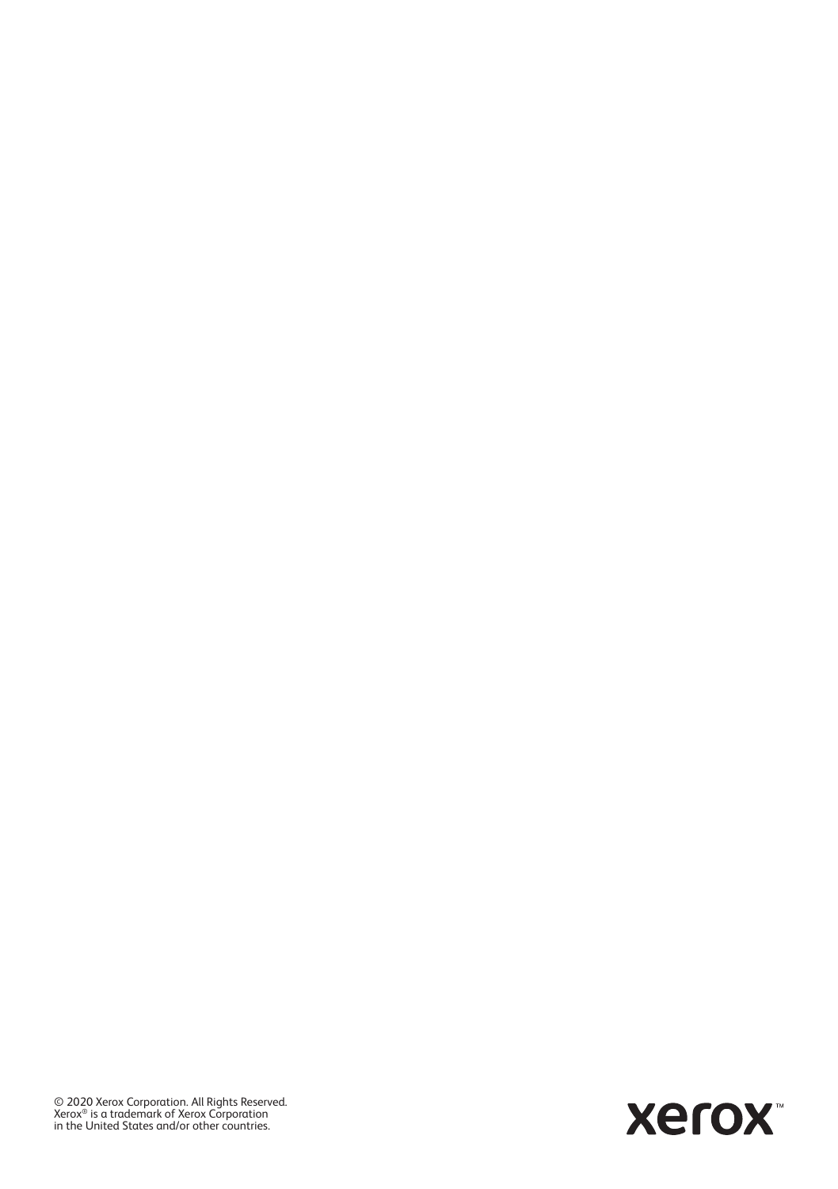© 2020 Xerox Corporation. All Rights Reserved.
Xerox® is a trademark of Xerox Corporation
in the United States and/or other countries.

xerox™